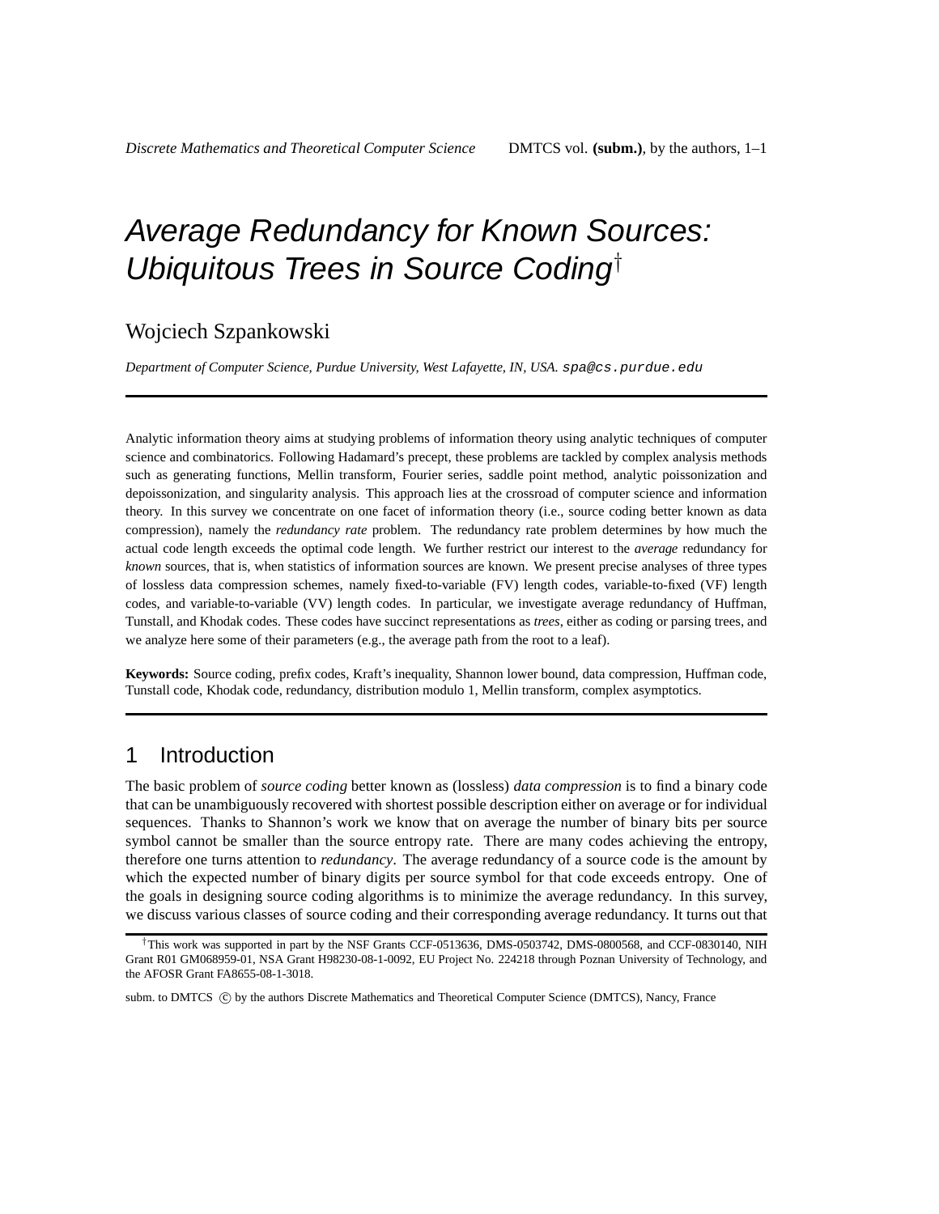# Average Redundancy for Known Sources: Ubiquitous Trees in Source Coding†

Wojciech Szpankowski

*Department of Computer Science, Purdue University, West Lafayette, IN, USA.* spa@cs.purdue.edu

---

Analytic information theory aims at studying problems of information theory using analytic techniques of computer science and combinatorics. Following Hadamard's precept, these problems are tackled by complex analysis methods such as generating functions, Mellin transform, Fourier series, saddle point method, analytic poissonization and depoissonization, and singularity analysis. This approach lies at the crossroad of computer science and information theory. In this survey we concentrate on one facet of information theory (i.e., source coding better known as data compression), namely the *redundancy rate* problem. The redundancy rate problem determines by how much the actual code length exceeds the optimal code length. We further restrict our interest to the *average* redundancy for *known* sources, that is, when statistics of information sources are known. We present precise analyses of three types of lossless data compression schemes, namely fixed-to-variable (FV) length codes, variable-to-fixed (VF) length codes, and variable-to-variable (VV) length codes. In particular, we investigate average redundancy of Huffman, Tunstall, and Khodak codes. These codes have succinct representations as *trees*, either as coding or parsing trees, and we analyze here some of their parameters (e.g., the average path from the root to a leaf).

**Keywords:** Source coding, prefix codes, Kraft's inequality, Shannon lower bound, data compression, Huffman code, Tunstall code, Khodak code, redundancy, distribution modulo 1, Mellin transform, complex asymptotics.

---

## 1 Introduction

The basic problem of *source coding* better known as (lossless) *data compression* is to find a binary code that can be unambiguously recovered with shortest possible description either on average or for individual sequences. Thanks to Shannon's work we know that on average the number of binary bits per source symbol cannot be smaller than the source entropy rate. There are many codes achieving the entropy, therefore one turns attention to *redundancy*. The average redundancy of a source code is the amount by which the expected number of binary digits per source symbol for that code exceeds entropy. One of the goals in designing source coding algorithms is to minimize the average redundancy. In this survey, we discuss various classes of source coding and their corresponding average redundancy. It turns out that

---

†This work was supported in part by the NSF Grants CCF-0513636, DMS-0503742, DMS-0800568, and CCF-0830140, NIH Grant R01 GM068959-01, NSA Grant H98230-08-1-0092, EU Project No. 224218 through Poznan University of Technology, and the AFOSR Grant FA8655-08-1-3018.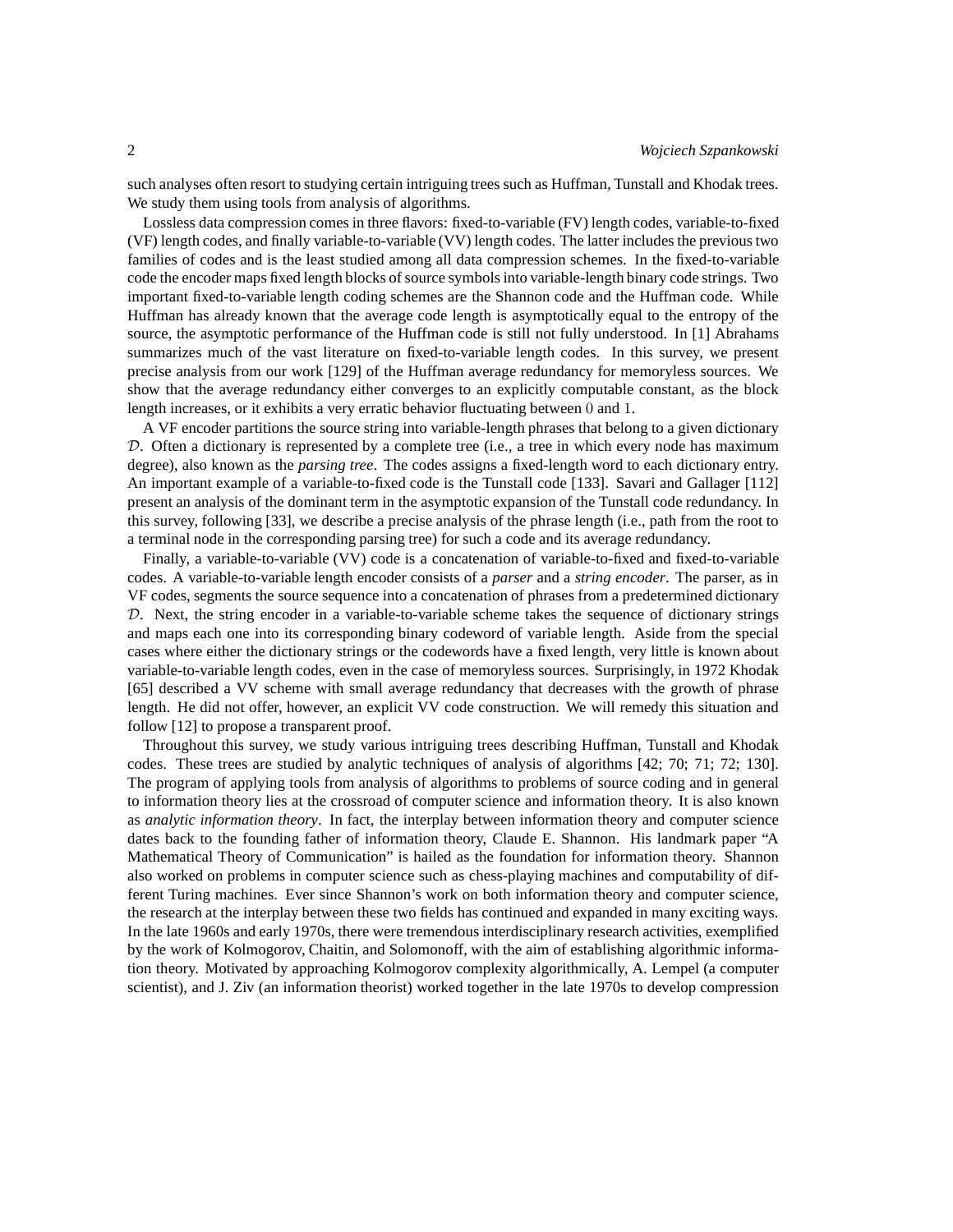such analyses often resort to studying certain intriguing trees such as Huffman, Tunstall and Khodak trees. We study them using tools from analysis of algorithms.

Lossless data compression comes in three flavors: fixed-to-variable (FV) length codes, variable-to-fixed (VF) length codes, and finally variable-to-variable (VV) length codes. The latter includes the previous two families of codes and is the least studied among all data compression schemes. In the fixed-to-variable code the encoder maps fixed length blocks of source symbols into variable-length binary code strings. Two important fixed-to-variable length coding schemes are the Shannon code and the Huffman code. While Huffman has already known that the average code length is asymptotically equal to the entropy of the source, the asymptotic performance of the Huffman code is still not fully understood. In [1] Abrahams summarizes much of the vast literature on fixed-to-variable length codes. In this survey, we present precise analysis from our work [129] of the Huffman average redundancy for memoryless sources. We show that the average redundancy either converges to an explicitly computable constant, as the block length increases, or it exhibits a very erratic behavior fluctuating between $0$ and $1$.

A VF encoder partitions the source string into variable-length phrases that belong to a given dictionary $\mathcal{D}$. Often a dictionary is represented by a complete tree (i.e., a tree in which every node has maximum degree), also known as the *parsing tree*. The codes assigns a fixed-length word to each dictionary entry. An important example of a variable-to-fixed code is the Tunstall code [133]. Savari and Gallager [112] present an analysis of the dominant term in the asymptotic expansion of the Tunstall code redundancy. In this survey, following [33], we describe a precise analysis of the phrase length (i.e., path from the root to a terminal node in the corresponding parsing tree) for such a code and its average redundancy.

Finally, a variable-to-variable (VV) code is a concatenation of variable-to-fixed and fixed-to-variable codes. A variable-to-variable length encoder consists of a *parser* and a *string encoder*. The parser, as in VF codes, segments the source sequence into a concatenation of phrases from a predetermined dictionary $\mathcal{D}$. Next, the string encoder in a variable-to-variable scheme takes the sequence of dictionary strings and maps each one into its corresponding binary codeword of variable length. Aside from the special cases where either the dictionary strings or the codewords have a fixed length, very little is known about variable-to-variable length codes, even in the case of memoryless sources. Surprisingly, in 1972 Khodak [65] described a VV scheme with small average redundancy that decreases with the growth of phrase length. He did not offer, however, an explicit VV code construction. We will remedy this situation and follow [12] to propose a transparent proof.

Throughout this survey, we study various intriguing trees describing Huffman, Tunstall and Khodak codes. These trees are studied by analytic techniques of analysis of algorithms [42; 70; 71; 72; 130]. The program of applying tools from analysis of algorithms to problems of source coding and in general to information theory lies at the crossroad of computer science and information theory. It is also known as *analytic information theory*. In fact, the interplay between information theory and computer science dates back to the founding father of information theory, Claude E. Shannon. His landmark paper "A Mathematical Theory of Communication" is hailed as the foundation for information theory. Shannon also worked on problems in computer science such as chess-playing machines and computability of different Turing machines. Ever since Shannon's work on both information theory and computer science, the research at the interplay between these two fields has continued and expanded in many exciting ways. In the late 1960s and early 1970s, there were tremendous interdisciplinary research activities, exemplified by the work of Kolmogorov, Chaitin, and Solomonoff, with the aim of establishing algorithmic information theory. Motivated by approaching Kolmogorov complexity algorithmically, A. Lempel (a computer scientist), and J. Ziv (an information theorist) worked together in the late 1970s to develop compression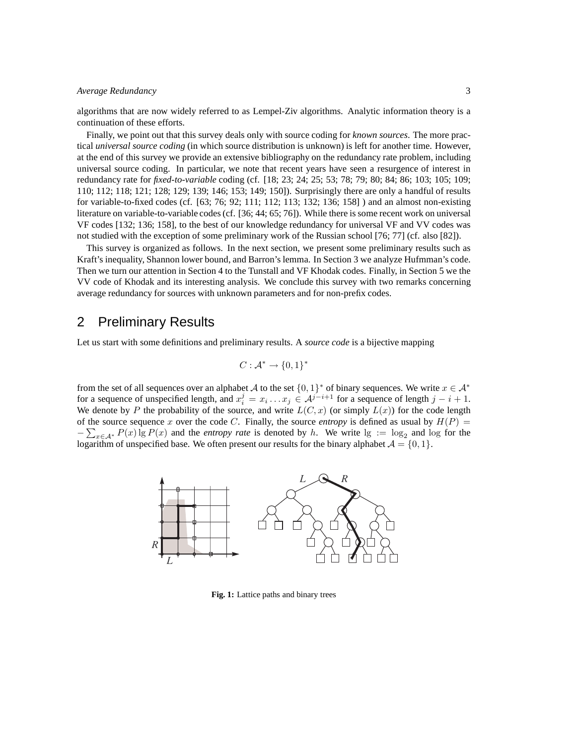algorithms that are now widely referred to as Lempel-Ziv algorithms. Analytic information theory is a continuation of these efforts.

Finally, we point out that this survey deals only with source coding for *known sources*. The more practical *universal source coding* (in which source distribution is unknown) is left for another time. However, at the end of this survey we provide an extensive bibliography on the redundancy rate problem, including universal source coding. In particular, we note that recent years have seen a resurgence of interest in redundancy rate for *fixed-to-variable* coding (cf. [18; 23; 24; 25; 53; 78; 79; 80; 84; 86; 103; 105; 109; 110; 112; 118; 121; 128; 129; 139; 146; 153; 149; 150]). Surprisingly there are only a handful of results for variable-to-fixed codes (cf. [63; 76; 92; 111; 112; 113; 132; 136; 158] ) and an almost non-existing literature on variable-to-variable codes (cf. [36; 44; 65; 76]). While there is some recent work on universal VF codes [132; 136; 158], to the best of our knowledge redundancy for universal VF and VV codes was not studied with the exception of some preliminary work of the Russian school [76; 77] (cf. also [82]).

This survey is organized as follows. In the next section, we present some preliminary results such as Kraft's inequality, Shannon lower bound, and Barron's lemma. In Section 3 we analyze Hufmman's code. Then we turn our attention in Section 4 to the Tunstall and VF Khodak codes. Finally, in Section 5 we the VV code of Khodak and its interesting analysis. We conclude this survey with two remarks concerning average redundancy for sources with unknown parameters and for non-prefix codes.

## 2 Preliminary Results

Let us start with some definitions and preliminary results. A *source code* is a bijective mapping

$$C : \mathcal{A}^* \to \{0,1\}^*$$

from the set of all sequences over an alphabet $\mathcal{A}$ to the set $\{0,1\}^*$ of binary sequences. We write $x \in \mathcal{A}^*$ for a sequence of unspecified length, and $x_i^j = x_i \dots x_j \in \mathcal{A}^{j-i+1}$ for a sequence of length $j-i+1$. We denote by $P$ the probability of the source, and write $L(C,x)$ (or simply $L(x)$) for the code length of the source sequence $x$ over the code $C$. Finally, the source *entropy* is defined as usual by $H(P) = -\sum_{x \in \mathcal{A}^*} P(x) \lg P(x)$ and the *entropy rate* is denoted by $h$. We write $\lg := \log_2$ and $\log$ for the logarithm of unspecified base. We often present our results for the binary alphabet $\mathcal{A} = \{0,1\}$.

**Fig. 1:** Lattice paths and binary trees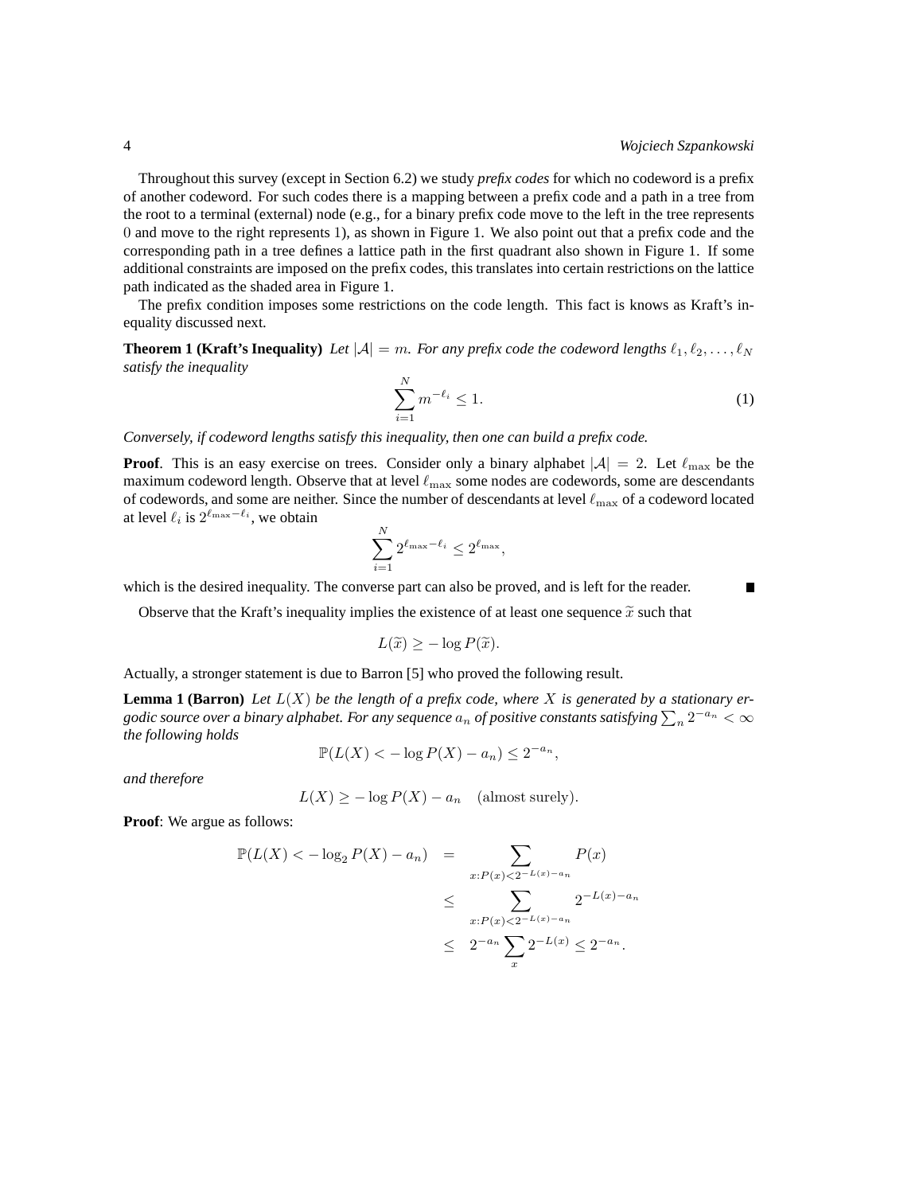Throughout this survey (except in Section 6.2) we study *prefix codes* for which no codeword is a prefix of another codeword. For such codes there is a mapping between a prefix code and a path in a tree from the root to a terminal (external) node (e.g., for a binary prefix code move to the left in the tree represents $0$ and move to the right represents $1$), as shown in Figure 1. We also point out that a prefix code and the corresponding path in a tree defines a lattice path in the first quadrant also shown in Figure 1. If some additional constraints are imposed on the prefix codes, this translates into certain restrictions on the lattice path indicated as the shaded area in Figure 1.

The prefix condition imposes some restrictions on the code length. This fact is knows as Kraft's inequality discussed next.

**Theorem 1 (Kraft's Inequality)** *Let $|\mathcal{A}| = m$. For any prefix code the codeword lengths $\ell_1, \ell_2, \ldots, \ell_N$ satisfy the inequality*

$$\sum_{i=1}^{N} m^{-\ell_i} \leq 1. \tag{1}$$

*Conversely, if codeword lengths satisfy this inequality, then one can build a prefix code.*

**Proof**. This is an easy exercise on trees. Consider only a binary alphabet $|\mathcal{A}| = 2$. Let $\ell_{\max}$ be the maximum codeword length. Observe that at level $\ell_{\max}$ some nodes are codewords, some are descendants of codewords, and some are neither. Since the number of descendants at level $\ell_{\max}$ of a codeword located at level $\ell_i$ is $2^{\ell_{\max}-\ell_i}$, we obtain

$$\sum_{i=1}^{N} 2^{\ell_{\max}-\ell_i} \leq 2^{\ell_{\max}},$$

which is the desired inequality. The converse part can also be proved, and is left for the reader. ∎

Observe that the Kraft's inequality implies the existence of at least one sequence $\widetilde{x}$ such that

$$L(\widetilde{x}) \geq -\log P(\widetilde{x}).$$

Actually, a stronger statement is due to Barron [5] who proved the following result.

**Lemma 1 (Barron)** *Let $L(X)$ be the length of a prefix code, where $X$ is generated by a stationary ergodic source over a binary alphabet. For any sequence $a_n$ of positive constants satisfying $\sum_n 2^{-a_n} < \infty$ the following holds*

$$\mathbb{P}(L(X) < -\log P(X) - a_n) \leq 2^{-a_n},$$

*and therefore*

$$L(X) \geq -\log P(X) - a_n \quad (\text{almost surely}).$$

**Proof**: We argue as follows:

$$\begin{aligned}
\mathbb{P}(L(X) < -\log_2 P(X) - a_n) &= \sum_{x: P(x) < 2^{-L(x)-a_n}} P(x) \\
&\leq \sum_{x: P(x) < 2^{-L(x)-a_n}} 2^{-L(x)-a_n} \\
&\leq 2^{-a_n} \sum_{x} 2^{-L(x)} \leq 2^{-a_n}.
\end{aligned}$$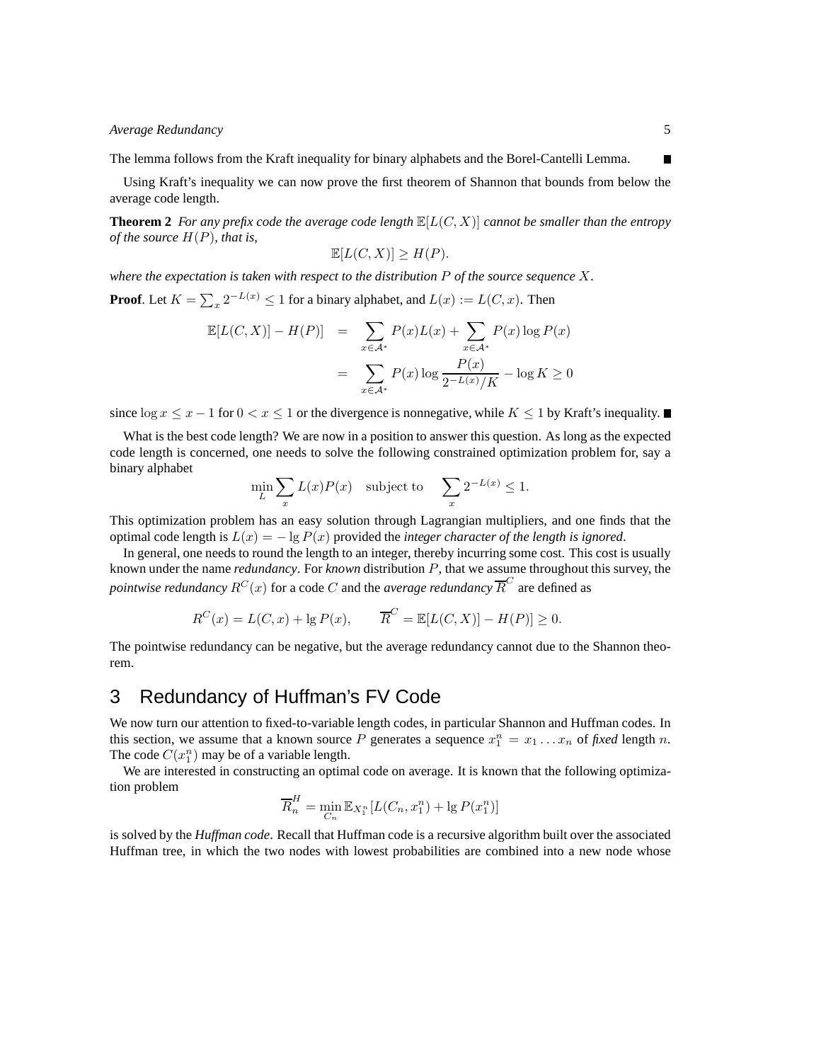The lemma follows from the Kraft inequality for binary alphabets and the Borel-Cantelli Lemma. ∎

Using Kraft's inequality we can now prove the first theorem of Shannon that bounds from below the average code length.

**Theorem 2** *For any prefix code the average code length $\mathbb{E}[L(C,X)]$ cannot be smaller than the entropy of the source $H(P)$, that is,*

$$\mathbb{E}[L(C,X)] \geq H(P).$$

*where the expectation is taken with respect to the distribution $P$ of the source sequence $X$.*

**Proof**. Let $K = \sum_x 2^{-L(x)} \leq 1$ for a binary alphabet, and $L(x) := L(C,x)$. Then

$$\begin{aligned}
\mathbb{E}[L(C,X)] - H(P)] &= \sum_{x \in \mathcal{A}^*} P(x)L(x) + \sum_{x \in \mathcal{A}^*} P(x) \log P(x) \\
&= \sum_{x \in \mathcal{A}^*} P(x) \log \frac{P(x)}{2^{-L(x)}/K} - \log K \geq 0
\end{aligned}$$

since $\log x \leq x - 1$ for $0 < x \leq 1$ or the divergence is nonnegative, while $K \leq 1$ by Kraft's inequality. ∎

What is the best code length? We are now in a position to answer this question. As long as the expected code length is concerned, one needs to solve the following constrained optimization problem for, say a binary alphabet

$$\min_L \sum_x L(x)P(x) \quad \text{subject to} \quad \sum_x 2^{-L(x)} \leq 1.$$

This optimization problem has an easy solution through Lagrangian multipliers, and one finds that the optimal code length is $L(x) = -\lg P(x)$ provided the *integer character of the length is ignored*.

In general, one needs to round the length to an integer, thereby incurring some cost. This cost is usually known under the name *redundancy*. For *known* distribution $P$, that we assume throughout this survey, the *pointwise redundancy* $R^C(x)$ for a code $C$ and the *average redundancy* $\overline{R}^C$ are defined as

$$R^C(x) = L(C,x) + \lg P(x), \qquad \overline{R}^C = \mathbb{E}[L(C,X)] - H(P)] \geq 0.$$

The pointwise redundancy can be negative, but the average redundancy cannot due to the Shannon theorem.

## 3 Redundancy of Huffman's FV Code

We now turn our attention to fixed-to-variable length codes, in particular Shannon and Huffman codes. In this section, we assume that a known source $P$ generates a sequence $x_1^n = x_1 \dots x_n$ of *fixed* length $n$. The code $C(x_1^n)$ may be of a variable length.

We are interested in constructing an optimal code on average. It is known that the following optimization problem

$$\overline{R}_n^H = \min_{C_n} \mathbb{E}_{X_1^n}[L(C_n, x_1^n) + \lg P(x_1^n)]$$

is solved by the *Huffman code*. Recall that Huffman code is a recursive algorithm built over the associated Huffman tree, in which the two nodes with lowest probabilities are combined into a new node whose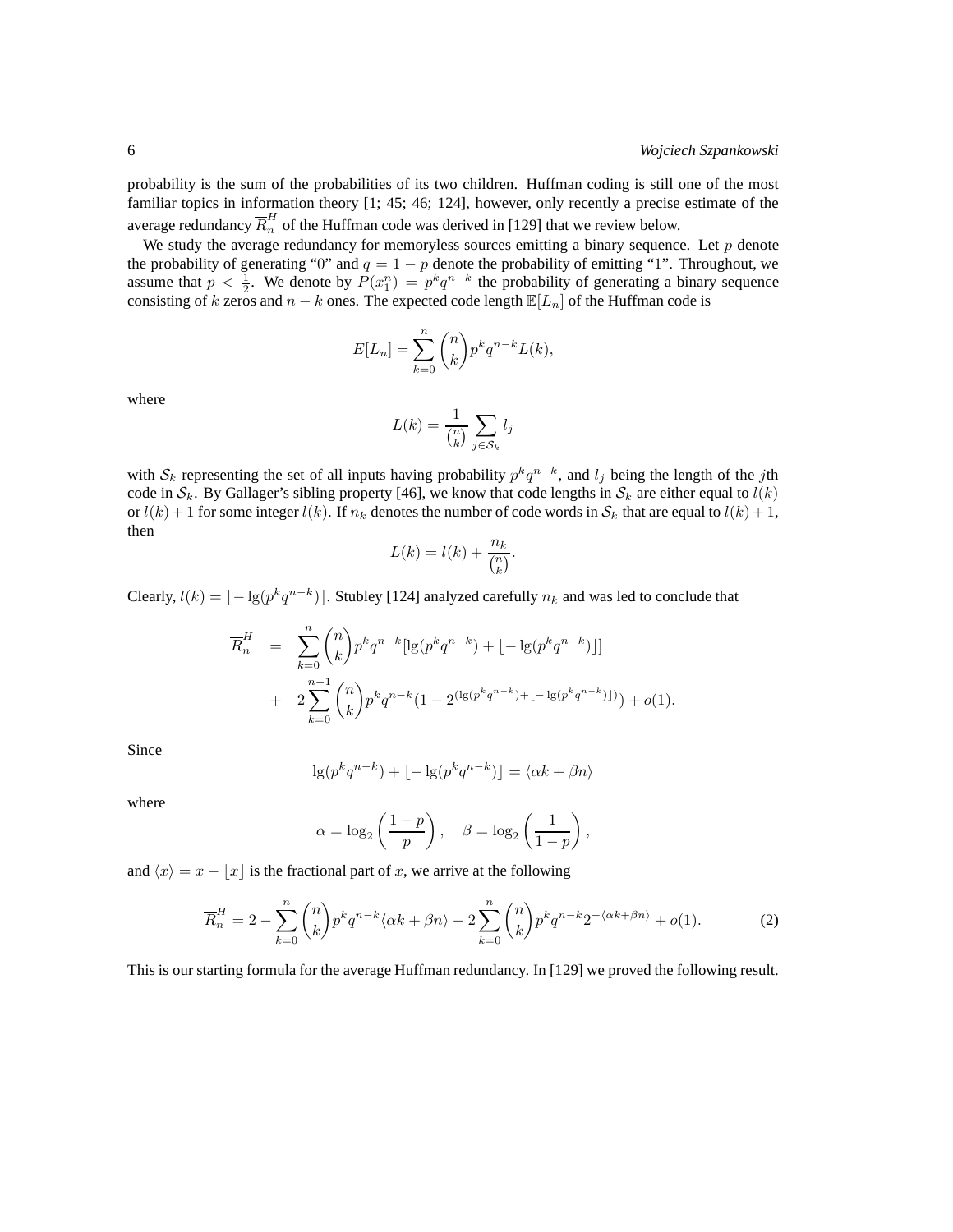probability is the sum of the probabilities of its two children. Huffman coding is still one of the most familiar topics in information theory [1; 45; 46; 124], however, only recently a precise estimate of the average redundancy $\overline{R}_n^H$ of the Huffman code was derived in [129] that we review below.

We study the average redundancy for memoryless sources emitting a binary sequence. Let $p$ denote the probability of generating "0" and $q = 1 - p$ denote the probability of emitting "1". Throughout, we assume that $p < \frac{1}{2}$. We denote by $P(x_1^n) = p^k q^{n-k}$ the probability of generating a binary sequence consisting of $k$ zeros and $n - k$ ones. The expected code length $\mathbb{E}[L_n]$ of the Huffman code is

$$E[L_n] = \sum_{k=0}^{n} \binom{n}{k} p^k q^{n-k} L(k),$$

where

$$L(k) = \frac{1}{\binom{n}{k}} \sum_{j \in \mathcal{S}_k} l_j$$

with $\mathcal{S}_k$ representing the set of all inputs having probability $p^k q^{n-k}$, and $l_j$ being the length of the $j$th code in $\mathcal{S}_k$. By Gallager's sibling property [46], we know that code lengths in $\mathcal{S}_k$ are either equal to $l(k)$ or $l(k)+1$ for some integer $l(k)$. If $n_k$ denotes the number of code words in $\mathcal{S}_k$ that are equal to $l(k)+1$, then

$$L(k) = l(k) + \frac{n_k}{\binom{n}{k}}.$$

Clearly, $l(k) = \lfloor -\lg(p^k q^{n-k}) \rfloor$. Stubley [124] analyzed carefully $n_k$ and was led to conclude that

$$\begin{aligned}
\overline{R}_n^H &= \sum_{k=0}^{n} \binom{n}{k} p^k q^{n-k} [\lg(p^k q^{n-k}) + \lfloor -\lg(p^k q^{n-k}) \rfloor] \\
&+ 2 \sum_{k=0}^{n-1} \binom{n}{k} p^k q^{n-k} (1 - 2^{(\lg(p^k q^{n-k}) + \lfloor -\lg(p^k q^{n-k}) \rfloor)}) + o(1).
\end{aligned}$$

Since

$$\lg(p^k q^{n-k}) + \lfloor -\lg(p^k q^{n-k}) \rfloor = \langle \alpha k + \beta n \rangle$$

where

$$\alpha = \log_2 \left( \frac{1-p}{p} \right), \quad \beta = \log_2 \left( \frac{1}{1-p} \right),$$

and $\langle x \rangle = x - \lfloor x \rfloor$ is the fractional part of $x$, we arrive at the following

$$\overline{R}_n^H = 2 - \sum_{k=0}^{n} \binom{n}{k} p^k q^{n-k} \langle \alpha k + \beta n \rangle - 2 \sum_{k=0}^{n} \binom{n}{k} p^k q^{n-k} 2^{-\langle \alpha k + \beta n \rangle} + o(1). \tag{2}$$

This is our starting formula for the average Huffman redundancy. In [129] we proved the following result.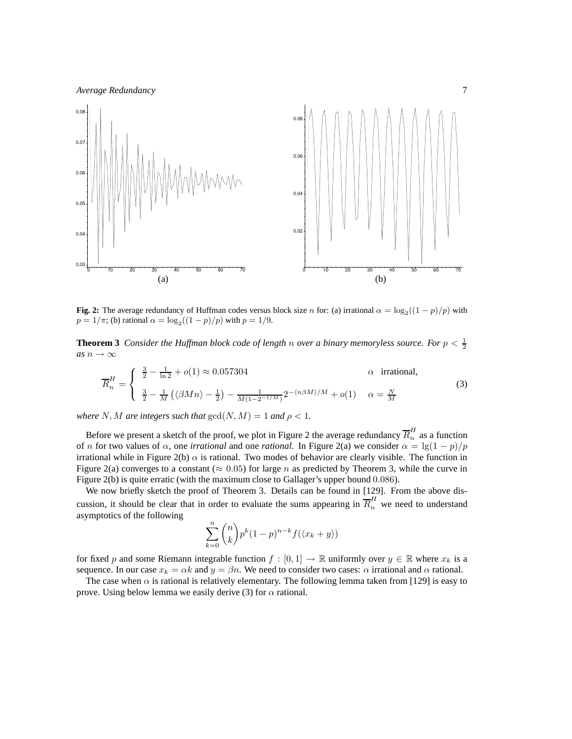**Fig. 2:** The average redundancy of Huffman codes versus block size $n$ for: (a) irrational $\alpha = \log_2((1-p)/p)$ with $p = 1/\pi$; (b) rational $\alpha = \log_2((1-p)/p)$ with $p = 1/9$.

**Theorem 3** *Consider the Huffman block code of length $n$ over a binary memoryless source. For $p < \frac{1}{2}$ as $n \to \infty$*

$$
\overline{R}_n^H = \begin{cases} \frac{3}{2} - \frac{1}{\ln 2} + o(1) \approx 0.057304 & \alpha \quad \text{irrational,} \\ \frac{3}{2} - \frac{1}{M}\left(\langle \beta M n \rangle - \frac{1}{2}\right) - \frac{1}{M(1-2^{-1/M})} 2^{-\langle n\beta M \rangle / M} + o(1) & \alpha = \frac{N}{M} \end{cases} \tag{3}
$$

*where $N, M$ are integers such that $\gcd(N, M) = 1$ and $\rho < 1$.*

Before we present a sketch of the proof, we plot in Figure 2 the average redundancy $\overline{R}_n^H$ as a function of $n$ for two values of $\alpha$, one *irrational* and one *rational*. In Figure 2(a) we consider $\alpha = \lg(1-p)/p$ irrational while in Figure 2(b) $\alpha$ is rational. Two modes of behavior are clearly visible. The function in Figure 2(a) converges to a constant ($\approx 0.05$) for large $n$ as predicted by Theorem 3, while the curve in Figure 2(b) is quite erratic (with the maximum close to Gallager's upper bound $0.086$).

We now briefly sketch the proof of Theorem 3. Details can be found in [129]. From the above discussion, it should be clear that in order to evaluate the sums appearing in $\overline{R}_n^H$ we need to understand asymptotics of the following

$$
\sum_{k=0}^{n} \binom{n}{k} p^k (1-p)^{n-k} f(\langle x_k + y \rangle)
$$

for fixed $p$ and some Riemann integrable function $f : [0, 1] \to \mathbb{R}$ uniformly over $y \in \mathbb{R}$ where $x_k$ is a sequence. In our case $x_k = \alpha k$ and $y = \beta n$. We need to consider two cases: $\alpha$ irrational and $\alpha$ rational.

The case when $\alpha$ is rational is relatively elementary. The following lemma taken from [129] is easy to prove. Using below lemma we easily derive (3) for $\alpha$ rational.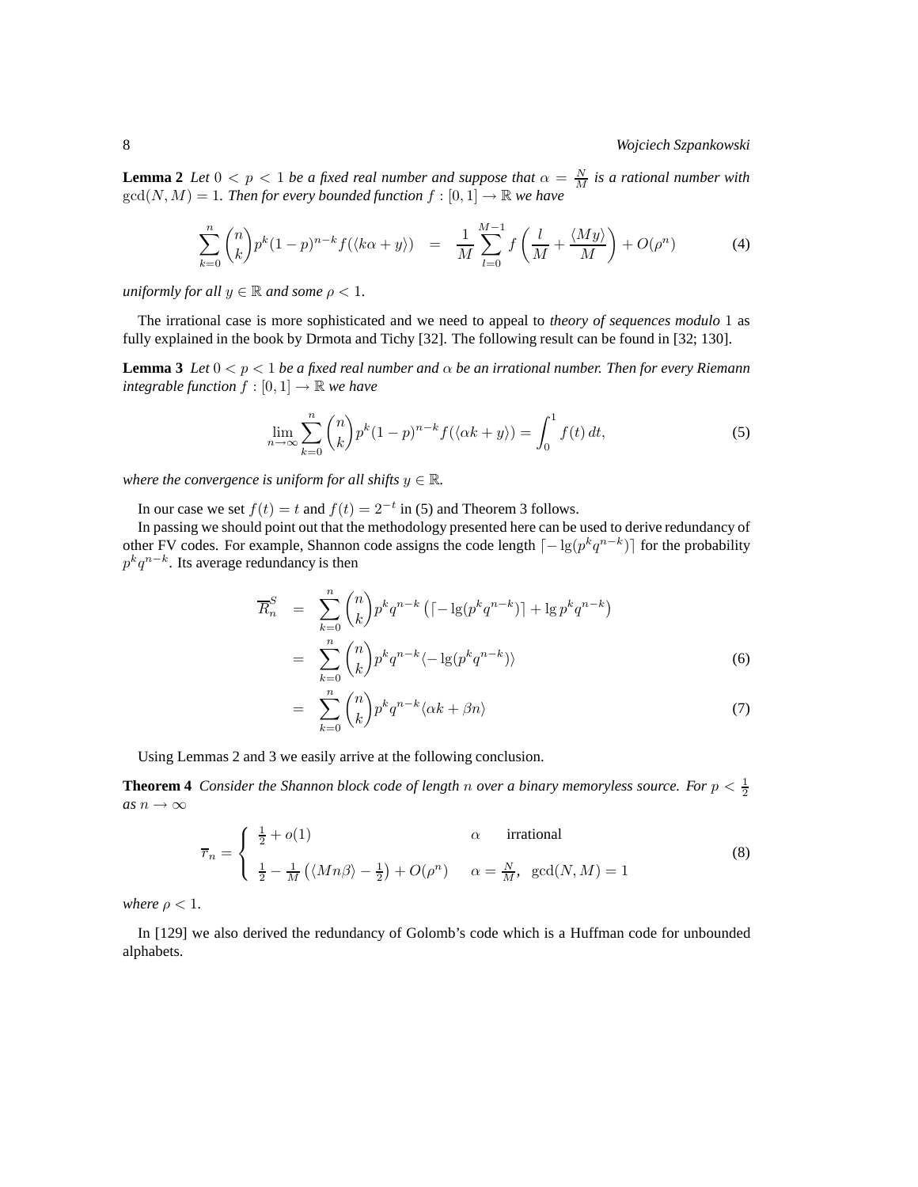**Lemma 2** *Let $0 < p < 1$ be a fixed real number and suppose that $\alpha = \frac{N}{M}$ is a rational number with $\gcd(N, M) = 1$. Then for every bounded function $f : [0,1] \to \mathbb{R}$ we have*

$$\sum_{k=0}^{n} \binom{n}{k} p^k (1-p)^{n-k} f(\langle k\alpha + y \rangle) \quad = \quad \frac{1}{M} \sum_{l=0}^{M-1} f\left(\frac{l}{M} + \frac{\langle My \rangle}{M}\right) + O(\rho^n) \tag{4}$$

*uniformly for all $y \in \mathbb{R}$ and some $\rho < 1$.*

The irrational case is more sophisticated and we need to appeal to *theory of sequences modulo* 1 as fully explained in the book by Drmota and Tichy [32]. The following result can be found in [32; 130].

**Lemma 3** *Let $0 < p < 1$ be a fixed real number and $\alpha$ be an irrational number. Then for every Riemann integrable function $f : [0,1] \to \mathbb{R}$ we have*

$$\lim_{n \to \infty} \sum_{k=0}^{n} \binom{n}{k} p^k (1-p)^{n-k} f(\langle \alpha k + y \rangle) = \int_0^1 f(t)\, dt, \tag{5}$$

*where the convergence is uniform for all shifts $y \in \mathbb{R}$.*

In our case we set $f(t) = t$ and $f(t) = 2^{-t}$ in (5) and Theorem 3 follows.

In passing we should point out that the methodology presented here can be used to derive redundancy of other FV codes. For example, Shannon code assigns the code length $\lceil -\lg(p^k q^{n-k}) \rceil$ for the probability $p^k q^{n-k}$. Its average redundancy is then

$$\begin{aligned}
\overline{R}_n^S &= \sum_{k=0}^{n} \binom{n}{k} p^k q^{n-k} \left( \lceil -\lg(p^k q^{n-k}) \rceil + \lg p^k q^{n-k} \right) \\
&= \sum_{k=0}^{n} \binom{n}{k} p^k q^{n-k} \langle -\lg(p^k q^{n-k}) \rangle \qquad (6) \\
&= \sum_{k=0}^{n} \binom{n}{k} p^k q^{n-k} \langle \alpha k + \beta n \rangle \qquad (7)
\end{aligned}$$

Using Lemmas 2 and 3 we easily arrive at the following conclusion.

**Theorem 4** *Consider the Shannon block code of length $n$ over a binary memoryless source. For $p < \frac{1}{2}$ as $n \to \infty$*

$$\overline{r}_n = \begin{cases} \frac{1}{2} + o(1) & \alpha \quad \text{irrational} \\[2ex] \frac{1}{2} - \frac{1}{M}\left(\langle Mn\beta \rangle - \frac{1}{2}\right) + O(\rho^n) & \alpha = \frac{N}{M}, \ \gcd(N, M) = 1 \end{cases} \tag{8}$$

*where $\rho < 1$.*

In [129] we also derived the redundancy of Golomb's code which is a Huffman code for unbounded alphabets.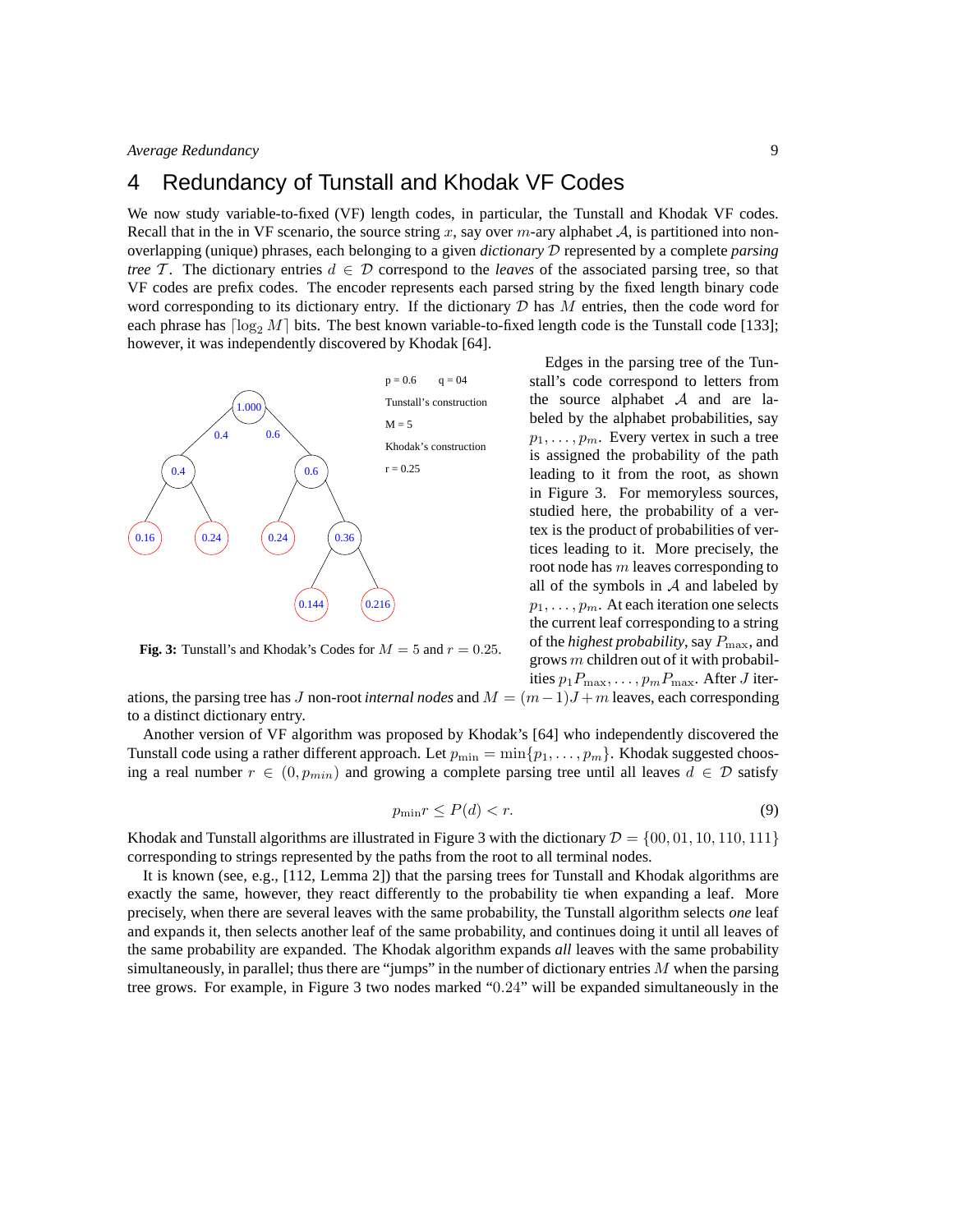## 4 Redundancy of Tunstall and Khodak VF Codes

We now study variable-to-fixed (VF) length codes, in particular, the Tunstall and Khodak VF codes. Recall that in the in VF scenario, the source string $x$, say over $m$-ary alphabet $\mathcal{A}$, is partitioned into non-overlapping (unique) phrases, each belonging to a given *dictionary* $\mathcal{D}$ represented by a complete *parsing tree* $\mathcal{T}$. The dictionary entries $d \in \mathcal{D}$ correspond to the *leaves* of the associated parsing tree, so that VF codes are prefix codes. The encoder represents each parsed string by the fixed length binary code word corresponding to its dictionary entry. If the dictionary $\mathcal{D}$ has $M$ entries, then the code word for each phrase has $\lceil \log_2 M \rceil$ bits. The best known variable-to-fixed length code is the Tunstall code [133]; however, it was independently discovered by Khodak [64].

p = 0.6   q = 04

Tunstall's construction

M = 5

Khodak's construction

r = 0.25

**Fig. 3:** Tunstall's and Khodak's Codes for $M = 5$ and $r = 0.25$.

Edges in the parsing tree of the Tunstall's code correspond to letters from the source alphabet $\mathcal{A}$ and are labeled by the alphabet probabilities, say $p_1, \ldots, p_m$. Every vertex in such a tree is assigned the probability of the path leading to it from the root, as shown in Figure 3. For memoryless sources, studied here, the probability of a vertex is the product of probabilities of vertices leading to it. More precisely, the root node has $m$ leaves corresponding to all of the symbols in $\mathcal{A}$ and labeled by $p_1, \ldots, p_m$. At each iteration one selects the current leaf corresponding to a string of the *highest probability*, say $P_{\max}$, and grows $m$ children out of it with probabilities $p_1 P_{\max}, \ldots, p_m P_{\max}$. After $J$ iterations, the parsing tree has $J$ non-root *internal nodes* and $M = (m-1)J + m$ leaves, each corresponding to a distinct dictionary entry.

Another version of VF algorithm was proposed by Khodak's [64] who independently discovered the Tunstall code using a rather different approach. Let $p_{\min} = \min\{p_1, \ldots, p_m\}$. Khodak suggested choosing a real number $r \in (0, p_{min})$ and growing a complete parsing tree until all leaves $d \in \mathcal{D}$ satisfy

$$p_{\min} r \leq P(d) < r. \tag{9}$$

Khodak and Tunstall algorithms are illustrated in Figure 3 with the dictionary $\mathcal{D} = \{00, 01, 10, 110, 111\}$ corresponding to strings represented by the paths from the root to all terminal nodes.

It is known (see, e.g., [112, Lemma 2]) that the parsing trees for Tunstall and Khodak algorithms are exactly the same, however, they react differently to the probability tie when expanding a leaf. More precisely, when there are several leaves with the same probability, the Tunstall algorithm selects *one* leaf and expands it, then selects another leaf of the same probability, and continues doing it until all leaves of the same probability are expanded. The Khodak algorithm expands *all* leaves with the same probability simultaneously, in parallel; thus there are "jumps" in the number of dictionary entries $M$ when the parsing tree grows. For example, in Figure 3 two nodes marked "$0.24$" will be expanded simultaneously in the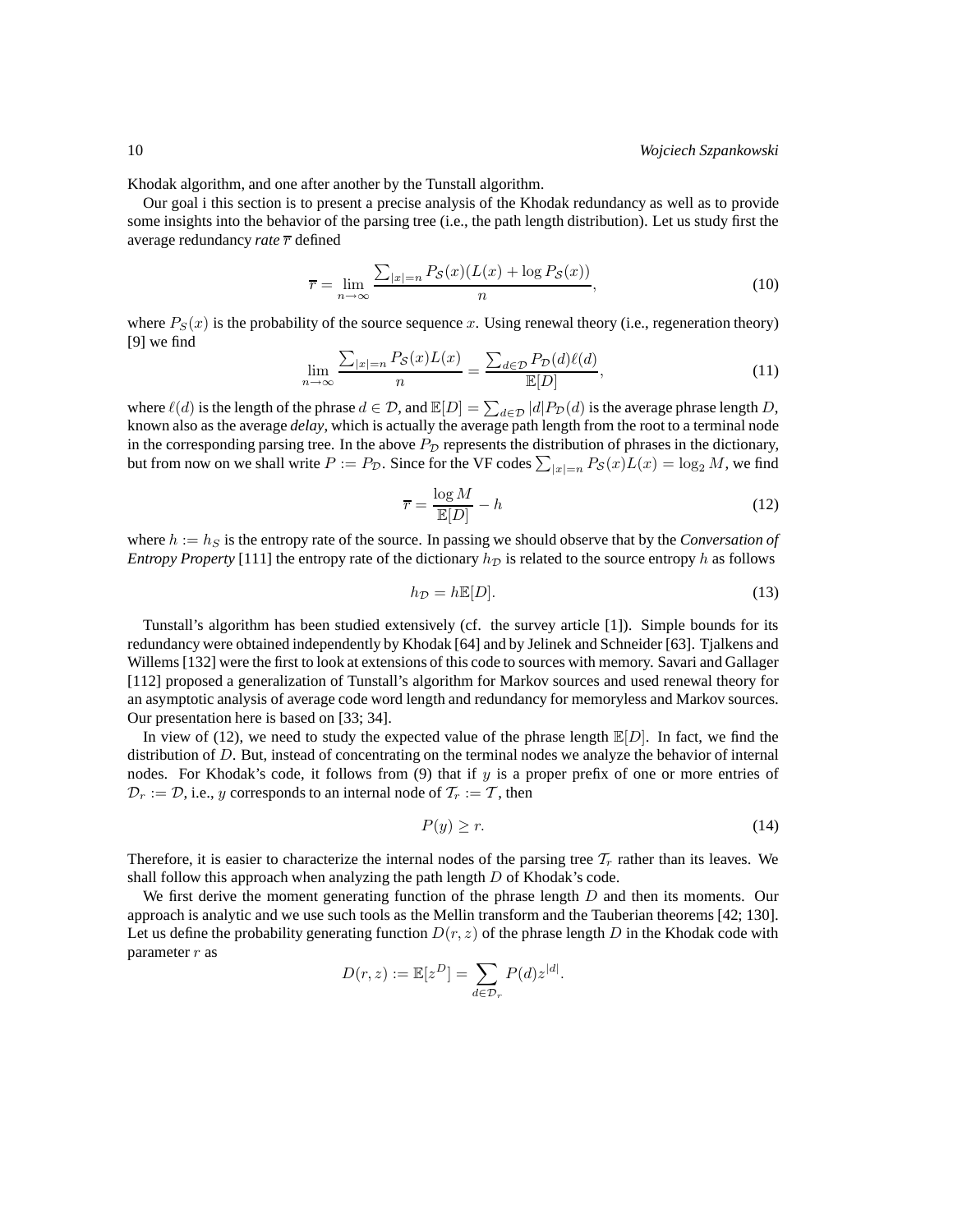Khodak algorithm, and one after another by the Tunstall algorithm.

Our goal i this section is to present a precise analysis of the Khodak redundancy as well as to provide some insights into the behavior of the parsing tree (i.e., the path length distribution). Let us study first the average redundancy ***rate*** $\overline{r}$ defined

$$\overline{r} = \lim_{n\to\infty} \frac{\sum_{|x|=n} P_{\mathcal{S}}(x)(L(x) + \log P_{\mathcal{S}}(x))}{n}, \tag{10}$$

where $P_S(x)$ is the probability of the source sequence $x$. Using renewal theory (i.e., regeneration theory) [9] we find

$$\lim_{n\to\infty} \frac{\sum_{|x|=n} P_{\mathcal{S}}(x)L(x)}{n} = \frac{\sum_{d\in\mathcal{D}} P_{\mathcal{D}}(d)\ell(d)}{\mathbb{E}[D]}, \tag{11}$$

where $\ell(d)$ is the length of the phrase $d \in \mathcal{D}$, and $\mathbb{E}[D] = \sum_{d\in\mathcal{D}} |d| P_{\mathcal{D}}(d)$ is the average phrase length $D$, known also as the average *delay*, which is actually the average path length from the root to a terminal node in the corresponding parsing tree. In the above $P_{\mathcal{D}}$ represents the distribution of phrases in the dictionary, but from now on we shall write $P := P_{\mathcal{D}}$. Since for the VF codes $\sum_{|x|=n} P_{\mathcal{S}}(x)L(x) = \log_2 M$, we find

$$\overline{r} = \frac{\log M}{\mathbb{E}[D]} - h \tag{12}$$

where $h := h_S$ is the entropy rate of the source. In passing we should observe that by the *Conversation of Entropy Property* [111] the entropy rate of the dictionary $h_{\mathcal{D}}$ is related to the source entropy $h$ as follows

$$h_{\mathcal{D}} = h\mathbb{E}[D]. \tag{13}$$

Tunstall's algorithm has been studied extensively (cf. the survey article [1]). Simple bounds for its redundancy were obtained independently by Khodak [64] and by Jelinek and Schneider [63]. Tjalkens and Willems [132] were the first to look at extensions of this code to sources with memory. Savari and Gallager [112] proposed a generalization of Tunstall's algorithm for Markov sources and used renewal theory for an asymptotic analysis of average code word length and redundancy for memoryless and Markov sources. Our presentation here is based on [33; 34].

In view of (12), we need to study the expected value of the phrase length $\mathbb{E}[D]$. In fact, we find the distribution of $D$. But, instead of concentrating on the terminal nodes we analyze the behavior of internal nodes. For Khodak's code, it follows from (9) that if $y$ is a proper prefix of one or more entries of $\mathcal{D}_r := \mathcal{D}$, i.e., $y$ corresponds to an internal node of $\mathcal{T}_r := \mathcal{T}$, then

$$P(y) \geq r. \tag{14}$$

Therefore, it is easier to characterize the internal nodes of the parsing tree $\mathcal{T}_r$ rather than its leaves. We shall follow this approach when analyzing the path length $D$ of Khodak's code.

We first derive the moment generating function of the phrase length $D$ and then its moments. Our approach is analytic and we use such tools as the Mellin transform and the Tauberian theorems [42; 130]. Let us define the probability generating function $D(r, z)$ of the phrase length $D$ in the Khodak code with parameter $r$ as

$$D(r, z) := \mathbb{E}[z^D] = \sum_{d\in\mathcal{D}_r} P(d) z^{|d|}.$$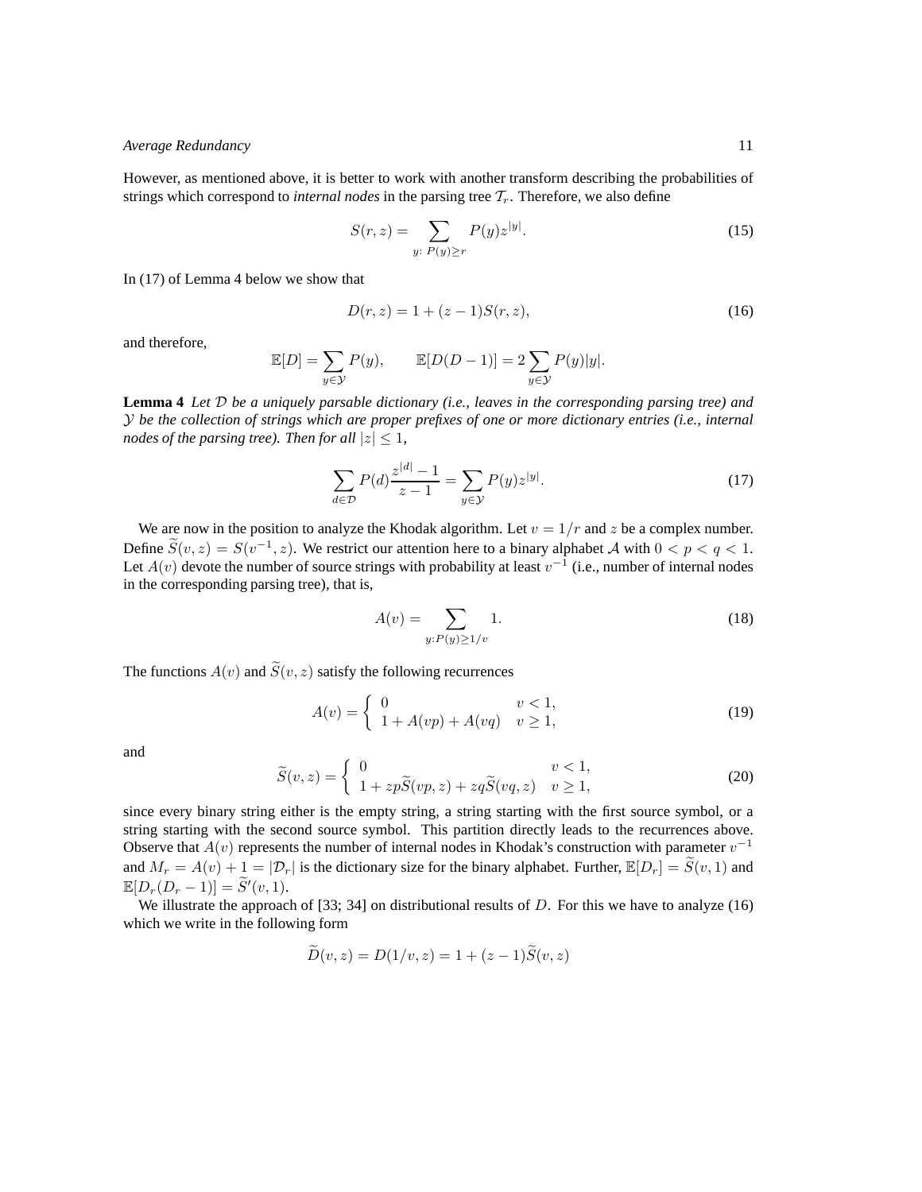However, as mentioned above, it is better to work with another transform describing the probabilities of strings which correspond to *internal nodes* in the parsing tree $\mathcal{T}_r$. Therefore, we also define

$$S(r,z) = \sum_{y:\, P(y)\geq r} P(y) z^{|y|}. \tag{15}$$

In (17) of Lemma 4 below we show that

$$D(r,z) = 1 + (z-1)S(r,z), \tag{16}$$

and therefore,

$$\mathbb{E}[D] = \sum_{y\in\mathcal{Y}} P(y), \qquad \mathbb{E}[D(D-1)] = 2\sum_{y\in\mathcal{Y}} P(y)|y|.$$

**Lemma 4** *Let $\mathcal{D}$ be a uniquely parsable dictionary (i.e., leaves in the corresponding parsing tree) and $\mathcal{Y}$ be the collection of strings which are proper prefixes of one or more dictionary entries (i.e., internal nodes of the parsing tree). Then for all $|z|\leq 1$,*

$$\sum_{d\in\mathcal{D}} P(d)\frac{z^{|d|}-1}{z-1} = \sum_{y\in\mathcal{Y}} P(y) z^{|y|}. \tag{17}$$

We are now in the position to analyze the Khodak algorithm. Let $v = 1/r$ and $z$ be a complex number. Define $\widetilde{S}(v,z) = S(v^{-1},z)$. We restrict our attention here to a binary alphabet $\mathcal{A}$ with $0<p<q<1$. Let $A(v)$ devote the number of source strings with probability at least $v^{-1}$ (i.e., number of internal nodes in the corresponding parsing tree), that is,

$$A(v) = \sum_{y: P(y)\geq 1/v} 1. \tag{18}$$

The functions $A(v)$ and $\widetilde{S}(v,z)$ satisfy the following recurrences

$$A(v) = \begin{cases} 0 & v<1, \\ 1 + A(vp) + A(vq) & v\geq 1, \end{cases} \tag{19}$$

and

$$\widetilde{S}(v,z) = \begin{cases} 0 & v<1, \\ 1 + zp\widetilde{S}(vp,z) + zq\widetilde{S}(vq,z) & v\geq 1, \end{cases} \tag{20}$$

since every binary string either is the empty string, a string starting with the first source symbol, or a string starting with the second source symbol. This partition directly leads to the recurrences above. Observe that $A(v)$ represents the number of internal nodes in Khodak's construction with parameter $v^{-1}$ and $M_r = A(v) + 1 = |\mathcal{D}_r|$ is the dictionary size for the binary alphabet. Further, $\mathbb{E}[D_r] = \widetilde{S}(v,1)$ and $\mathbb{E}[D_r(D_r-1)] = \widetilde{S}'(v,1)$.

We illustrate the approach of [33; 34] on distributional results of $D$. For this we have to analyze (16) which we write in the following form

$$\widetilde{D}(v,z) = D(1/v,z) = 1 + (z-1)\widetilde{S}(v,z)$$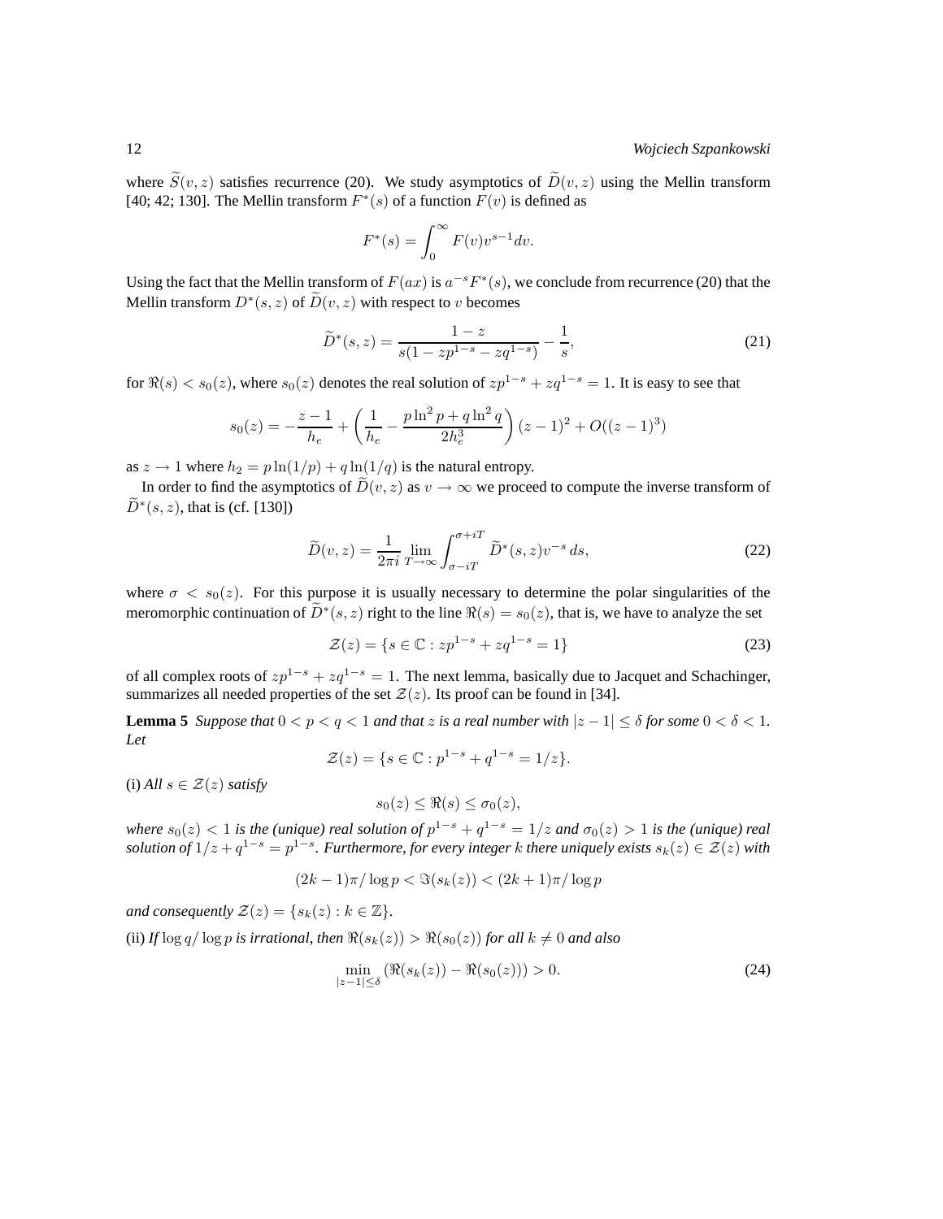where $\widetilde{S}(v,z)$ satisfies recurrence (20). We study asymptotics of $\widetilde{D}(v,z)$ using the Mellin transform [40; 42; 130]. The Mellin transform $F^*(s)$ of a function $F(v)$ is defined as

$$F^*(s) = \int_0^\infty F(v) v^{s-1} dv.$$

Using the fact that the Mellin transform of $F(ax)$ is $a^{-s}F^*(s)$, we conclude from recurrence (20) that the Mellin transform $D^*(s,z)$ of $\widetilde{D}(v,z)$ with respect to $v$ becomes

$$\widetilde{D}^*(s,z) = \frac{1-z}{s(1-zp^{1-s}-zq^{1-s})} - \frac{1}{s}, \tag{21}$$

for $\Re(s) < s_0(z)$, where $s_0(z)$ denotes the real solution of $zp^{1-s}+zq^{1-s}=1$. It is easy to see that

$$s_0(z) = -\frac{z-1}{h_e} + \left(\frac{1}{h_e} - \frac{p\ln^2 p + q\ln^2 q}{2h_e^3}\right)(z-1)^2 + O((z-1)^3)$$

as $z \to 1$ where $h_2 = p\ln(1/p) + q\ln(1/q)$ is the natural entropy.

In order to find the asymptotics of $\widetilde{D}(v,z)$ as $v \to \infty$ we proceed to compute the inverse transform of $\widetilde{D}^*(s,z)$, that is (cf. [130])

$$\widetilde{D}(v,z) = \frac{1}{2\pi i}\lim_{T\to\infty}\int_{\sigma-iT}^{\sigma+iT} \widetilde{D}^*(s,z)v^{-s}\,ds, \tag{22}$$

where $\sigma < s_0(z)$. For this purpose it is usually necessary to determine the polar singularities of the meromorphic continuation of $\widetilde{D}^*(s,z)$ right to the line $\Re(s) = s_0(z)$, that is, we have to analyze the set

$$\mathcal{Z}(z) = \{s \in \mathbb{C} : zp^{1-s} + zq^{1-s} = 1\} \tag{23}$$

of all complex roots of $zp^{1-s}+zq^{1-s}=1$. The next lemma, basically due to Jacquet and Schachinger, summarizes all needed properties of the set $\mathcal{Z}(z)$. Its proof can be found in [34].

**Lemma 5** *Suppose that $0 < p < q < 1$ and that $z$ is a real number with $|z-1| \le \delta$ for some $0 < \delta < 1$. Let*

$$\mathcal{Z}(z) = \{s \in \mathbb{C} : p^{1-s} + q^{1-s} = 1/z\}.$$

(i) *All $s \in \mathcal{Z}(z)$ satisfy*

$$s_0(z) \le \Re(s) \le \sigma_0(z),$$

*where $s_0(z) < 1$ is the (unique) real solution of $p^{1-s}+q^{1-s} = 1/z$ and $\sigma_0(z) > 1$ is the (unique) real solution of $1/z + q^{1-s} = p^{1-s}$. Furthermore, for every integer $k$ there uniquely exists $s_k(z) \in \mathcal{Z}(z)$ with*

$$(2k-1)\pi/\log p < \Im(s_k(z)) < (2k+1)\pi/\log p$$

*and consequently $\mathcal{Z}(z) = \{s_k(z) : k \in \mathbb{Z}\}$.*

(ii) *If $\log q/\log p$ is irrational, then $\Re(s_k(z)) > \Re(s_0(z))$ for all $k \neq 0$ and also*

$$\min_{|z-1|\le\delta}(\Re(s_k(z)) - \Re(s_0(z))) > 0. \tag{24}$$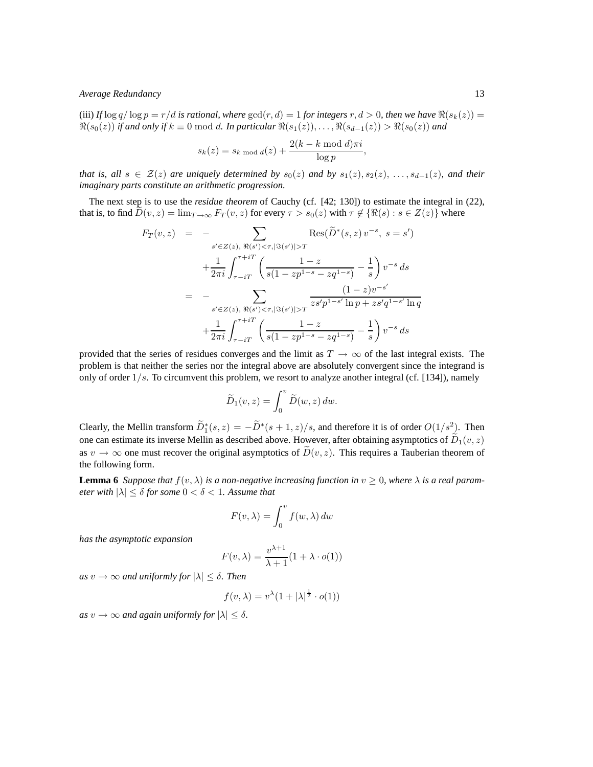(iii) *If $\log q/\log p = r/d$ is rational, where $\gcd(r,d) = 1$ for integers $r, d > 0$, then we have $\Re(s_k(z)) = \Re(s_0(z))$ if and only if $k \equiv 0 \bmod d$. In particular $\Re(s_1(z)), \ldots, \Re(s_{d-1}(z)) > \Re(s_0(z))$ and*

$$s_k(z) = s_{k \bmod d}(z) + \frac{2(k - k \bmod d)\pi i}{\log p},$$

*that is, all $s \in \mathcal{Z}(z)$ are uniquely determined by $s_0(z)$ and by $s_1(z), s_2(z), \ldots, s_{d-1}(z)$, and their imaginary parts constitute an arithmetic progression.*

The next step is to use the *residue theorem* of Cauchy (cf. [42; 130]) to estimate the integral in (22), that is, to find $\widetilde{D}(v,z) = \lim_{T\to\infty} F_T(v,z)$ for every $\tau > s_0(z)$ with $\tau \notin \{\Re(s) : s \in Z(z)\}$ where

$$\begin{aligned}
F_T(v,z) &= -\sum_{s' \in Z(z),\ \Re(s')<\tau, |\Im(s')|>T} \mathrm{Res}(\widetilde{D}^*(s,z)\, v^{-s},\ s = s') \\
&\quad + \frac{1}{2\pi i}\int_{\tau - iT}^{\tau + iT} \left( \frac{1-z}{s(1 - zp^{1-s} - zq^{1-s})} - \frac{1}{s} \right) v^{-s}\, ds \\
&= -\sum_{s' \in Z(z),\ \Re(s')<\tau, |\Im(s')|>T} \frac{(1-z)v^{-s'}}{zs'p^{1-s'}\ln p + zs'q^{1-s'}\ln q} \\
&\quad + \frac{1}{2\pi i}\int_{\tau - iT}^{\tau + iT} \left( \frac{1-z}{s(1 - zp^{1-s} - zq^{1-s})} - \frac{1}{s} \right) v^{-s}\, ds
\end{aligned}$$

provided that the series of residues converges and the limit as $T \to \infty$ of the last integral exists. The problem is that neither the series nor the integral above are absolutely convergent since the integrand is only of order $1/s$. To circumvent this problem, we resort to analyze another integral (cf. [134]), namely

$$\widetilde{D}_1(v,z) = \int_0^v \widetilde{D}(w,z)\, dw.$$

Clearly, the Mellin transform $\widetilde{D}_1^*(s,z) = -\widetilde{D}^*(s+1,z)/s$, and therefore it is of order $O(1/s^2)$. Then one can estimate its inverse Mellin as described above. However, after obtaining asymptotics of $\widetilde{D}_1(v,z)$ as $v \to \infty$ one must recover the original asymptotics of $\widetilde{D}(v,z)$. This requires a Tauberian theorem of the following form.

**Lemma 6** *Suppose that $f(v,\lambda)$ is a non-negative increasing function in $v \geq 0$, where $\lambda$ is a real parameter with $|\lambda| \leq \delta$ for some $0 < \delta < 1$. Assume that*

$$F(v,\lambda) = \int_0^v f(w,\lambda)\, dw$$

*has the asymptotic expansion*

$$F(v,\lambda) = \frac{v^{\lambda+1}}{\lambda+1}(1 + \lambda \cdot o(1))$$

*as $v \to \infty$ and uniformly for $|\lambda| \leq \delta$. Then*

$$f(v,\lambda) = v^{\lambda}(1 + |\lambda|^{\frac{1}{2}} \cdot o(1))$$

*as $v \to \infty$ and again uniformly for $|\lambda| \leq \delta$.*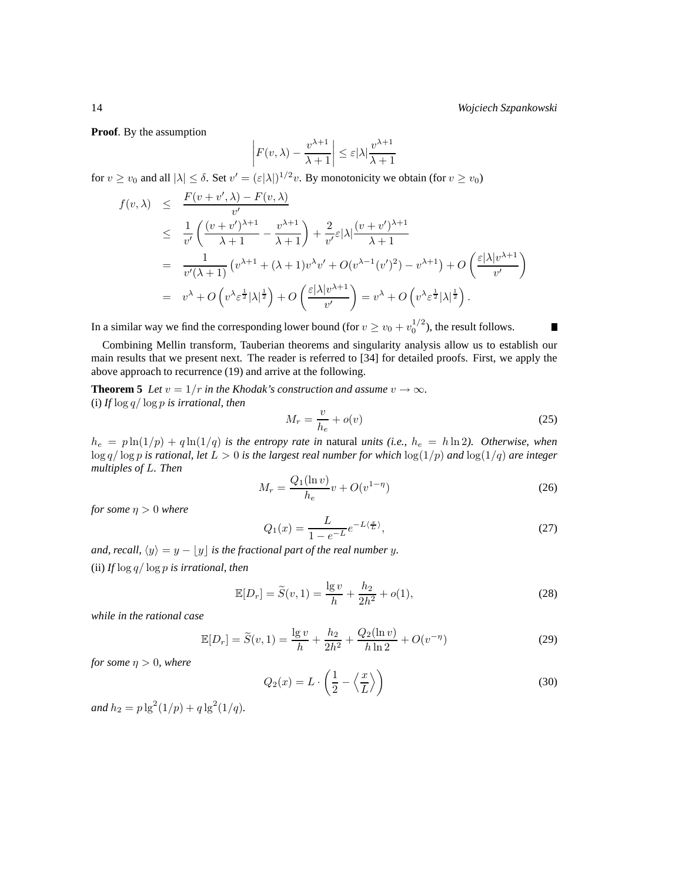**Proof**. By the assumption

$$\left| F(v, \lambda) - \frac{v^{\lambda+1}}{\lambda+1} \right| \le \varepsilon |\lambda| \frac{v^{\lambda+1}}{\lambda+1}$$

for $v \ge v_0$ and all $|\lambda| \le \delta$. Set $v' = (\varepsilon|\lambda|)^{1/2} v$. By monotonicity we obtain (for $v \ge v_0$)

$$\begin{aligned}
f(v, \lambda) &\le \frac{F(v + v', \lambda) - F(v, \lambda)}{v'} \\
&\le \frac{1}{v'} \left( \frac{(v+v')^{\lambda+1}}{\lambda+1} - \frac{v^{\lambda+1}}{\lambda+1} \right) + \frac{2}{v'} \varepsilon |\lambda| \frac{(v+v')^{\lambda+1}}{\lambda+1} \\
&= \frac{1}{v'(\lambda+1)} \left( v^{\lambda+1} + (\lambda+1) v^{\lambda} v' + O(v^{\lambda-1}(v')^2) - v^{\lambda+1} \right) + O\left( \frac{\varepsilon |\lambda| v^{\lambda+1}}{v'} \right) \\
&= v^{\lambda} + O\left( v^{\lambda} \varepsilon^{\frac{1}{2}} |\lambda|^{\frac{1}{2}} \right) + O\left( \frac{\varepsilon |\lambda| v^{\lambda+1}}{v'} \right) = v^{\lambda} + O\left( v^{\lambda} \varepsilon^{\frac{1}{2}} |\lambda|^{\frac{1}{2}} \right).
\end{aligned}$$

In a similar way we find the corresponding lower bound (for $v \ge v_0 + v_0^{1/2}$), the result follows. ∎

Combining Mellin transform, Tauberian theorems and singularity analysis allow us to establish our main results that we present next. The reader is referred to [34] for detailed proofs. First, we apply the above approach to recurrence (19) and arrive at the following.

**Theorem 5** *Let $v = 1/r$ in the Khodak's construction and assume $v \to \infty$.*
(i) *If $\log q / \log p$ is irrational, then*

$$M_r = \frac{v}{h_e} + o(v) \tag{25}$$

*$h_e = p \ln(1/p) + q \ln(1/q)$ is the entropy rate in* natural *units (i.e., $h_e = h \ln 2$). Otherwise, when $\log q / \log p$ is rational, let $L > 0$ is the largest real number for which $\log(1/p)$ and $\log(1/q)$ are integer multiples of $L$. Then*

$$M_r = \frac{Q_1(\ln v)}{h_e} v + O(v^{1-\eta}) \tag{26}$$

*for some $\eta > 0$ where*

$$Q_1(x) = \frac{L}{1 - e^{-L}} e^{-L \langle \frac{x}{L} \rangle}, \tag{27}$$

*and, recall, $\langle y \rangle = y - \lfloor y \rfloor$ is the fractional part of the real number $y$.*

(ii) *If $\log q / \log p$ is irrational, then*

$$\mathbb{E}[D_r] = \widetilde{S}(v, 1) = \frac{\lg v}{h} + \frac{h_2}{2h^2} + o(1), \tag{28}$$

*while in the rational case*

$$\mathbb{E}[D_r] = \widetilde{S}(v, 1) = \frac{\lg v}{h} + \frac{h_2}{2h^2} + \frac{Q_2(\ln v)}{h \ln 2} + O(v^{-\eta}) \tag{29}$$

*for some $\eta > 0$, where*

$$Q_2(x) = L \cdot \left( \frac{1}{2} - \left\langle \frac{x}{L} \right\rangle \right) \tag{30}$$

*and $h_2 = p \lg^2(1/p) + q \lg^2(1/q)$.*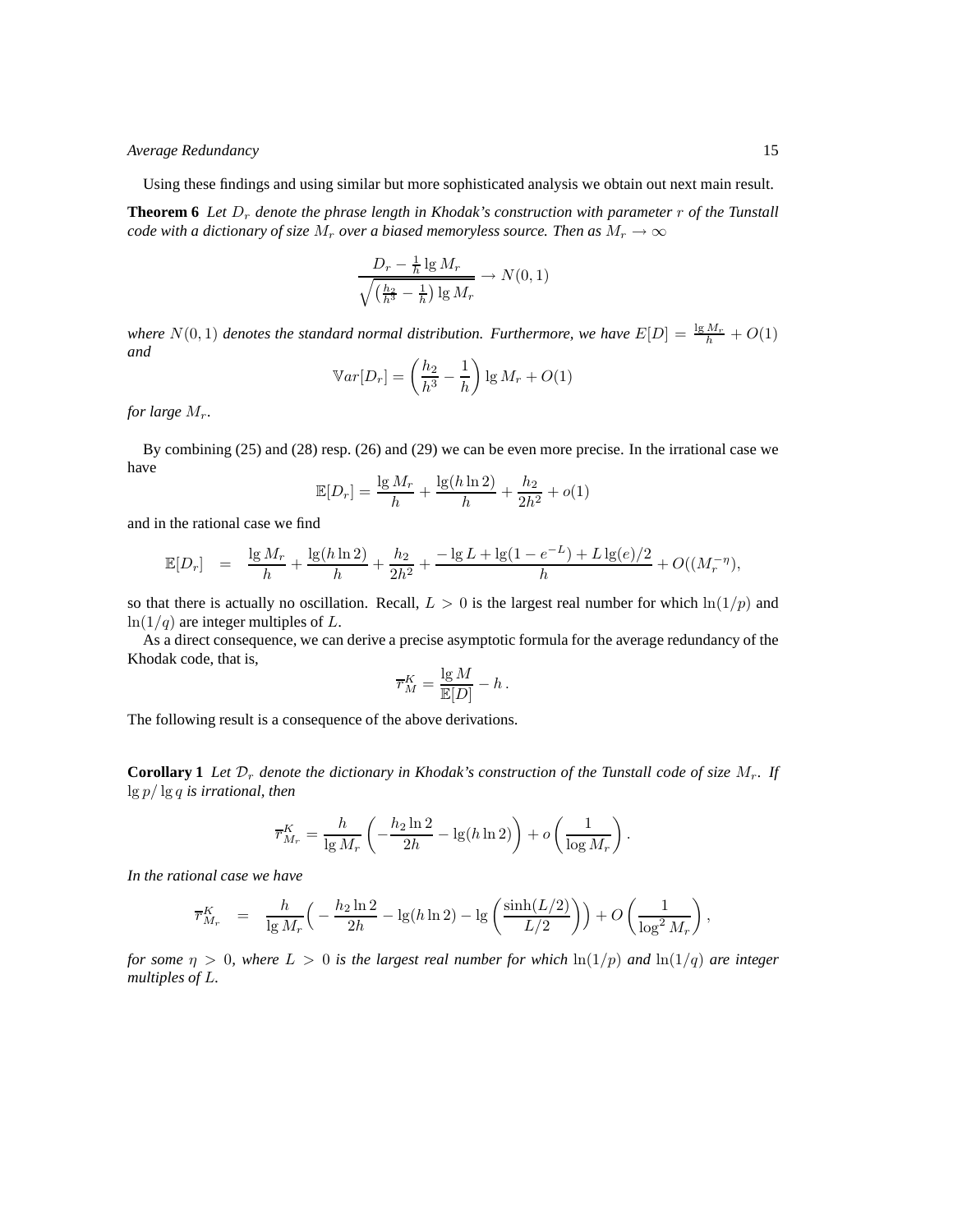Using these findings and using similar but more sophisticated analysis we obtain out next main result.

**Theorem 6** *Let $D_r$ denote the phrase length in Khodak's construction with parameter $r$ of the Tunstall code with a dictionary of size $M_r$ over a biased memoryless source. Then as $M_r \to \infty$*

$$\frac{D_r - \frac{1}{h}\lg M_r}{\sqrt{\left(\frac{h_2}{h^3} - \frac{1}{h}\right)\lg M_r}} \to N(0,1)$$

*where $N(0,1)$ denotes the standard normal distribution. Furthermore, we have $E[D] = \frac{\lg M_r}{h} + O(1)$ and*

$$\mathbb{V}ar[D_r] = \left(\frac{h_2}{h^3} - \frac{1}{h}\right)\lg M_r + O(1)$$

*for large $M_r$.*

By combining (25) and (28) resp. (26) and (29) we can be even more precise. In the irrational case we have

$$\mathbb{E}[D_r] = \frac{\lg M_r}{h} + \frac{\lg(h\ln 2)}{h} + \frac{h_2}{2h^2} + o(1)$$

and in the rational case we find

$$\mathbb{E}[D_r] \quad = \quad \frac{\lg M_r}{h} + \frac{\lg(h\ln 2)}{h} + \frac{h_2}{2h^2} + \frac{-\lg L + \lg(1-e^{-L}) + L\lg(e)/2}{h} + O((M_r^{-\eta}),$$

so that there is actually no oscillation. Recall, $L > 0$ is the largest real number for which $\ln(1/p)$ and $\ln(1/q)$ are integer multiples of $L$.

As a direct consequence, we can derive a precise asymptotic formula for the average redundancy of the Khodak code, that is,

$$\overline{r}_M^K = \frac{\lg M}{\mathbb{E}[D]} - h\,.$$

The following result is a consequence of the above derivations.

**Corollary 1** *Let $\mathcal{D}_r$ denote the dictionary in Khodak's construction of the Tunstall code of size $M_r$. If $\lg p/\lg q$ is irrational, then*

$$\overline{r}_{M_r}^K = \frac{h}{\lg M_r}\left(-\frac{h_2\ln 2}{2h} - \lg(h\ln 2)\right) + o\left(\frac{1}{\log M_r}\right).$$

*In the rational case we have*

$$\overline{r}_{M_r}^K \quad = \quad \frac{h}{\lg M_r}\Big(-\frac{h_2\ln 2}{2h} - \lg(h\ln 2) - \lg\left(\frac{\sinh(L/2)}{L/2}\right)\Big) + O\left(\frac{1}{\log^2 M_r}\right),$$

*for some $\eta > 0$, where $L > 0$ is the largest real number for which $\ln(1/p)$ and $\ln(1/q)$ are integer multiples of $L$.*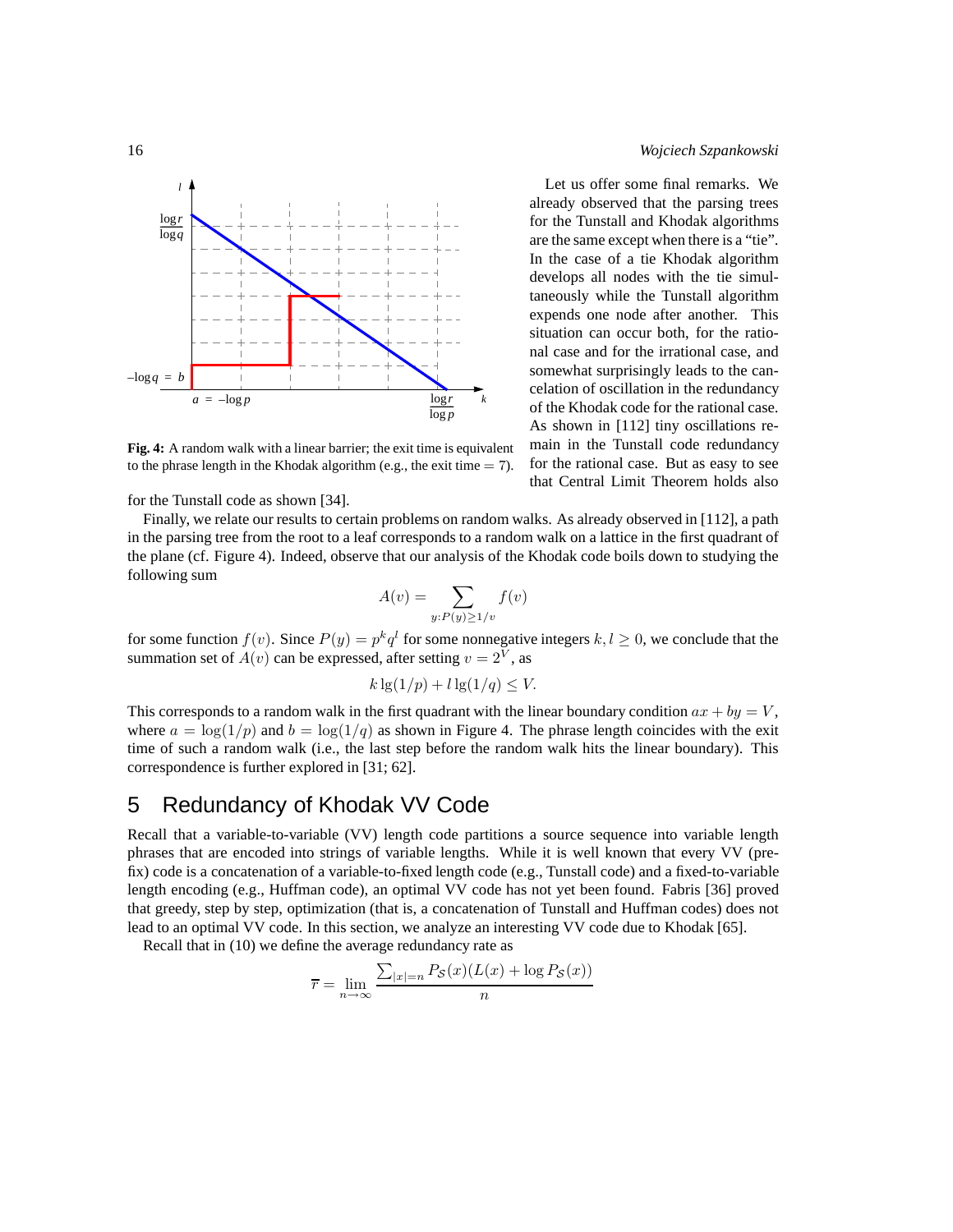Fig. 4: A random walk with a linear barrier; the exit time is equivalent to the phrase length in the Khodak algorithm (e.g., the exit time = 7).

Let us offer some final remarks. We already observed that the parsing trees for the Tunstall and Khodak algorithms are the same except when there is a "tie". In the case of a tie Khodak algorithm develops all nodes with the tie simultaneously while the Tunstall algorithm expends one node after another. This situation can occur both, for the rational case and for the irrational case, and somewhat surprisingly leads to the cancelation of oscillation in the redundancy of the Khodak code for the rational case. As shown in [112] tiny oscillations remain in the Tunstall code redundancy for the rational case. But as easy to see that Central Limit Theorem holds also for the Tunstall code as shown [34].

Finally, we relate our results to certain problems on random walks. As already observed in [112], a path in the parsing tree from the root to a leaf corresponds to a random walk on a lattice in the first quadrant of the plane (cf. Figure 4). Indeed, observe that our analysis of the Khodak code boils down to studying the following sum

$$A(v) = \sum_{y:P(y)\geq 1/v} f(v)$$

for some function $f(v)$. Since $P(y) = p^k q^l$ for some nonnegative integers $k, l \geq 0$, we conclude that the summation set of $A(v)$ can be expressed, after setting $v = 2^V$, as

$$k \lg(1/p) + l \lg(1/q) \leq V.$$

This corresponds to a random walk in the first quadrant with the linear boundary condition $ax + by = V$, where $a = \log(1/p)$ and $b = \log(1/q)$ as shown in Figure 4. The phrase length coincides with the exit time of such a random walk (i.e., the last step before the random walk hits the linear boundary). This correspondence is further explored in [31; 62].

## 5 Redundancy of Khodak VV Code

Recall that a variable-to-variable (VV) length code partitions a source sequence into variable length phrases that are encoded into strings of variable lengths. While it is well known that every VV (prefix) code is a concatenation of a variable-to-fixed length code (e.g., Tunstall code) and a fixed-to-variable length encoding (e.g., Huffman code), an optimal VV code has not yet been found. Fabris [36] proved that greedy, step by step, optimization (that is, a concatenation of Tunstall and Huffman codes) does not lead to an optimal VV code. In this section, we analyze an interesting VV code due to Khodak [65].

Recall that in (10) we define the average redundancy rate as

$$\overline{r} = \lim_{n\to\infty} \frac{\sum_{|x|=n} P_{\mathcal{S}}(x)(L(x) + \log P_{\mathcal{S}}(x))}{n}$$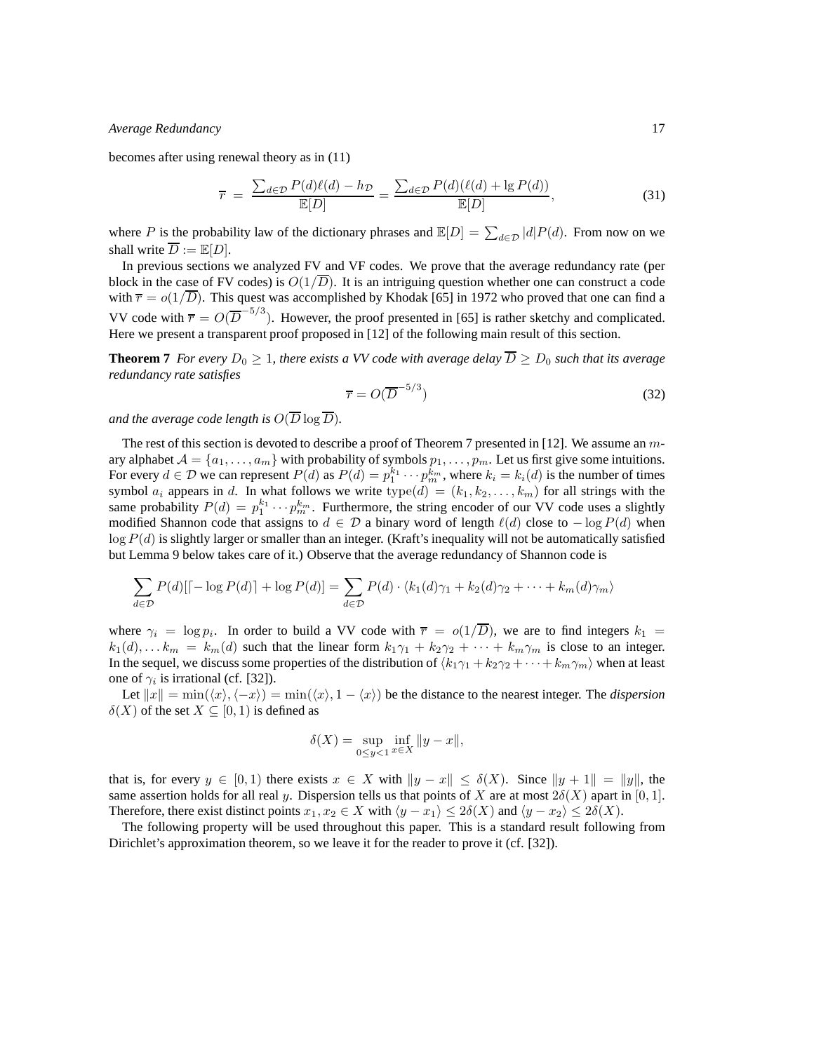becomes after using renewal theory as in (11)

$$\overline{r} = \frac{\sum_{d\in\mathcal{D}} P(d)\ell(d) - h_{\mathcal{D}}}{\mathbb{E}[D]} = \frac{\sum_{d\in\mathcal{D}} P(d)(\ell(d) + \lg P(d))}{\mathbb{E}[D]}, \tag{31}$$

where $P$ is the probability law of the dictionary phrases and $\mathbb{E}[D] = \sum_{d\in\mathcal{D}} |d|P(d)$. From now on we shall write $\overline{D} := \mathbb{E}[D]$.

In previous sections we analyzed FV and VF codes. We prove that the average redundancy rate (per block in the case of FV codes) is $O(1/\overline{D})$. It is an intriguing question whether one can construct a code with $\overline{r} = o(1/\overline{D})$. This quest was accomplished by Khodak [65] in 1972 who proved that one can find a VV code with $\overline{r} = O(\overline{D}^{-5/3})$. However, the proof presented in [65] is rather sketchy and complicated. Here we present a transparent proof proposed in [12] of the following main result of this section.

**Theorem 7** *For every $D_0 \geq 1$, there exists a VV code with average delay $\overline{D} \geq D_0$ such that its average redundancy rate satisfies*

$$\overline{r} = O(\overline{D}^{-5/3}) \tag{32}$$

*and the average code length is $O(\overline{D}\log\overline{D})$.*

The rest of this section is devoted to describe a proof of Theorem 7 presented in [12]. We assume an $m$-ary alphabet $\mathcal{A} = \{a_1, \ldots, a_m\}$ with probability of symbols $p_1, \ldots, p_m$. Let us first give some intuitions. For every $d \in \mathcal{D}$ we can represent $P(d)$ as $P(d) = p_1^{k_1} \cdots p_m^{k_m}$, where $k_i = k_i(d)$ is the number of times symbol $a_i$ appears in $d$. In what follows we write $\text{type}(d) = (k_1, k_2, \ldots, k_m)$ for all strings with the same probability $P(d) = p_1^{k_1} \cdots p_m^{k_m}$. Furthermore, the string encoder of our VV code uses a slightly modified Shannon code that assigns to $d \in \mathcal{D}$ a binary word of length $\ell(d)$ close to $-\log P(d)$ when $\log P(d)$ is slightly larger or smaller than an integer. (Kraft's inequality will not be automatically satisfied but Lemma 9 below takes care of it.) Observe that the average redundancy of Shannon code is

$$\sum_{d\in\mathcal{D}} P(d)[\lceil -\log P(d)\rceil + \log P(d)] = \sum_{d\in\mathcal{D}} P(d) \cdot \langle k_1(d)\gamma_1 + k_2(d)\gamma_2 + \cdots + k_m(d)\gamma_m\rangle$$

where $\gamma_i = \log p_i$. In order to build a VV code with $\overline{r} = o(1/\overline{D})$, we are to find integers $k_1 = k_1(d), \ldots k_m = k_m(d)$ such that the linear form $k_1\gamma_1 + k_2\gamma_2 + \cdots + k_m\gamma_m$ is close to an integer. In the sequel, we discuss some properties of the distribution of $\langle k_1\gamma_1 + k_2\gamma_2 + \cdots + k_m\gamma_m\rangle$ when at least one of $\gamma_i$ is irrational (cf. [32]).

Let $\|x\| = \min(\langle x\rangle, \langle -x\rangle) = \min(\langle x\rangle, 1 - \langle x\rangle)$ be the distance to the nearest integer. The *dispersion* $\delta(X)$ of the set $X \subseteq [0, 1)$ is defined as

$$\delta(X) = \sup_{0\leq y<1} \inf_{x\in X} \|y - x\|,$$

that is, for every $y \in [0, 1)$ there exists $x \in X$ with $\|y - x\| \leq \delta(X)$. Since $\|y + 1\| = \|y\|$, the same assertion holds for all real $y$. Dispersion tells us that points of $X$ are at most $2\delta(X)$ apart in $[0, 1]$. Therefore, there exist distinct points $x_1, x_2 \in X$ with $\langle y - x_1\rangle \leq 2\delta(X)$ and $\langle y - x_2\rangle \leq 2\delta(X)$.

The following property will be used throughout this paper. This is a standard result following from Dirichlet's approximation theorem, so we leave it for the reader to prove it (cf. [32]).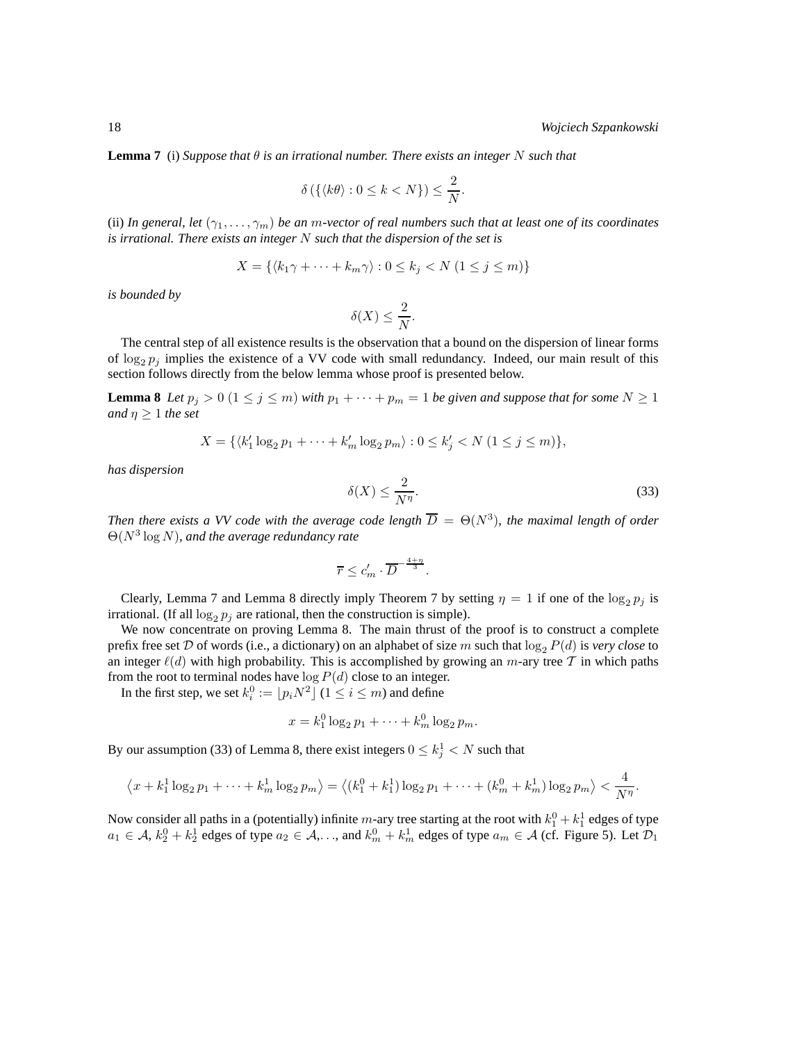**Lemma 7** (i) *Suppose that $\theta$ is an irrational number. There exists an integer $N$ such that*

$$\delta\left(\{\langle k\theta\rangle : 0 \le k < N\}\right) \le \frac{2}{N}.$$

(ii) *In general, let $(\gamma_1, \ldots, \gamma_m)$ be an $m$-vector of real numbers such that at least one of its coordinates is irrational. There exists an integer $N$ such that the dispersion of the set is*

$$X = \{\langle k_1\gamma + \cdots + k_m\gamma\rangle : 0 \le k_j < N\ (1 \le j \le m)\}$$

*is bounded by*

$$\delta(X) \le \frac{2}{N}.$$

The central step of all existence results is the observation that a bound on the dispersion of linear forms of $\log_2 p_j$ implies the existence of a VV code with small redundancy. Indeed, our main result of this section follows directly from the below lemma whose proof is presented below.

**Lemma 8** *Let $p_j > 0$ $(1 \le j \le m)$ with $p_1 + \cdots + p_m = 1$ be given and suppose that for some $N \ge 1$ and $\eta \ge 1$ the set*

$$X = \{\langle k_1' \log_2 p_1 + \cdots + k_m' \log_2 p_m\rangle : 0 \le k_j' < N\ (1 \le j \le m)\},$$

*has dispersion*

$$\delta(X) \le \frac{2}{N^\eta}. \tag{33}$$

*Then there exists a VV code with the average code length $\overline{D} = \Theta(N^3)$, the maximal length of order $\Theta(N^3 \log N)$, and the average redundancy rate*

$$\overline{r} \le c_m' \cdot \overline{D}^{-\frac{4+\eta}{3}}.$$

Clearly, Lemma 7 and Lemma 8 directly imply Theorem 7 by setting $\eta = 1$ if one of the $\log_2 p_j$ is irrational. (If all $\log_2 p_j$ are rational, then the construction is simple).

We now concentrate on proving Lemma 8. The main thrust of the proof is to construct a complete prefix free set $\mathcal{D}$ of words (i.e., a dictionary) on an alphabet of size $m$ such that $\log_2 P(d)$ is *very close* to an integer $\ell(d)$ with high probability. This is accomplished by growing an $m$-ary tree $\mathcal{T}$ in which paths from the root to terminal nodes have $\log P(d)$ close to an integer.

In the first step, we set $k_i^0 := \lfloor p_i N^2 \rfloor$ $(1 \le i \le m)$ and define

$$x = k_1^0 \log_2 p_1 + \cdots + k_m^0 \log_2 p_m.$$

By our assumption (33) of Lemma 8, there exist integers $0 \le k_j^1 < N$ such that

$$\left\langle x + k_1^1 \log_2 p_1 + \cdots + k_m^1 \log_2 p_m \right\rangle = \left\langle (k_1^0 + k_1^1)\log_2 p_1 + \cdots + (k_m^0 + k_m^1)\log_2 p_m \right\rangle < \frac{4}{N^\eta}.$$

Now consider all paths in a (potentially) infinite $m$-ary tree starting at the root with $k_1^0 + k_1^1$ edges of type $a_1 \in \mathcal{A}$, $k_2^0 + k_2^1$ edges of type $a_2 \in \mathcal{A}, \ldots$, and $k_m^0 + k_m^1$ edges of type $a_m \in \mathcal{A}$ (cf. Figure 5). Let $\mathcal{D}_1$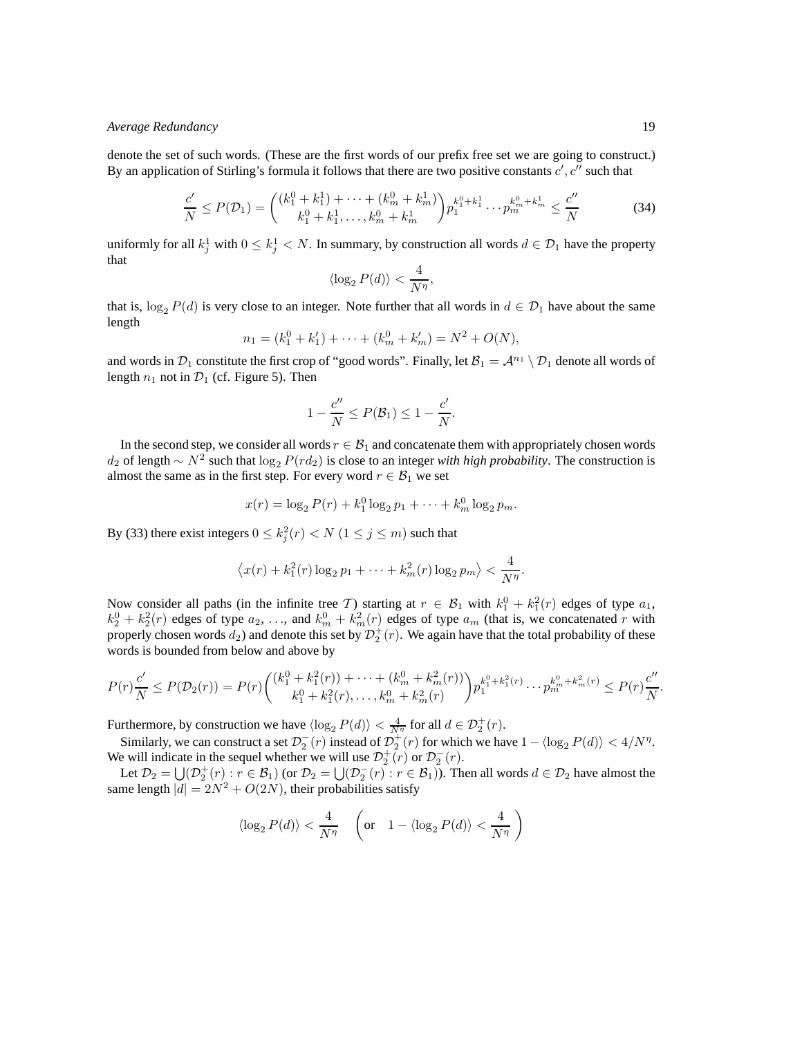denote the set of such words. (These are the first words of our prefix free set we are going to construct.) By an application of Stirling's formula it follows that there are two positive constants $c', c''$ such that

$$\frac{c'}{N} \le P(\mathcal{D}_1) = \binom{(k_1^0 + k_1^1) + \cdots + (k_m^0 + k_m^1)}{k_1^0 + k_1^1, \ldots, k_m^0 + k_m^1} p_1^{k_1^0 + k_1^1} \cdots p_m^{k_m^0 + k_m^1} \le \frac{c''}{N} \tag{34}$$

uniformly for all $k_j^1$ with $0 \le k_j^1 < N$. In summary, by construction all words $d \in \mathcal{D}_1$ have the property that

$$\langle \log_2 P(d) \rangle < \frac{4}{N^\eta},$$

that is, $\log_2 P(d)$ is very close to an integer. Note further that all words in $d \in \mathcal{D}_1$ have about the same length

$$n_1 = (k_1^0 + k_1') + \cdots + (k_m^0 + k_m') = N^2 + O(N),$$

and words in $\mathcal{D}_1$ constitute the first crop of "good words". Finally, let $\mathcal{B}_1 = \mathcal{A}^{n_1} \setminus \mathcal{D}_1$ denote all words of length $n_1$ not in $\mathcal{D}_1$ (cf. Figure 5). Then

$$1 - \frac{c''}{N} \le P(\mathcal{B}_1) \le 1 - \frac{c'}{N}.$$

In the second step, we consider all words $r \in \mathcal{B}_1$ and concatenate them with appropriately chosen words $d_2$ of length $\sim N^2$ such that $\log_2 P(rd_2)$ is close to an integer *with high probability*. The construction is almost the same as in the first step. For every word $r \in \mathcal{B}_1$ we set

$$x(r) = \log_2 P(r) + k_1^0 \log_2 p_1 + \cdots + k_m^0 \log_2 p_m.$$

By (33) there exist integers $0 \le k_j^2(r) < N$ ($1 \le j \le m$) such that

$$\left\langle x(r) + k_1^2(r) \log_2 p_1 + \cdots + k_m^2(r) \log_2 p_m \right\rangle < \frac{4}{N^\eta}.$$

Now consider all paths (in the infinite tree $\mathcal{T}$) starting at $r \in \mathcal{B}_1$ with $k_1^0 + k_1^2(r)$ edges of type $a_1$, $k_2^0 + k_2^2(r)$ edges of type $a_2$, ..., and $k_m^0 + k_m^2(r)$ edges of type $a_m$ (that is, we concatenated $r$ with properly chosen words $d_2$) and denote this set by $\mathcal{D}_2^+(r)$. We again have that the total probability of these words is bounded from below and above by

$$P(r)\frac{c'}{N} \le P(\mathcal{D}_2(r)) = P(r)\binom{(k_1^0 + k_1^2(r)) + \cdots + (k_m^0 + k_m^2(r))}{k_1^0 + k_1^2(r), \ldots, k_m^0 + k_m^2(r)} p_1^{k_1^0 + k_1^2(r)} \cdots p_m^{k_m^0 + k_m^2(r)} \le P(r)\frac{c''}{N}.$$

Furthermore, by construction we have $\langle \log_2 P(d) \rangle < \frac{4}{N^\eta}$ for all $d \in \mathcal{D}_2^+(r)$.

Similarly, we can construct a set $\mathcal{D}_2^-(r)$ instead of $\mathcal{D}_2^+(r)$ for which we have $1 - \langle \log_2 P(d) \rangle < 4/N^\eta$. We will indicate in the sequel whether we will use $\mathcal{D}_2^+(r)$ or $\mathcal{D}_2^-(r)$.

Let $\mathcal{D}_2 = \bigcup(\mathcal{D}_2^+(r) : r \in \mathcal{B}_1)$ (or $\mathcal{D}_2 = \bigcup(\mathcal{D}_2^-(r) : r \in \mathcal{B}_1)$). Then all words $d \in \mathcal{D}_2$ have almost the same length $|d| = 2N^2 + O(2N)$, their probabilities satisfy

$$\langle \log_2 P(d) \rangle < \frac{4}{N^\eta} \quad \left( \text{or} \quad 1 - \langle \log_2 P(d) \rangle < \frac{4}{N^\eta} \right)$$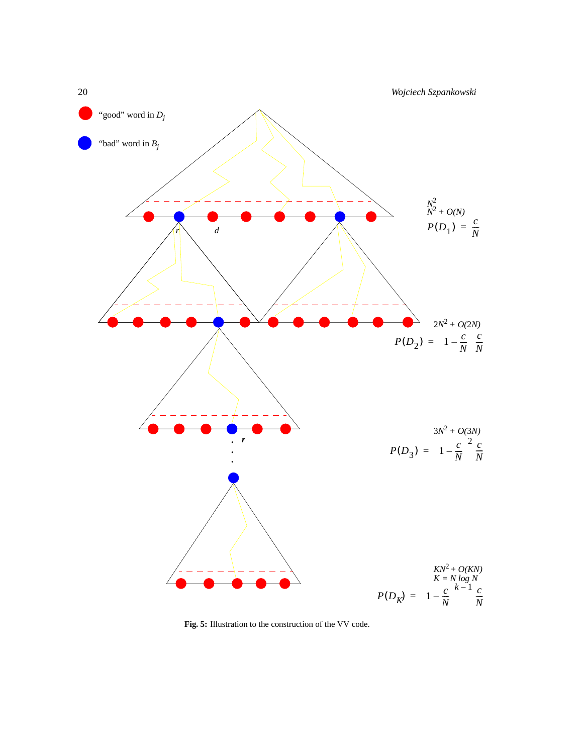"good" word in $D_j$

"bad" word in $B_j$

$N^2$
$N^2 + O(N)$

$$P(D_1) = \frac{c}{N}$$

$r$ $d$

$2N^2 + O(2N)$

$$P(D_2) = \left(1 - \frac{c}{N}\right)\frac{c}{N}$$

$3N^2 + O(3N)$

$$P(D_3) = \left(1 - \frac{c}{N}\right)^2 \frac{c}{N}$$

$r$

$KN^2 + O(KN)$
$K = N \log N$

$$P(D_K) = \left(1 - \frac{c}{N}\right)^{k-1} \frac{c}{N}$$

**Fig. 5:** Illustration to the construction of the VV code.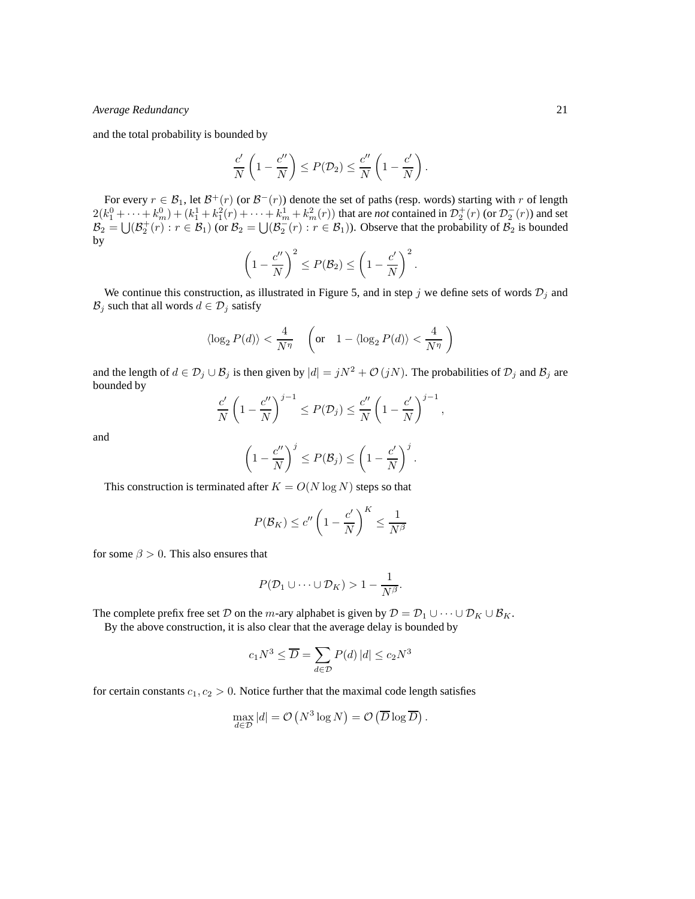and the total probability is bounded by

$$\frac{c'}{N}\left(1-\frac{c''}{N}\right) \le P(\mathcal{D}_2) \le \frac{c''}{N}\left(1-\frac{c'}{N}\right).$$

For every $r \in \mathcal{B}_1$, let $\mathcal{B}^+(r)$ (or $\mathcal{B}^-(r)$) denote the set of paths (resp. words) starting with $r$ of length $2(k_1^0+\cdots+k_m^0)+(k_1^1+k_1^2(r)+\cdots+k_m^1+k_m^2(r))$ that are *not* contained in $\mathcal{D}_2^+(r)$ (or $\mathcal{D}_2^-(r)$) and set $\mathcal{B}_2 = \bigcup(\mathcal{B}_2^+(r) : r \in \mathcal{B}_1)$ (or $\mathcal{B}_2 = \bigcup(\mathcal{B}_2^-(r) : r \in \mathcal{B}_1)$). Observe that the probability of $\mathcal{B}_2$ is bounded by

$$\left(1-\frac{c''}{N}\right)^2 \le P(\mathcal{B}_2) \le \left(1-\frac{c'}{N}\right)^2.$$

We continue this construction, as illustrated in Figure 5, and in step $j$ we define sets of words $\mathcal{D}_j$ and $\mathcal{B}_j$ such that all words $d \in \mathcal{D}_j$ satisfy

$$\langle \log_2 P(d) \rangle < \frac{4}{N^\eta} \quad \left(\text{or} \quad 1-\langle \log_2 P(d) \rangle < \frac{4}{N^\eta}\right)$$

and the length of $d \in \mathcal{D}_j \cup \mathcal{B}_j$ is then given by $|d| = jN^2 + \mathcal{O}(jN)$. The probabilities of $\mathcal{D}_j$ and $\mathcal{B}_j$ are bounded by

$$\frac{c'}{N}\left(1-\frac{c''}{N}\right)^{j-1} \le P(\mathcal{D}_j) \le \frac{c''}{N}\left(1-\frac{c'}{N}\right)^{j-1},$$

and

$$\left(1-\frac{c''}{N}\right)^j \le P(\mathcal{B}_j) \le \left(1-\frac{c'}{N}\right)^j.$$

This construction is terminated after $K = O(N \log N)$ steps so that

$$P(\mathcal{B}_K) \le c''\left(1-\frac{c'}{N}\right)^K \le \frac{1}{N^\beta}$$

for some $\beta > 0$. This also ensures that

$$P(\mathcal{D}_1 \cup \cdots \cup \mathcal{D}_K) > 1 - \frac{1}{N^\beta}.$$

The complete prefix free set $\mathcal{D}$ on the $m$-ary alphabet is given by $\mathcal{D} = \mathcal{D}_1 \cup \cdots \cup \mathcal{D}_K \cup \mathcal{B}_K$.

By the above construction, it is also clear that the average delay is bounded by

$$c_1 N^3 \le \overline{D} = \sum_{d \in \mathcal{D}} P(d)\,|d| \le c_2 N^3$$

for certain constants $c_1, c_2 > 0$. Notice further that the maximal code length satisfies

$$\max_{d \in \mathcal{D}} |d| = \mathcal{O}\left(N^3 \log N\right) = \mathcal{O}\left(\overline{D} \log \overline{D}\right).$$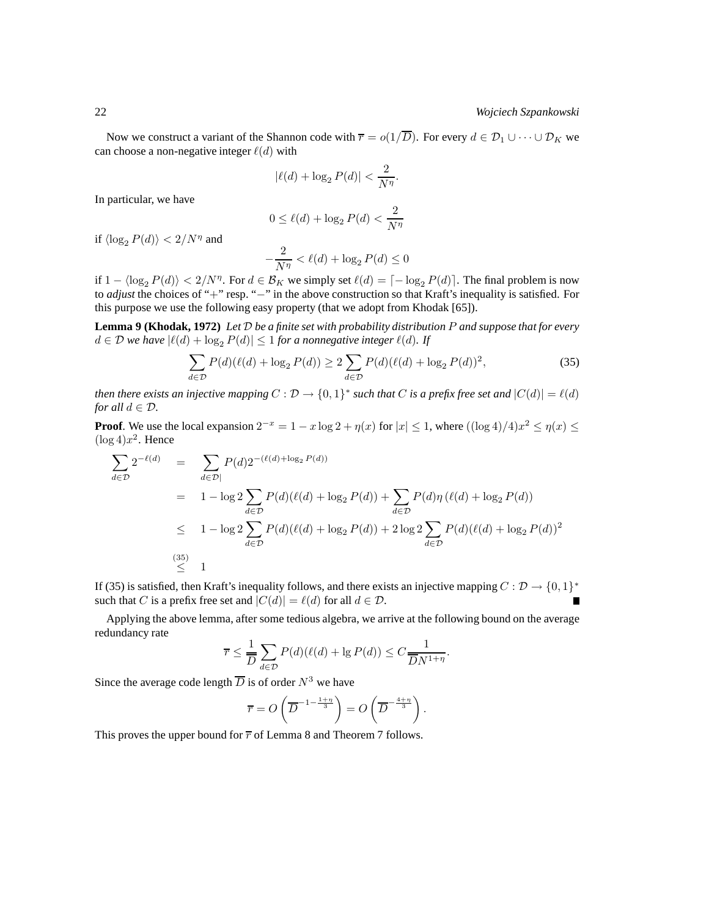Now we construct a variant of the Shannon code with $\overline{r} = o(1/\overline{D})$. For every $d \in \mathcal{D}_1 \cup \cdots \cup \mathcal{D}_K$ we can choose a non-negative integer $\ell(d)$ with

$$|\ell(d) + \log_2 P(d)| < \frac{2}{N^\eta}.$$

In particular, we have

$$0 \leq \ell(d) + \log_2 P(d) < \frac{2}{N^\eta}$$

if $\langle \log_2 P(d) \rangle < 2/N^\eta$ and

$$-\frac{2}{N^\eta} < \ell(d) + \log_2 P(d) \leq 0$$

if $1 - \langle \log_2 P(d) \rangle < 2/N^\eta$. For $d \in \mathcal{B}_K$ we simply set $\ell(d) = \lceil -\log_2 P(d) \rceil$. The final problem is now to *adjust* the choices of "$+$" resp. "$-$" in the above construction so that Kraft's inequality is satisfied. For this purpose we use the following easy property (that we adopt from Khodak [65]).

**Lemma 9 (Khodak, 1972)** *Let $\mathcal{D}$ be a finite set with probability distribution $P$ and suppose that for every $d \in \mathcal{D}$ we have $|\ell(d) + \log_2 P(d)| \leq 1$ for a nonnegative integer $\ell(d)$. If*

$$\sum_{d \in \mathcal{D}} P(d)(\ell(d) + \log_2 P(d)) \geq 2 \sum_{d \in \mathcal{D}} P(d)(\ell(d) + \log_2 P(d))^2, \tag{35}$$

*then there exists an injective mapping $C : \mathcal{D} \to \{0,1\}^*$ such that $C$ is a prefix free set and $|C(d)| = \ell(d)$ for all $d \in \mathcal{D}$.*

**Proof**. We use the local expansion $2^{-x} = 1 - x \log 2 + \eta(x)$ for $|x| \leq 1$, where $((\log 4)/4)x^2 \leq \eta(x) \leq (\log 4)x^2$. Hence

$$\begin{aligned}
\sum_{d \in \mathcal{D}} 2^{-\ell(d)} &= \sum_{d \in \mathcal{D}|} P(d) 2^{-(\ell(d) + \log_2 P(d))} \\
&= 1 - \log 2 \sum_{d \in \mathcal{D}} P(d)(\ell(d) + \log_2 P(d)) + \sum_{d \in \mathcal{D}} P(d) \eta\left(\ell(d) + \log_2 P(d)\right) \\
&\leq 1 - \log 2 \sum_{d \in \mathcal{D}} P(d)(\ell(d) + \log_2 P(d)) + 2 \log 2 \sum_{d \in \mathcal{D}} P(d)(\ell(d) + \log_2 P(d))^2 \\
&\overset{(35)}{\leq} 1
\end{aligned}$$

If (35) is satisfied, then Kraft's inequality follows, and there exists an injective mapping $C : \mathcal{D} \to \{0,1\}^*$ such that $C$ is a prefix free set and $|C(d)| = \ell(d)$ for all $d \in \mathcal{D}$. ∎

Applying the above lemma, after some tedious algebra, we arrive at the following bound on the average redundancy rate

$$\overline{r} \leq \frac{1}{\overline{D}} \sum_{d \in \mathcal{D}} P(d)(\ell(d) + \lg P(d)) \leq C \frac{1}{\overline{D} N^{1+\eta}}.$$

Since the average code length $\overline{D}$ is of order $N^3$ we have

$$\overline{r} = O\left(\overline{D}^{-1-\frac{1+\eta}{3}}\right) = O\left(\overline{D}^{-\frac{4+\eta}{3}}\right).$$

This proves the upper bound for $\overline{r}$ of Lemma 8 and Theorem 7 follows.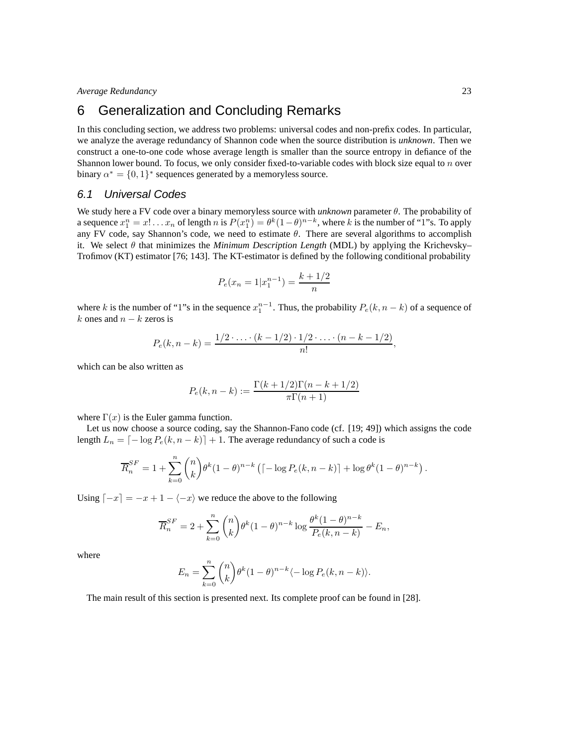# 6 Generalization and Concluding Remarks

In this concluding section, we address two problems: universal codes and non-prefix codes. In particular, we analyze the average redundancy of Shannon code when the source distribution is *unknown*. Then we construct a one-to-one code whose average length is smaller than the source entropy in defiance of the Shannon lower bound. To focus, we only consider fixed-to-variable codes with block size equal to $n$ over binary $\alpha^* = \{0,1\}^*$ sequences generated by a memoryless source.

## 6.1 Universal Codes

We study here a FV code over a binary memoryless source with *unknown* parameter $\theta$. The probability of a sequence $x_1^n = x! \dots x_n$ of length $n$ is $P(x_1^n) = \theta^k(1-\theta)^{n-k}$, where $k$ is the number of "1"s. To apply any FV code, say Shannon's code, we need to estimate $\theta$. There are several algorithms to accomplish it. We select $\theta$ that minimizes the *Minimum Description Length* (MDL) by applying the Krichevsky–Trofimov (KT) estimator [76; 143]. The KT-estimator is defined by the following conditional probability

$$P_e(x_n = 1 | x_1^{n-1}) = \frac{k + 1/2}{n}$$

where $k$ is the number of "1"s in the sequence $x_1^{n-1}$. Thus, the probability $P_e(k, n-k)$ of a sequence of $k$ ones and $n-k$ zeros is

$$P_e(k, n-k) = \frac{1/2 \cdot \ldots \cdot (k - 1/2) \cdot 1/2 \cdot \ldots \cdot (n - k - 1/2)}{n!},$$

which can be also written as

$$P_e(k, n-k) := \frac{\Gamma(k + 1/2)\Gamma(n - k + 1/2)}{\pi \Gamma(n+1)}$$

where $\Gamma(x)$ is the Euler gamma function.

Let us now choose a source coding, say the Shannon-Fano code (cf. [19; 49]) which assigns the code length $L_n = \lceil -\log P_e(k, n-k) \rceil + 1$. The average redundancy of such a code is

$$\overline{R}_n^{SF} = 1 + \sum_{k=0}^{n} \binom{n}{k} \theta^k (1-\theta)^{n-k} \left( \lceil -\log P_e(k, n-k) \rceil + \log \theta^k (1-\theta)^{n-k} \right).$$

Using $\lceil -x \rceil = -x + 1 - \langle -x \rangle$ we reduce the above to the following

$$\overline{R}_n^{SF} = 2 + \sum_{k=0}^{n} \binom{n}{k} \theta^k (1-\theta)^{n-k} \log \frac{\theta^k (1-\theta)^{n-k}}{P_e(k, n-k)} - E_n,$$

where

$$E_n = \sum_{k=0}^{n} \binom{n}{k} \theta^k (1-\theta)^{n-k} \langle -\log P_e(k, n-k) \rangle.$$

The main result of this section is presented next. Its complete proof can be found in [28].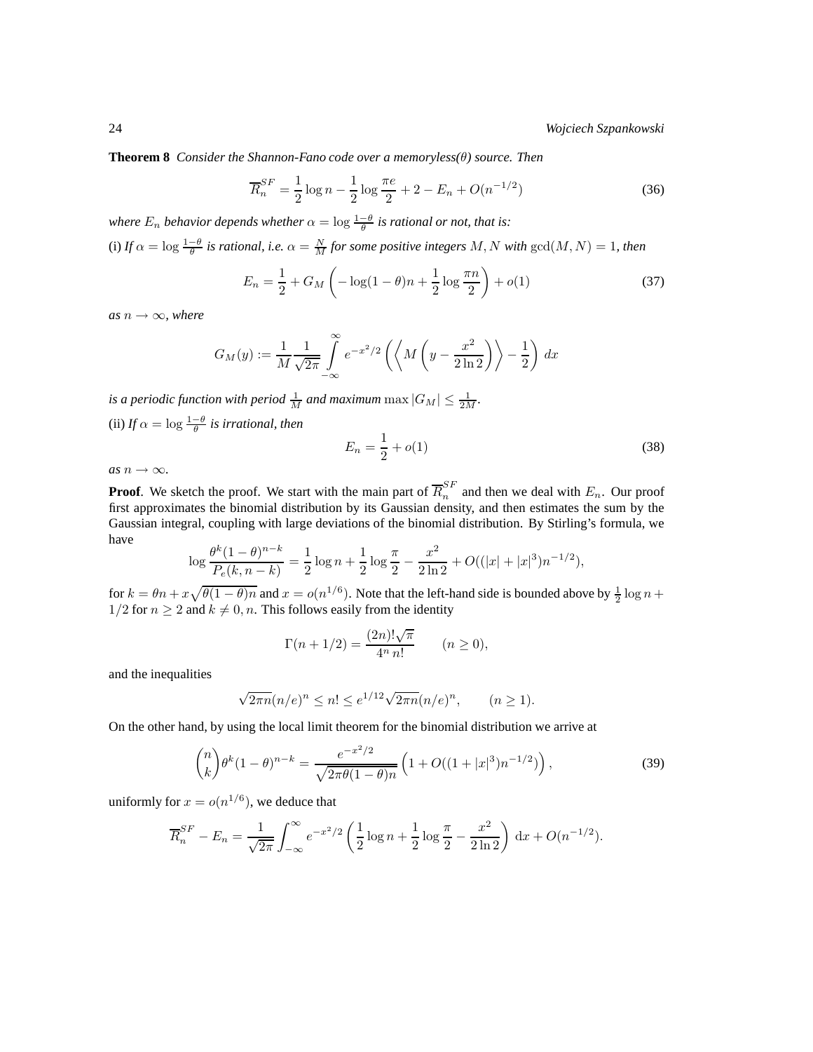**Theorem 8** *Consider the Shannon-Fano code over a memoryless($\theta$) source. Then*

$$\overline{R}_n^{SF} = \frac{1}{2}\log n - \frac{1}{2}\log\frac{\pi e}{2} + 2 - E_n + O(n^{-1/2}) \tag{36}$$

*where $E_n$ behavior depends whether $\alpha = \log\frac{1-\theta}{\theta}$ is rational or not, that is:*

(i) *If $\alpha = \log\frac{1-\theta}{\theta}$ is rational, i.e. $\alpha = \frac{N}{M}$ for some positive integers $M, N$ with $\gcd(M, N) = 1$, then*

$$E_n = \frac{1}{2} + G_M\left(-\log(1-\theta)n + \frac{1}{2}\log\frac{\pi n}{2}\right) + o(1) \tag{37}$$

*as $n \to \infty$, where*

$$G_M(y) := \frac{1}{M}\frac{1}{\sqrt{2\pi}}\int_{-\infty}^{\infty} e^{-x^2/2}\left(\left\langle M\left(y - \frac{x^2}{2\ln 2}\right)\right\rangle - \frac{1}{2}\right)\,dx$$

*is a periodic function with period $\frac{1}{M}$ and maximum $\max|G_M| \le \frac{1}{2M}$.*

(ii) *If $\alpha = \log\frac{1-\theta}{\theta}$ is irrational, then*

$$E_n = \frac{1}{2} + o(1) \tag{38}$$

*as $n \to \infty$.*

**Proof**. We sketch the proof. We start with the main part of $\overline{R}_n^{SF}$ and then we deal with $E_n$. Our proof first approximates the binomial distribution by its Gaussian density, and then estimates the sum by the Gaussian integral, coupling with large deviations of the binomial distribution. By Stirling's formula, we have

$$\log\frac{\theta^k(1-\theta)^{n-k}}{P_e(k, n-k)} = \frac{1}{2}\log n + \frac{1}{2}\log\frac{\pi}{2} - \frac{x^2}{2\ln 2} + O((|x| + |x|^3)n^{-1/2}),$$

for $k = \theta n + x\sqrt{\theta(1-\theta)n}$ and $x = o(n^{1/6})$. Note that the left-hand side is bounded above by $\frac{1}{2}\log n + 1/2$ for $n \ge 2$ and $k \ne 0, n$. This follows easily from the identity

$$\Gamma(n + 1/2) = \frac{(2n)!\sqrt{\pi}}{4^n\, n!} \qquad (n \ge 0),$$

and the inequalities

$$\sqrt{2\pi n}(n/e)^n \le n! \le e^{1/12}\sqrt{2\pi n}(n/e)^n, \qquad (n \ge 1).$$

On the other hand, by using the local limit theorem for the binomial distribution we arrive at

$$\binom{n}{k}\theta^k(1-\theta)^{n-k} = \frac{e^{-x^2/2}}{\sqrt{2\pi\theta(1-\theta)n}}\left(1 + O((1 + |x|^3)n^{-1/2})\right), \tag{39}$$

uniformly for $x = o(n^{1/6})$, we deduce that

$$\overline{R}_n^{SF} - E_n = \frac{1}{\sqrt{2\pi}}\int_{-\infty}^{\infty} e^{-x^2/2}\left(\frac{1}{2}\log n + \frac{1}{2}\log\frac{\pi}{2} - \frac{x^2}{2\ln 2}\right)\,\mathrm{d}x + O(n^{-1/2}).$$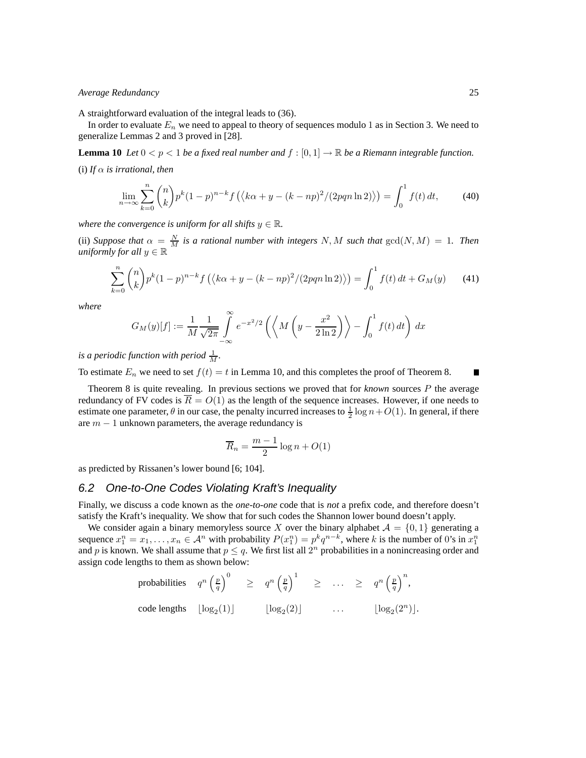A straightforward evaluation of the integral leads to (36).

In order to evaluate $E_n$ we need to appeal to theory of sequences modulo 1 as in Section 3. We need to generalize Lemmas 2 and 3 proved in [28].

**Lemma 10** *Let $0 < p < 1$ be a fixed real number and $f : [0,1] \to \mathbb{R}$ be a Riemann integrable function.*

(i) *If $\alpha$ is irrational, then*

$$\lim_{n\to\infty} \sum_{k=0}^{n} \binom{n}{k} p^k (1-p)^{n-k} f\left(\left\langle k\alpha + y - (k-np)^2/(2pqn\ln 2)\right\rangle\right) = \int_0^1 f(t)\,dt, \tag{40}$$

*where the convergence is uniform for all shifts $y \in \mathbb{R}$.*

(ii) *Suppose that $\alpha = \frac{N}{M}$ is a rational number with integers $N, M$ such that $\gcd(N,M) = 1$. Then uniformly for all $y \in \mathbb{R}$*

$$\sum_{k=0}^{n} \binom{n}{k} p^k (1-p)^{n-k} f\left(\left\langle k\alpha + y - (k-np)^2/(2pqn\ln 2)\right\rangle\right) = \int_0^1 f(t)\,dt + G_M(y) \tag{41}$$

*where*

$$G_M(y)[f] := \frac{1}{M}\frac{1}{\sqrt{2\pi}} \int_{-\infty}^{\infty} e^{-x^2/2} \left( \left\langle M\left(y - \frac{x^2}{2\ln 2}\right)\right\rangle - \int_0^1 f(t)\,dt \right) dx$$

*is a periodic function with period $\frac{1}{M}$.*

To estimate $E_n$ we need to set $f(t) = t$ in Lemma 10, and this completes the proof of Theorem 8. ∎

Theorem 8 is quite revealing. In previous sections we proved that for *known* sources $P$ the average redundancy of FV codes is $\overline{R} = O(1)$ as the length of the sequence increases. However, if one needs to estimate one parameter, $\theta$ in our case, the penalty incurred increases to $\frac{1}{2}\log n + O(1)$. In general, if there are $m-1$ unknown parameters, the average redundancy is

$$\overline{R}_n = \frac{m-1}{2}\log n + O(1)$$

as predicted by Rissanen's lower bound [6; 104].

## 6.2 One-to-One Codes Violating Kraft's Inequality

Finally, we discuss a code known as the *one-to-one* code that is *not* a prefix code, and therefore doesn't satisfy the Kraft's inequality. We show that for such codes the Shannon lower bound doesn't apply.

We consider again a binary memoryless source $X$ over the binary alphabet $\mathcal{A} = \{0,1\}$ generating a sequence $x_1^n = x_1, \ldots, x_n \in \mathcal{A}^n$ with probability $P(x_1^n) = p^k q^{n-k}$, where $k$ is the number of 0's in $x_1^n$ and $p$ is known. We shall assume that $p \le q$. We first list all $2^n$ probabilities in a nonincreasing order and assign code lengths to them as shown below:

$$\begin{array}{lccccccc}
\text{probabilities} & q^n\left(\frac{p}{q}\right)^0 & \ge & q^n\left(\frac{p}{q}\right)^1 & \ge & \ldots & \ge & q^n\left(\frac{p}{q}\right)^n, \\[2ex]
\text{code lengths} & \lfloor \log_2(1) \rfloor & & \lfloor \log_2(2) \rfloor & & \ldots & & \lfloor \log_2(2^n) \rfloor.
\end{array}$$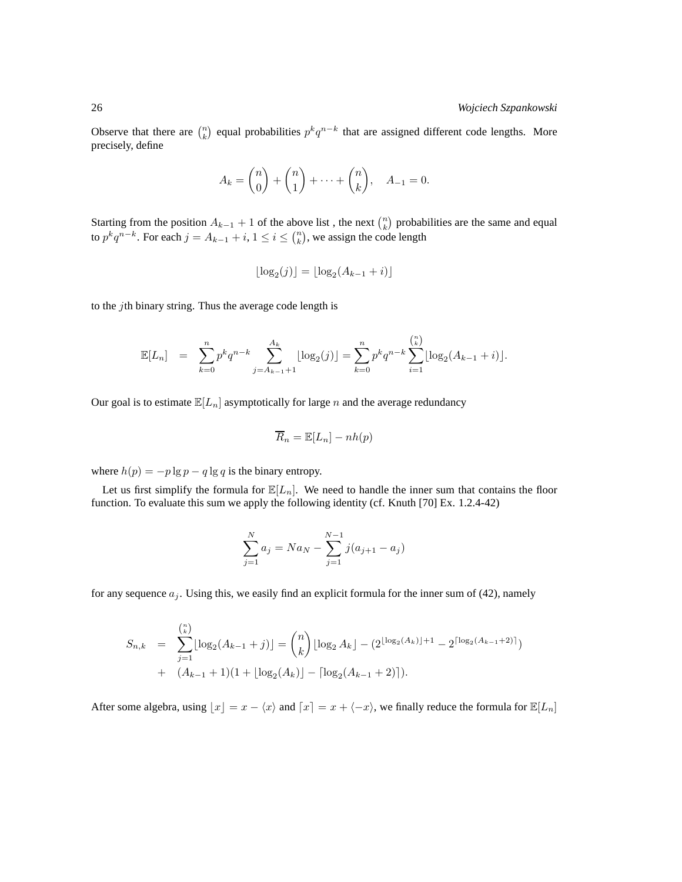Observe that there are $\binom{n}{k}$ equal probabilities $p^k q^{n-k}$ that are assigned different code lengths. More precisely, define

$$A_k = \binom{n}{0} + \binom{n}{1} + \cdots + \binom{n}{k}, \quad A_{-1} = 0.$$

Starting from the position $A_{k-1} + 1$ of the above list , the next $\binom{n}{k}$ probabilities are the same and equal to $p^k q^{n-k}$. For each $j = A_{k-1} + i$, $1 \le i \le \binom{n}{k}$, we assign the code length

$$\lfloor \log_2(j) \rfloor = \lfloor \log_2(A_{k-1} + i) \rfloor$$

to the $j$th binary string. Thus the average code length is

$$\mathbb{E}[L_n] \;=\; \sum_{k=0}^{n} p^k q^{n-k} \sum_{j=A_{k-1}+1}^{A_k} \lfloor \log_2(j) \rfloor = \sum_{k=0}^{n} p^k q^{n-k} \sum_{i=1}^{\binom{n}{k}} \lfloor \log_2(A_{k-1} + i) \rfloor.$$

Our goal is to estimate $\mathbb{E}[L_n]$ asymptotically for large $n$ and the average redundancy

$$\overline{R}_n = \mathbb{E}[L_n] - nh(p)$$

where $h(p) = -p \lg p - q \lg q$ is the binary entropy.

Let us first simplify the formula for $\mathbb{E}[L_n]$. We need to handle the inner sum that contains the floor function. To evaluate this sum we apply the following identity (cf. Knuth [70] Ex. 1.2.4-42)

$$\sum_{j=1}^{N} a_j = N a_N - \sum_{j=1}^{N-1} j(a_{j+1} - a_j)$$

for any sequence $a_j$. Using this, we easily find an explicit formula for the inner sum of (42), namely

$$\begin{aligned} S_{n,k} \;&=\; \sum_{j=1}^{\binom{n}{k}} \lfloor \log_2(A_{k-1} + j) \rfloor = \binom{n}{k} \lfloor \log_2 A_k \rfloor - (2^{\lfloor \log_2(A_k) \rfloor + 1} - 2^{\lceil \log_2(A_{k-1}+2) \rceil}) \\ &+\; (A_{k-1} + 1)(1 + \lfloor \log_2(A_k) \rfloor - \lceil \log_2(A_{k-1} + 2) \rceil). \end{aligned}$$

After some algebra, using $\lfloor x \rfloor = x - \langle x \rangle$ and $\lceil x \rceil = x + \langle -x \rangle$, we finally reduce the formula for $\mathbb{E}[L_n]$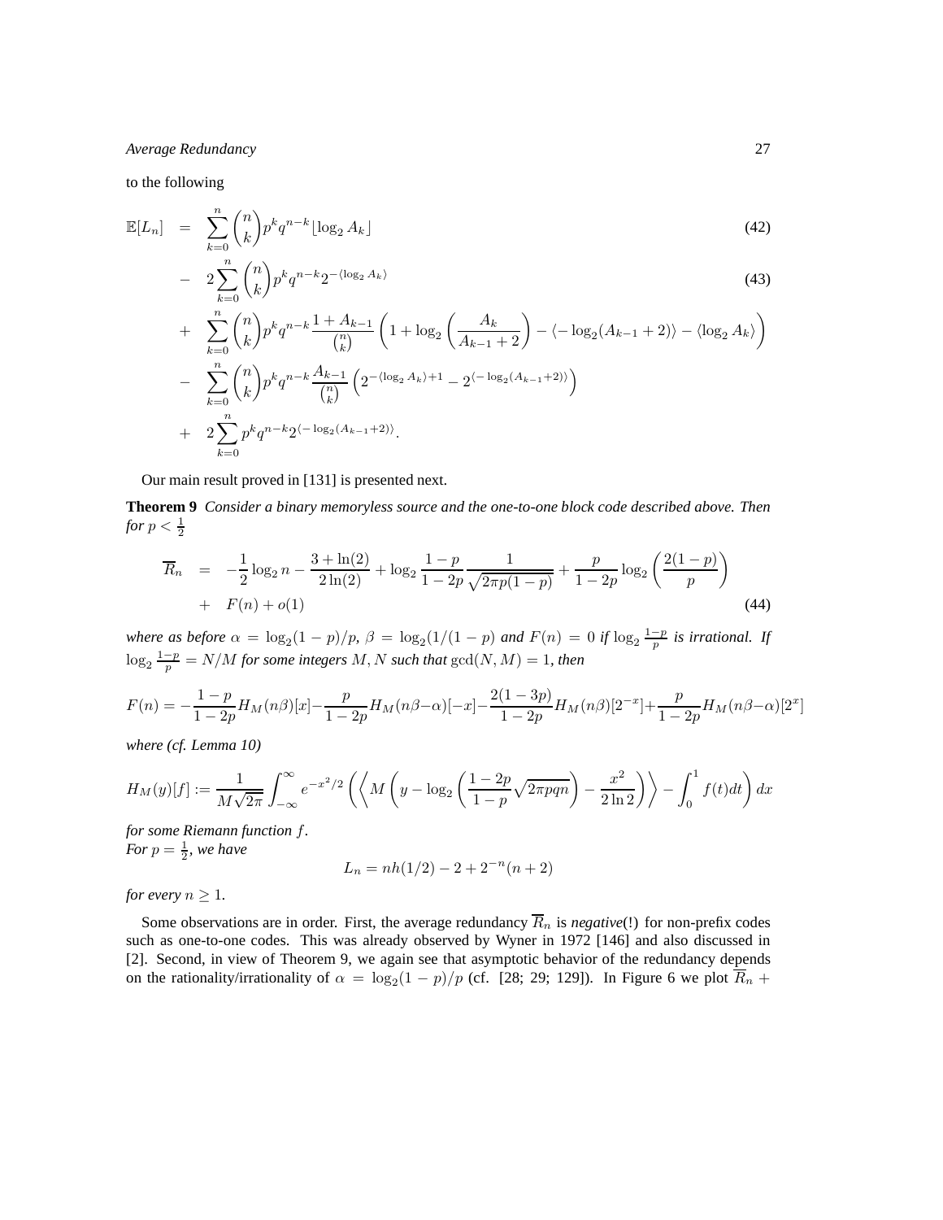to the following

$$
\begin{aligned}
\mathbb{E}[L_n] &= \sum_{k=0}^{n} \binom{n}{k} p^k q^{n-k} \lfloor \log_2 A_k \rfloor & (42) \\
&- 2\sum_{k=0}^{n} \binom{n}{k} p^k q^{n-k} 2^{-\langle \log_2 A_k \rangle} & (43) \\
&+ \sum_{k=0}^{n} \binom{n}{k} p^k q^{n-k} \frac{1 + A_{k-1}}{\binom{n}{k}} \left( 1 + \log_2 \left( \frac{A_k}{A_{k-1}+2} \right) - \langle -\log_2 (A_{k-1}+2) \rangle - \langle \log_2 A_k \rangle \right) \\
&- \sum_{k=0}^{n} \binom{n}{k} p^k q^{n-k} \frac{A_{k-1}}{\binom{n}{k}} \left( 2^{-\langle \log_2 A_k \rangle + 1} - 2^{\langle -\log_2 (A_{k-1}+2) \rangle} \right) \\
&+ 2\sum_{k=0}^{n} p^k q^{n-k} 2^{\langle -\log_2 (A_{k-1}+2) \rangle}.
\end{aligned}
$$

Our main result proved in [131] is presented next.

**Theorem 9** *Consider a binary memoryless source and the one-to-one block code described above. Then for $p < \frac{1}{2}$*

$$
\begin{aligned}
\overline{R}_n &= -\frac{1}{2}\log_2 n - \frac{3 + \ln(2)}{2\ln(2)} + \log_2 \frac{1-p}{1-2p} \frac{1}{\sqrt{2\pi p(1-p)}} + \frac{p}{1-2p} \log_2 \left( \frac{2(1-p)}{p} \right) \\
&+ F(n) + o(1) & (44)
\end{aligned}
$$

*where as before $\alpha = \log_2(1-p)/p$, $\beta = \log_2(1/(1-p)$ and $F(n) = 0$ if $\log_2 \frac{1-p}{p}$ is irrational. If $\log_2 \frac{1-p}{p} = N/M$ for some integers $M, N$ such that $\gcd(N, M) = 1$, then*

$$
F(n) = -\frac{1-p}{1-2p} H_M(n\beta)[x] - \frac{p}{1-2p} H_M(n\beta - \alpha)[-x] - \frac{2(1-3p)}{1-2p} H_M(n\beta)[2^{-x}] + \frac{p}{1-2p} H_M(n\beta - \alpha)[2^x]
$$

*where (cf. Lemma 10)*

$$
H_M(y)[f] := \frac{1}{M\sqrt{2\pi}} \int_{-\infty}^{\infty} e^{-x^2/2} \left( \left\langle M \left( y - \log_2 \left( \frac{1-2p}{1-p} \sqrt{2\pi p q n} \right) - \frac{x^2}{2\ln 2} \right) \right\rangle - \int_0^1 f(t) dt \right) dx
$$

*for some Riemann function $f$.*
*For $p = \frac{1}{2}$, we have*

$$
L_n = nh(1/2) - 2 + 2^{-n}(n+2)
$$

*for every $n \geq 1$.*

Some observations are in order. First, the average redundancy $\overline{R}_n$ is *negative*(!) for non-prefix codes such as one-to-one codes. This was already observed by Wyner in 1972 [146] and also discussed in [2]. Second, in view of Theorem 9, we again see that asymptotic behavior of the redundancy depends on the rationality/irrationality of $\alpha = \log_2(1-p)/p$ (cf. [28; 29; 129]). In Figure 6 we plot $\overline{R}_n +$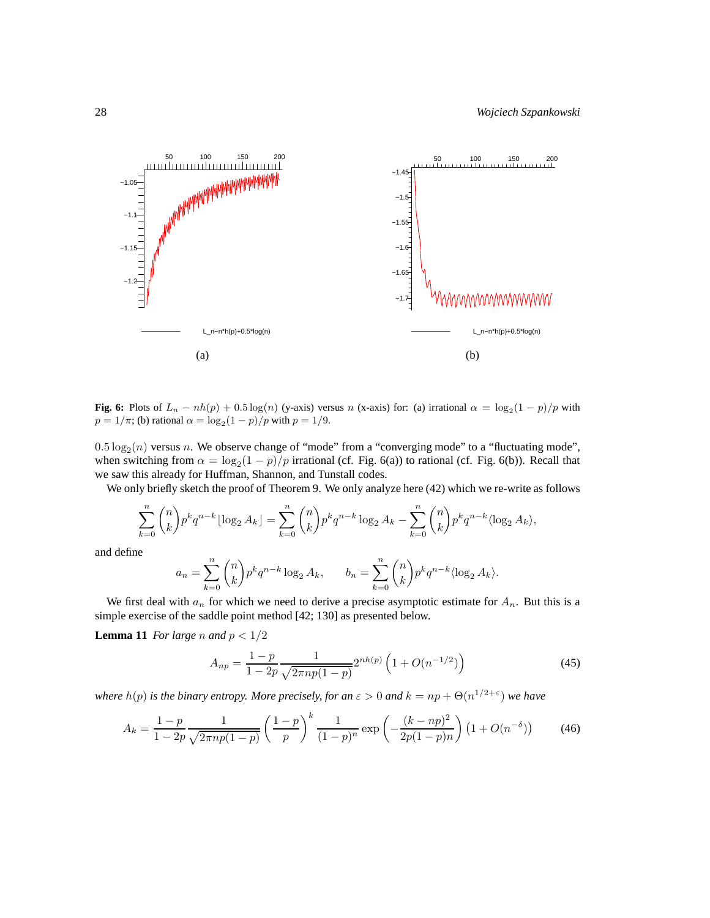Fig. 6: Plots of $L_n - nh(p) + 0.5\log(n)$ (y-axis) versus $n$ (x-axis) for: (a) irrational $\alpha = \log_2(1-p)/p$ with $p = 1/\pi$; (b) rational $\alpha = \log_2(1-p)/p$ with $p = 1/9$.

$0.5\log_2(n)$ versus $n$. We observe change of "mode" from a "converging mode" to a "fluctuating mode", when switching from $\alpha = \log_2(1-p)/p$ irrational (cf. Fig. 6(a)) to rational (cf. Fig. 6(b)). Recall that we saw this already for Huffman, Shannon, and Tunstall codes.

We only briefly sketch the proof of Theorem 9. We only analyze here (42) which we re-write as follows

$$\sum_{k=0}^{n} \binom{n}{k} p^k q^{n-k} \lfloor \log_2 A_k \rfloor = \sum_{k=0}^{n} \binom{n}{k} p^k q^{n-k} \log_2 A_k - \sum_{k=0}^{n} \binom{n}{k} p^k q^{n-k} \langle \log_2 A_k \rangle,$$

and define

$$a_n = \sum_{k=0}^{n} \binom{n}{k} p^k q^{n-k} \log_2 A_k, \qquad b_n = \sum_{k=0}^{n} \binom{n}{k} p^k q^{n-k} \langle \log_2 A_k \rangle.$$

We first deal with $a_n$ for which we need to derive a precise asymptotic estimate for $A_n$. But this is a simple exercise of the saddle point method [42; 130] as presented below.

**Lemma 11** *For large $n$ and $p < 1/2$*

$$A_{np} = \frac{1-p}{1-2p} \frac{1}{\sqrt{2\pi np(1-p)}} 2^{nh(p)} \left(1 + O(n^{-1/2})\right) \tag{45}$$

*where $h(p)$ is the binary entropy. More precisely, for an $\varepsilon > 0$ and $k = np + \Theta(n^{1/2+\varepsilon})$ we have*

$$A_k = \frac{1-p}{1-2p} \frac{1}{\sqrt{2\pi np(1-p)}} \left(\frac{1-p}{p}\right)^k \frac{1}{(1-p)^n} \exp\left(-\frac{(k-np)^2}{2p(1-p)n}\right) \left(1 + O(n^{-\delta})\right) \tag{46}$$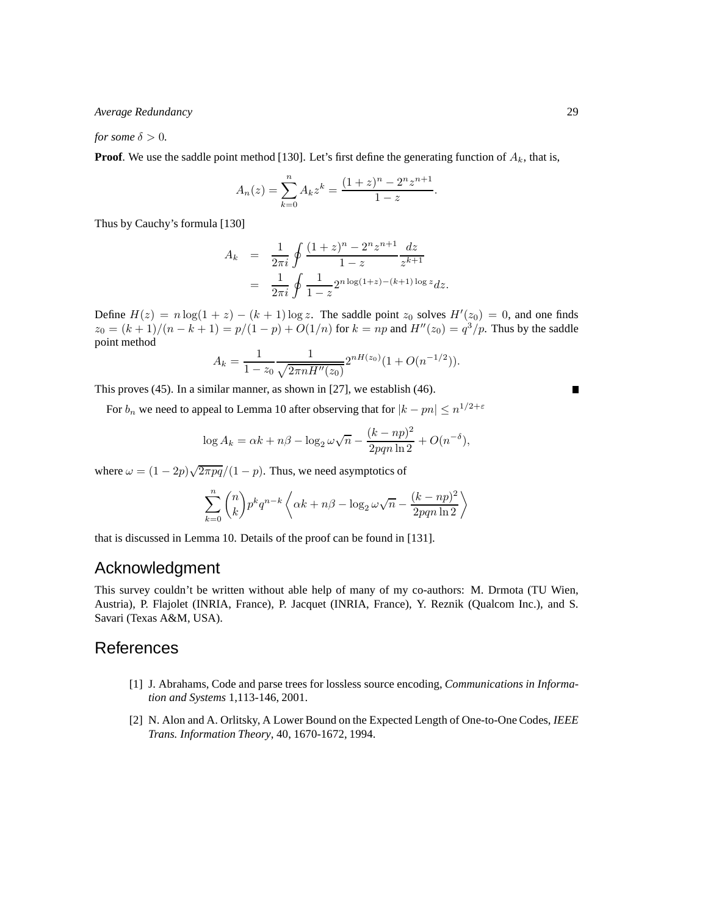*for some $\delta > 0$.*

**Proof**. We use the saddle point method [130]. Let's first define the generating function of $A_k$, that is,

$$A_n(z) = \sum_{k=0}^{n} A_k z^k = \frac{(1+z)^n - 2^n z^{n+1}}{1-z}.$$

Thus by Cauchy's formula [130]

$$\begin{aligned} A_k &= \frac{1}{2\pi i} \oint \frac{(1+z)^n - 2^n z^{n+1}}{1-z} \frac{dz}{z^{k+1}} \\ &= \frac{1}{2\pi i} \oint \frac{1}{1-z} 2^{n\log(1+z)-(k+1)\log z} dz. \end{aligned}$$

Define $H(z) = n\log(1+z) - (k+1)\log z$. The saddle point $z_0$ solves $H'(z_0) = 0$, and one finds $z_0 = (k+1)/(n-k+1) = p/(1-p) + O(1/n)$ for $k = np$ and $H''(z_0) = q^3/p$. Thus by the saddle point method

$$A_k = \frac{1}{1-z_0} \frac{1}{\sqrt{2\pi n H''(z_0)}} 2^{nH(z_0)} (1 + O(n^{-1/2})).$$

This proves (45). In a similar manner, as shown in [27], we establish (46). ∎

For $b_n$ we need to appeal to Lemma 10 after observing that for $|k - pn| \le n^{1/2+\varepsilon}$

$$\log A_k = \alpha k + n\beta - \log_2 \omega\sqrt{n} - \frac{(k-np)^2}{2pqn\ln 2} + O(n^{-\delta}),$$

where $\omega = (1-2p)\sqrt{2\pi pq}/(1-p)$. Thus, we need asymptotics of

$$\sum_{k=0}^{n} \binom{n}{k} p^k q^{n-k} \left\langle \alpha k + n\beta - \log_2 \omega\sqrt{n} - \frac{(k-np)^2}{2pqn\ln 2} \right\rangle$$

that is discussed in Lemma 10. Details of the proof can be found in [131].

## Acknowledgment

This survey couldn't be written without able help of many of my co-authors: M. Drmota (TU Wien, Austria), P. Flajolet (INRIA, France), P. Jacquet (INRIA, France), Y. Reznik (Qualcom Inc.), and S. Savari (Texas A&M, USA).

## References

[1] J. Abrahams, Code and parse trees for lossless source encoding, *Communications in Information and Systems* 1,113-146, 2001.

[2] N. Alon and A. Orlitsky, A Lower Bound on the Expected Length of One-to-One Codes, *IEEE Trans. Information Theory*, 40, 1670-1672, 1994.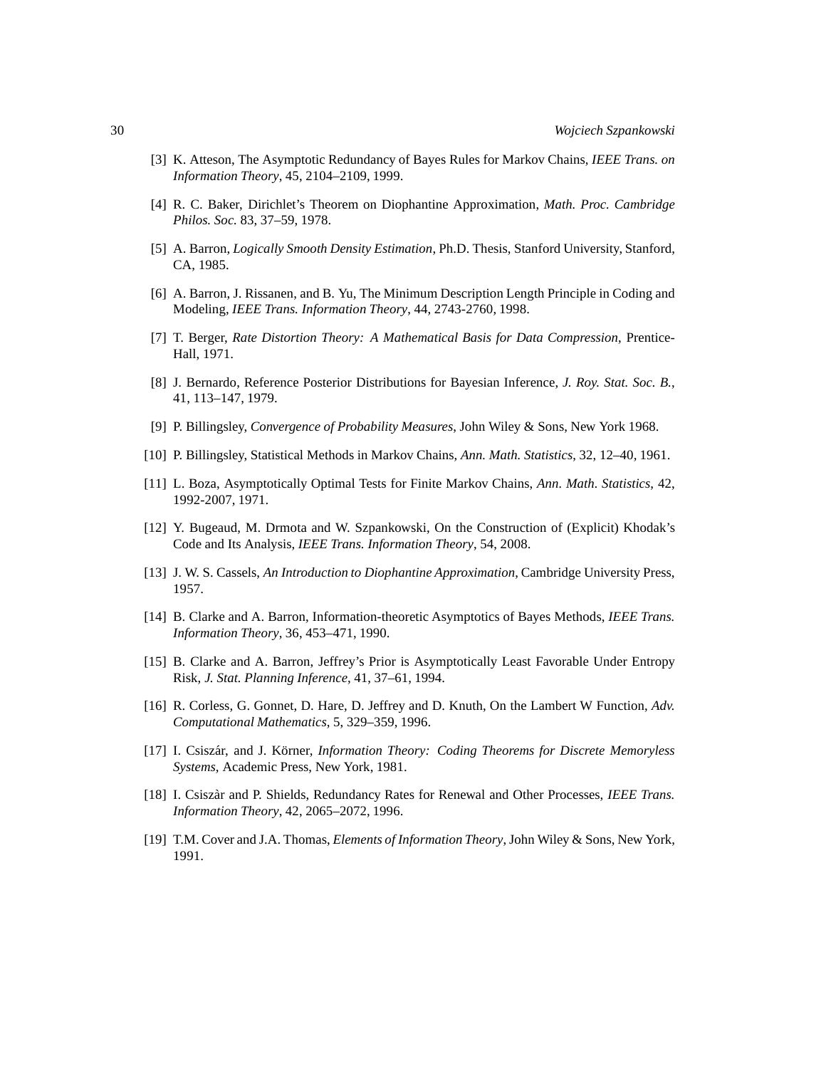[3] K. Atteson, The Asymptotic Redundancy of Bayes Rules for Markov Chains, *IEEE Trans. on Information Theory*, 45, 2104–2109, 1999.

[4] R. C. Baker, Dirichlet's Theorem on Diophantine Approximation, *Math. Proc. Cambridge Philos. Soc.* 83, 37–59, 1978.

[5] A. Barron, *Logically Smooth Density Estimation*, Ph.D. Thesis, Stanford University, Stanford, CA, 1985.

[6] A. Barron, J. Rissanen, and B. Yu, The Minimum Description Length Principle in Coding and Modeling, *IEEE Trans. Information Theory*, 44, 2743-2760, 1998.

[7] T. Berger, *Rate Distortion Theory: A Mathematical Basis for Data Compression*, Prentice-Hall, 1971.

[8] J. Bernardo, Reference Posterior Distributions for Bayesian Inference, *J. Roy. Stat. Soc. B.*, 41, 113–147, 1979.

[9] P. Billingsley, *Convergence of Probability Measures*, John Wiley & Sons, New York 1968.

[10] P. Billingsley, Statistical Methods in Markov Chains, *Ann. Math. Statistics*, 32, 12–40, 1961.

[11] L. Boza, Asymptotically Optimal Tests for Finite Markov Chains, *Ann. Math. Statistics*, 42, 1992-2007, 1971.

[12] Y. Bugeaud, M. Drmota and W. Szpankowski, On the Construction of (Explicit) Khodak's Code and Its Analysis, *IEEE Trans. Information Theory*, 54, 2008.

[13] J. W. S. Cassels, *An Introduction to Diophantine Approximation*, Cambridge University Press, 1957.

[14] B. Clarke and A. Barron, Information-theoretic Asymptotics of Bayes Methods, *IEEE Trans. Information Theory*, 36, 453–471, 1990.

[15] B. Clarke and A. Barron, Jeffrey's Prior is Asymptotically Least Favorable Under Entropy Risk, *J. Stat. Planning Inference*, 41, 37–61, 1994.

[16] R. Corless, G. Gonnet, D. Hare, D. Jeffrey and D. Knuth, On the Lambert W Function, *Adv. Computational Mathematics*, 5, 329–359, 1996.

[17] I. Csiszár, and J. Körner, *Information Theory: Coding Theorems for Discrete Memoryless Systems*, Academic Press, New York, 1981.

[18] I. Csiszàr and P. Shields, Redundancy Rates for Renewal and Other Processes, *IEEE Trans. Information Theory*, 42, 2065–2072, 1996.

[19] T.M. Cover and J.A. Thomas, *Elements of Information Theory*, John Wiley & Sons, New York, 1991.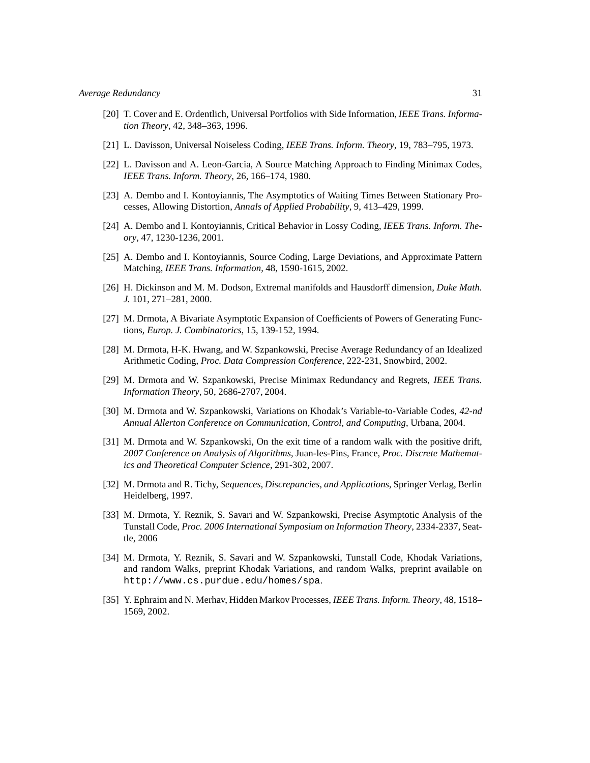[20] T. Cover and E. Ordentlich, Universal Portfolios with Side Information, *IEEE Trans. Information Theory*, 42, 348–363, 1996.

[21] L. Davisson, Universal Noiseless Coding, *IEEE Trans. Inform. Theory*, 19, 783–795, 1973.

[22] L. Davisson and A. Leon-Garcia, A Source Matching Approach to Finding Minimax Codes, *IEEE Trans. Inform. Theory*, 26, 166–174, 1980.

[23] A. Dembo and I. Kontoyiannis, The Asymptotics of Waiting Times Between Stationary Processes, Allowing Distortion, *Annals of Applied Probability*, 9, 413–429, 1999.

[24] A. Dembo and I. Kontoyiannis, Critical Behavior in Lossy Coding, *IEEE Trans. Inform. Theory*, 47, 1230-1236, 2001.

[25] A. Dembo and I. Kontoyiannis, Source Coding, Large Deviations, and Approximate Pattern Matching, *IEEE Trans. Information*, 48, 1590-1615, 2002.

[26] H. Dickinson and M. M. Dodson, Extremal manifolds and Hausdorff dimension, *Duke Math. J.* 101, 271–281, 2000.

[27] M. Drmota, A Bivariate Asymptotic Expansion of Coefficients of Powers of Generating Functions, *Europ. J. Combinatorics*, 15, 139-152, 1994.

[28] M. Drmota, H-K. Hwang, and W. Szpankowski, Precise Average Redundancy of an Idealized Arithmetic Coding, *Proc. Data Compression Conference*, 222-231, Snowbird, 2002.

[29] M. Drmota and W. Szpankowski, Precise Minimax Redundancy and Regrets, *IEEE Trans. Information Theory*, 50, 2686-2707, 2004.

[30] M. Drmota and W. Szpankowski, Variations on Khodak's Variable-to-Variable Codes, *42-nd Annual Allerton Conference on Communication, Control, and Computing*, Urbana, 2004.

[31] M. Drmota and W. Szpankowski, On the exit time of a random walk with the positive drift, *2007 Conference on Analysis of Algorithms*, Juan-les-Pins, France, *Proc. Discrete Mathematics and Theoretical Computer Science*, 291-302, 2007.

[32] M. Drmota and R. Tichy, *Sequences, Discrepancies, and Applications*, Springer Verlag, Berlin Heidelberg, 1997.

[33] M. Drmota, Y. Reznik, S. Savari and W. Szpankowski, Precise Asymptotic Analysis of the Tunstall Code, *Proc. 2006 International Symposium on Information Theory*, 2334-2337, Seattle, 2006

[34] M. Drmota, Y. Reznik, S. Savari and W. Szpankowski, Tunstall Code, Khodak Variations, and random Walks, preprint Khodak Variations, and random Walks, preprint available on `http://www.cs.purdue.edu/homes/spa`.

[35] Y. Ephraim and N. Merhav, Hidden Markov Processes, *IEEE Trans. Inform. Theory*, 48, 1518–1569, 2002.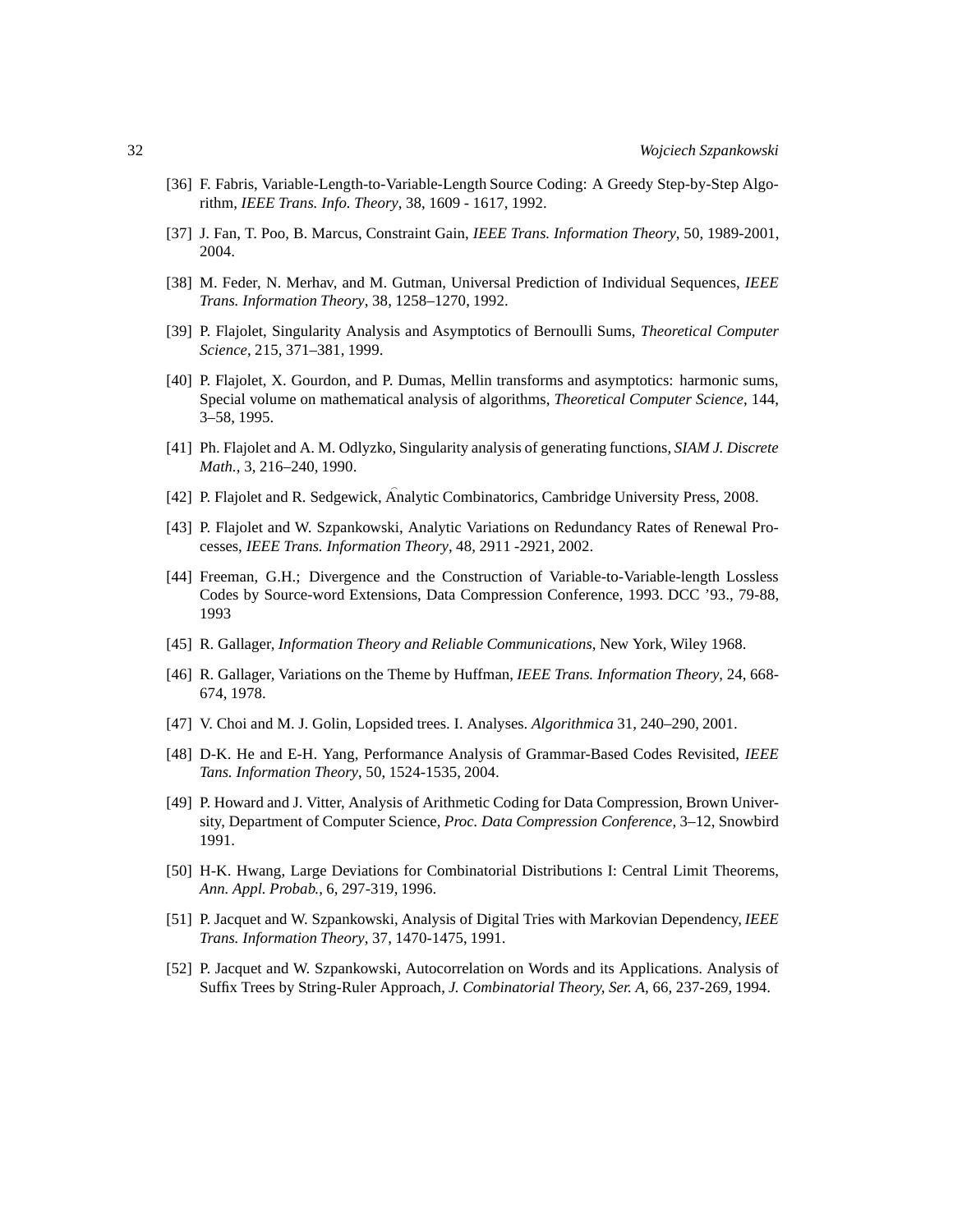[36] F. Fabris, Variable-Length-to-Variable-Length Source Coding: A Greedy Step-by-Step Algorithm, *IEEE Trans. Info. Theory*, 38, 1609 - 1617, 1992.

[37] J. Fan, T. Poo, B. Marcus, Constraint Gain, *IEEE Trans. Information Theory*, 50, 1989-2001, 2004.

[38] M. Feder, N. Merhav, and M. Gutman, Universal Prediction of Individual Sequences, *IEEE Trans. Information Theory*, 38, 1258–1270, 1992.

[39] P. Flajolet, Singularity Analysis and Asymptotics of Bernoulli Sums, *Theoretical Computer Science*, 215, 371–381, 1999.

[40] P. Flajolet, X. Gourdon, and P. Dumas, Mellin transforms and asymptotics: harmonic sums, Special volume on mathematical analysis of algorithms, *Theoretical Computer Science*, 144, 3–58, 1995.

[41] Ph. Flajolet and A. M. Odlyzko, Singularity analysis of generating functions, *SIAM J. Discrete Math.*, 3, 216–240, 1990.

[42] P. Flajolet and R. Sedgewick, Analytic Combinatorics, Cambridge University Press, 2008.

[43] P. Flajolet and W. Szpankowski, Analytic Variations on Redundancy Rates of Renewal Processes, *IEEE Trans. Information Theory*, 48, 2911 -2921, 2002.

[44] Freeman, G.H.; Divergence and the Construction of Variable-to-Variable-length Lossless Codes by Source-word Extensions, Data Compression Conference, 1993. DCC '93., 79-88, 1993

[45] R. Gallager, *Information Theory and Reliable Communications*, New York, Wiley 1968.

[46] R. Gallager, Variations on the Theme by Huffman, *IEEE Trans. Information Theory*, 24, 668-674, 1978.

[47] V. Choi and M. J. Golin, Lopsided trees. I. Analyses. *Algorithmica* 31, 240–290, 2001.

[48] D-K. He and E-H. Yang, Performance Analysis of Grammar-Based Codes Revisited, *IEEE Tans. Information Theory*, 50, 1524-1535, 2004.

[49] P. Howard and J. Vitter, Analysis of Arithmetic Coding for Data Compression, Brown University, Department of Computer Science, *Proc. Data Compression Conference*, 3–12, Snowbird 1991.

[50] H-K. Hwang, Large Deviations for Combinatorial Distributions I: Central Limit Theorems, *Ann. Appl. Probab.*, 6, 297-319, 1996.

[51] P. Jacquet and W. Szpankowski, Analysis of Digital Tries with Markovian Dependency, *IEEE Trans. Information Theory*, 37, 1470-1475, 1991.

[52] P. Jacquet and W. Szpankowski, Autocorrelation on Words and its Applications. Analysis of Suffix Trees by String-Ruler Approach, *J. Combinatorial Theory, Ser. A*, 66, 237-269, 1994.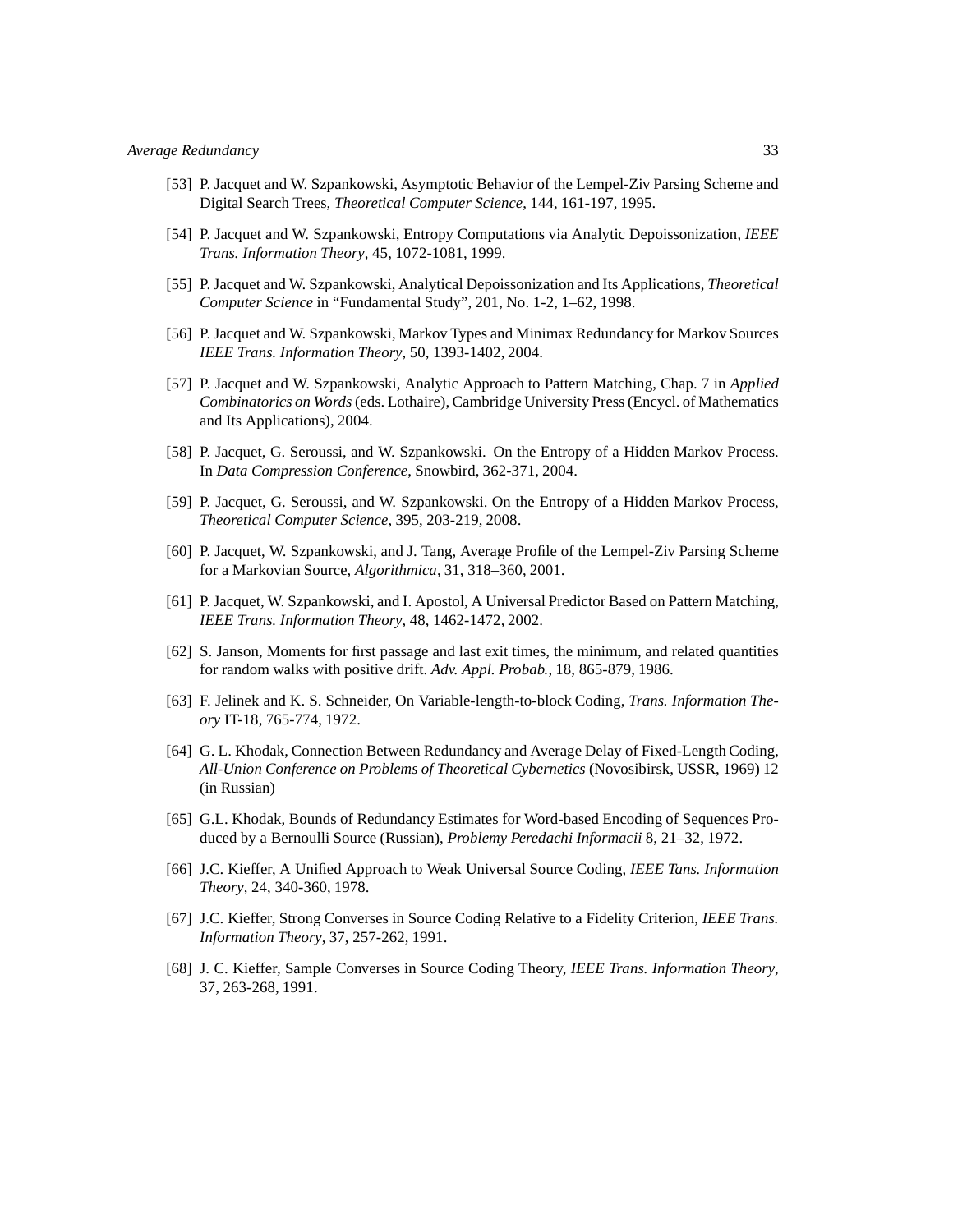[53] P. Jacquet and W. Szpankowski, Asymptotic Behavior of the Lempel-Ziv Parsing Scheme and Digital Search Trees, *Theoretical Computer Science*, 144, 161-197, 1995.

[54] P. Jacquet and W. Szpankowski, Entropy Computations via Analytic Depoissonization, *IEEE Trans. Information Theory*, 45, 1072-1081, 1999.

[55] P. Jacquet and W. Szpankowski, Analytical Depoissonization and Its Applications, *Theoretical Computer Science* in "Fundamental Study", 201, No. 1-2, 1–62, 1998.

[56] P. Jacquet and W. Szpankowski, Markov Types and Minimax Redundancy for Markov Sources *IEEE Trans. Information Theory*, 50, 1393-1402, 2004.

[57] P. Jacquet and W. Szpankowski, Analytic Approach to Pattern Matching, Chap. 7 in *Applied Combinatorics on Words* (eds. Lothaire), Cambridge University Press (Encycl. of Mathematics and Its Applications), 2004.

[58] P. Jacquet, G. Seroussi, and W. Szpankowski. On the Entropy of a Hidden Markov Process. In *Data Compression Conference*, Snowbird, 362-371, 2004.

[59] P. Jacquet, G. Seroussi, and W. Szpankowski. On the Entropy of a Hidden Markov Process, *Theoretical Computer Science*, 395, 203-219, 2008.

[60] P. Jacquet, W. Szpankowski, and J. Tang, Average Profile of the Lempel-Ziv Parsing Scheme for a Markovian Source, *Algorithmica*, 31, 318–360, 2001.

[61] P. Jacquet, W. Szpankowski, and I. Apostol, A Universal Predictor Based on Pattern Matching, *IEEE Trans. Information Theory*, 48, 1462-1472, 2002.

[62] S. Janson, Moments for first passage and last exit times, the minimum, and related quantities for random walks with positive drift. *Adv. Appl. Probab.*, 18, 865-879, 1986.

[63] F. Jelinek and K. S. Schneider, On Variable-length-to-block Coding, *Trans. Information Theory* IT-18, 765-774, 1972.

[64] G. L. Khodak, Connection Between Redundancy and Average Delay of Fixed-Length Coding, *All-Union Conference on Problems of Theoretical Cybernetics* (Novosibirsk, USSR, 1969) 12 (in Russian)

[65] G.L. Khodak, Bounds of Redundancy Estimates for Word-based Encoding of Sequences Produced by a Bernoulli Source (Russian), *Problemy Peredachi Informacii* 8, 21–32, 1972.

[66] J.C. Kieffer, A Unified Approach to Weak Universal Source Coding, *IEEE Tans. Information Theory*, 24, 340-360, 1978.

[67] J.C. Kieffer, Strong Converses in Source Coding Relative to a Fidelity Criterion, *IEEE Trans. Information Theory*, 37, 257-262, 1991.

[68] J. C. Kieffer, Sample Converses in Source Coding Theory, *IEEE Trans. Information Theory*, 37, 263-268, 1991.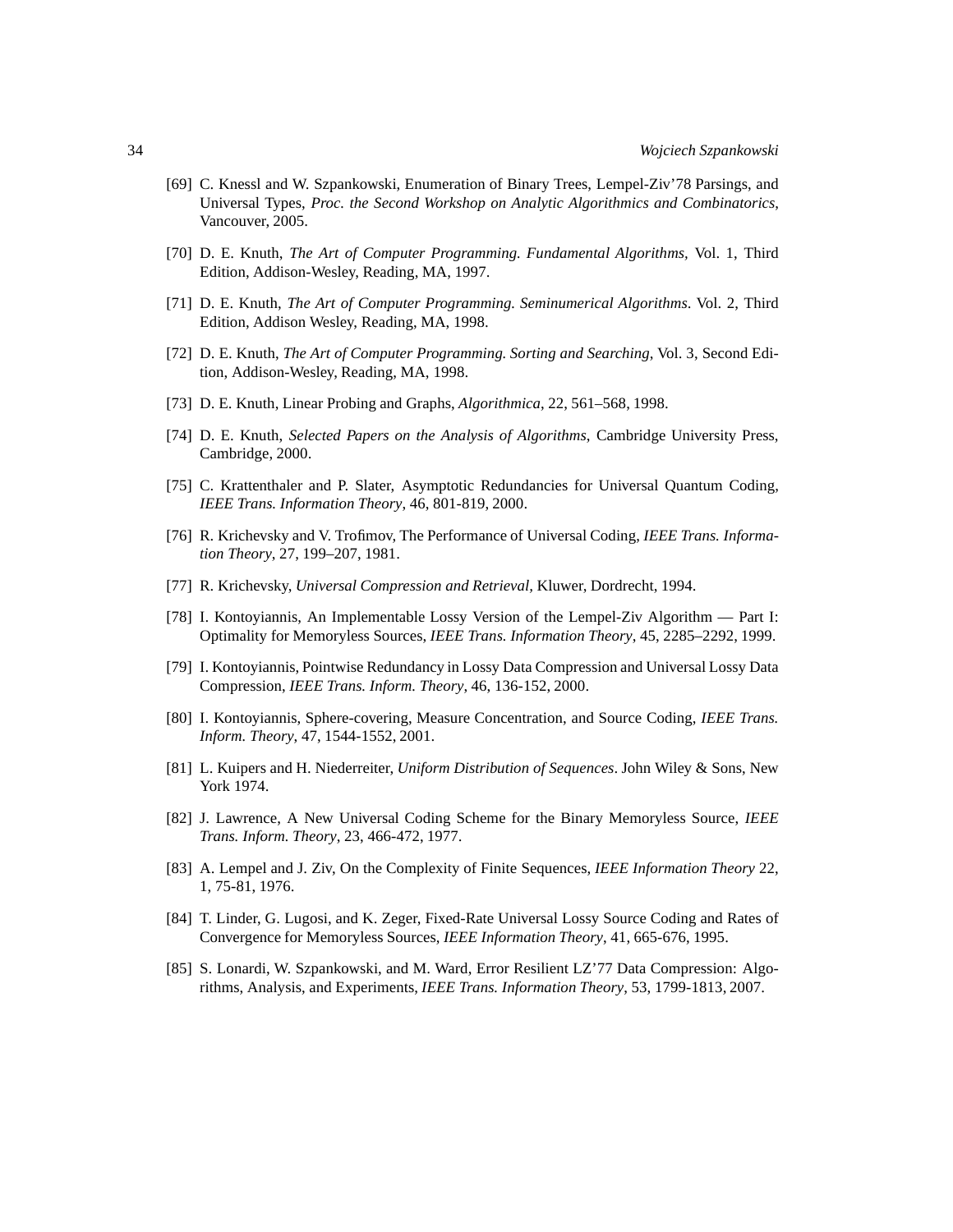[69] C. Knessl and W. Szpankowski, Enumeration of Binary Trees, Lempel-Ziv'78 Parsings, and Universal Types, *Proc. the Second Workshop on Analytic Algorithmics and Combinatorics*, Vancouver, 2005.

[70] D. E. Knuth, *The Art of Computer Programming. Fundamental Algorithms*, Vol. 1, Third Edition, Addison-Wesley, Reading, MA, 1997.

[71] D. E. Knuth, *The Art of Computer Programming. Seminumerical Algorithms*. Vol. 2, Third Edition, Addison Wesley, Reading, MA, 1998.

[72] D. E. Knuth, *The Art of Computer Programming. Sorting and Searching*, Vol. 3, Second Edition, Addison-Wesley, Reading, MA, 1998.

[73] D. E. Knuth, Linear Probing and Graphs, *Algorithmica*, 22, 561–568, 1998.

[74] D. E. Knuth, *Selected Papers on the Analysis of Algorithms*, Cambridge University Press, Cambridge, 2000.

[75] C. Krattenthaler and P. Slater, Asymptotic Redundancies for Universal Quantum Coding, *IEEE Trans. Information Theory*, 46, 801-819, 2000.

[76] R. Krichevsky and V. Trofimov, The Performance of Universal Coding, *IEEE Trans. Information Theory*, 27, 199–207, 1981.

[77] R. Krichevsky, *Universal Compression and Retrieval*, Kluwer, Dordrecht, 1994.

[78] I. Kontoyiannis, An Implementable Lossy Version of the Lempel-Ziv Algorithm — Part I: Optimality for Memoryless Sources, *IEEE Trans. Information Theory*, 45, 2285–2292, 1999.

[79] I. Kontoyiannis, Pointwise Redundancy in Lossy Data Compression and Universal Lossy Data Compression, *IEEE Trans. Inform. Theory*, 46, 136-152, 2000.

[80] I. Kontoyiannis, Sphere-covering, Measure Concentration, and Source Coding, *IEEE Trans. Inform. Theory*, 47, 1544-1552, 2001.

[81] L. Kuipers and H. Niederreiter, *Uniform Distribution of Sequences*. John Wiley & Sons, New York 1974.

[82] J. Lawrence, A New Universal Coding Scheme for the Binary Memoryless Source, *IEEE Trans. Inform. Theory*, 23, 466-472, 1977.

[83] A. Lempel and J. Ziv, On the Complexity of Finite Sequences, *IEEE Information Theory* 22, 1, 75-81, 1976.

[84] T. Linder, G. Lugosi, and K. Zeger, Fixed-Rate Universal Lossy Source Coding and Rates of Convergence for Memoryless Sources, *IEEE Information Theory*, 41, 665-676, 1995.

[85] S. Lonardi, W. Szpankowski, and M. Ward, Error Resilient LZ'77 Data Compression: Algorithms, Analysis, and Experiments, *IEEE Trans. Information Theory*, 53, 1799-1813, 2007.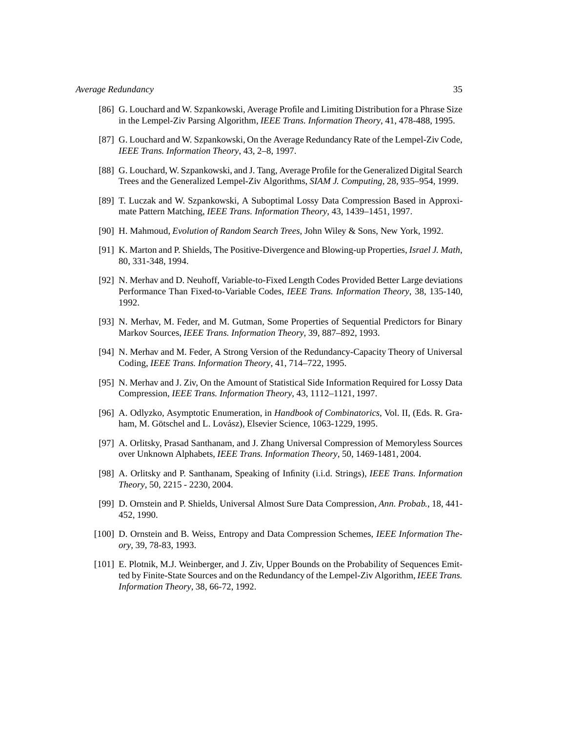[86] G. Louchard and W. Szpankowski, Average Profile and Limiting Distribution for a Phrase Size in the Lempel-Ziv Parsing Algorithm, *IEEE Trans. Information Theory*, 41, 478-488, 1995.

[87] G. Louchard and W. Szpankowski, On the Average Redundancy Rate of the Lempel-Ziv Code, *IEEE Trans. Information Theory*, 43, 2–8, 1997.

[88] G. Louchard, W. Szpankowski, and J. Tang, Average Profile for the Generalized Digital Search Trees and the Generalized Lempel-Ziv Algorithms, *SIAM J. Computing*, 28, 935–954, 1999.

[89] T. Luczak and W. Szpankowski, A Suboptimal Lossy Data Compression Based in Approximate Pattern Matching, *IEEE Trans. Information Theory*, 43, 1439–1451, 1997.

[90] H. Mahmoud, *Evolution of Random Search Trees*, John Wiley & Sons, New York, 1992.

[91] K. Marton and P. Shields, The Positive-Divergence and Blowing-up Properties, *Israel J. Math*, 80, 331-348, 1994.

[92] N. Merhav and D. Neuhoff, Variable-to-Fixed Length Codes Provided Better Large deviations Performance Than Fixed-to-Variable Codes, *IEEE Trans. Information Theory*, 38, 135-140, 1992.

[93] N. Merhav, M. Feder, and M. Gutman, Some Properties of Sequential Predictors for Binary Markov Sources, *IEEE Trans. Information Theory*, 39, 887–892, 1993.

[94] N. Merhav and M. Feder, A Strong Version of the Redundancy-Capacity Theory of Universal Coding, *IEEE Trans. Information Theory*, 41, 714–722, 1995.

[95] N. Merhav and J. Ziv, On the Amount of Statistical Side Information Required for Lossy Data Compression, *IEEE Trans. Information Theory*, 43, 1112–1121, 1997.

[96] A. Odlyzko, Asymptotic Enumeration, in *Handbook of Combinatorics*, Vol. II, (Eds. R. Graham, M. Götschel and L. Lovász), Elsevier Science, 1063-1229, 1995.

[97] A. Orlitsky, Prasad Santhanam, and J. Zhang Universal Compression of Memoryless Sources over Unknown Alphabets, *IEEE Trans. Information Theory*, 50, 1469-1481, 2004.

[98] A. Orlitsky and P. Santhanam, Speaking of Infinity (i.i.d. Strings), *IEEE Trans. Information Theory*, 50, 2215 - 2230, 2004.

[99] D. Ornstein and P. Shields, Universal Almost Sure Data Compression, *Ann. Probab.*, 18, 441-452, 1990.

[100] D. Ornstein and B. Weiss, Entropy and Data Compression Schemes, *IEEE Information Theory*, 39, 78-83, 1993.

[101] E. Plotnik, M.J. Weinberger, and J. Ziv, Upper Bounds on the Probability of Sequences Emitted by Finite-State Sources and on the Redundancy of the Lempel-Ziv Algorithm, *IEEE Trans. Information Theory*, 38, 66-72, 1992.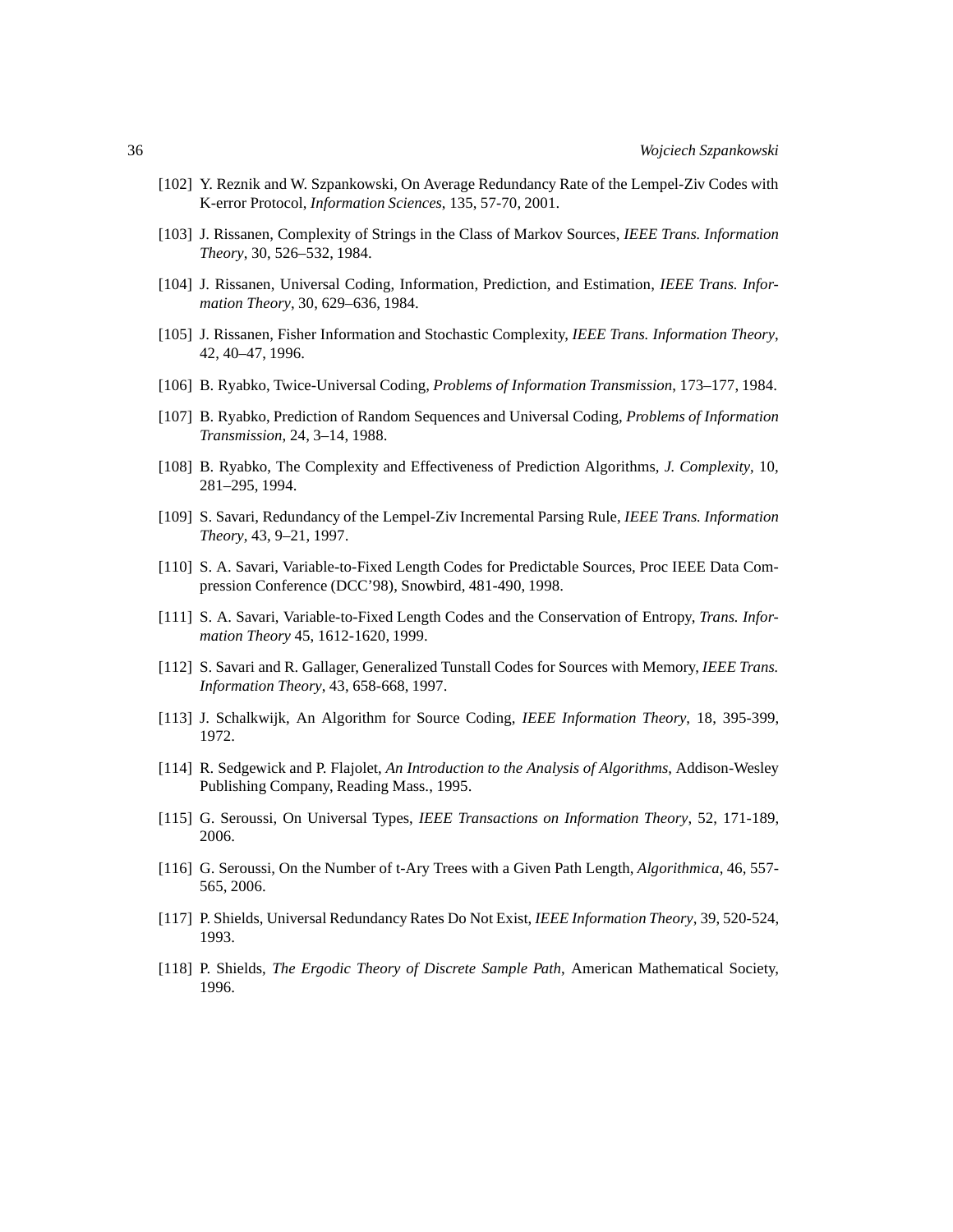[102] Y. Reznik and W. Szpankowski, On Average Redundancy Rate of the Lempel-Ziv Codes with K-error Protocol, *Information Sciences*, 135, 57-70, 2001.

[103] J. Rissanen, Complexity of Strings in the Class of Markov Sources, *IEEE Trans. Information Theory*, 30, 526–532, 1984.

[104] J. Rissanen, Universal Coding, Information, Prediction, and Estimation, *IEEE Trans. Information Theory*, 30, 629–636, 1984.

[105] J. Rissanen, Fisher Information and Stochastic Complexity, *IEEE Trans. Information Theory*, 42, 40–47, 1996.

[106] B. Ryabko, Twice-Universal Coding, *Problems of Information Transmission*, 173–177, 1984.

[107] B. Ryabko, Prediction of Random Sequences and Universal Coding, *Problems of Information Transmission*, 24, 3–14, 1988.

[108] B. Ryabko, The Complexity and Effectiveness of Prediction Algorithms, *J. Complexity*, 10, 281–295, 1994.

[109] S. Savari, Redundancy of the Lempel-Ziv Incremental Parsing Rule, *IEEE Trans. Information Theory*, 43, 9–21, 1997.

[110] S. A. Savari, Variable-to-Fixed Length Codes for Predictable Sources, Proc IEEE Data Compression Conference (DCC'98), Snowbird, 481-490, 1998.

[111] S. A. Savari, Variable-to-Fixed Length Codes and the Conservation of Entropy, *Trans. Information Theory* 45, 1612-1620, 1999.

[112] S. Savari and R. Gallager, Generalized Tunstall Codes for Sources with Memory, *IEEE Trans. Information Theory*, 43, 658-668, 1997.

[113] J. Schalkwijk, An Algorithm for Source Coding, *IEEE Information Theory*, 18, 395-399, 1972.

[114] R. Sedgewick and P. Flajolet, *An Introduction to the Analysis of Algorithms*, Addison-Wesley Publishing Company, Reading Mass., 1995.

[115] G. Seroussi, On Universal Types, *IEEE Transactions on Information Theory*, 52, 171-189, 2006.

[116] G. Seroussi, On the Number of t-Ary Trees with a Given Path Length, *Algorithmica*, 46, 557-565, 2006.

[117] P. Shields, Universal Redundancy Rates Do Not Exist, *IEEE Information Theory*, 39, 520-524, 1993.

[118] P. Shields, *The Ergodic Theory of Discrete Sample Path*, American Mathematical Society, 1996.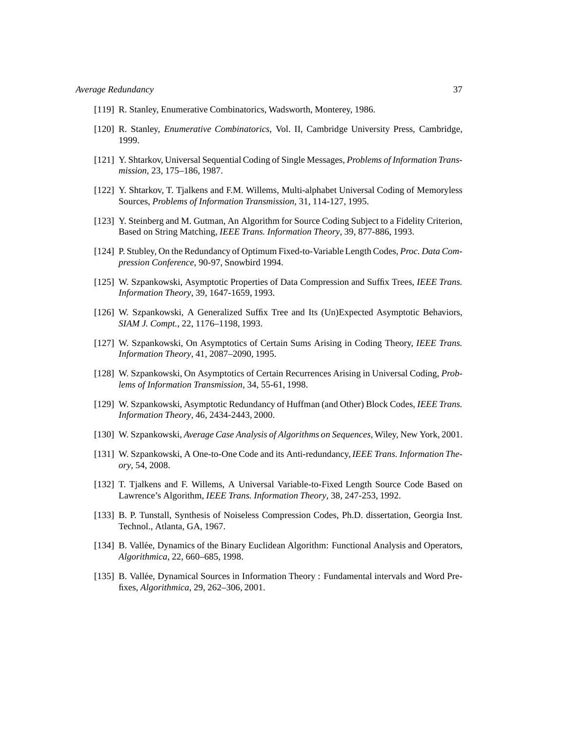[119] R. Stanley, Enumerative Combinatorics, Wadsworth, Monterey, 1986.

[120] R. Stanley, *Enumerative Combinatorics*, Vol. II, Cambridge University Press, Cambridge, 1999.

[121] Y. Shtarkov, Universal Sequential Coding of Single Messages, *Problems of Information Transmission*, 23, 175–186, 1987.

[122] Y. Shtarkov, T. Tjalkens and F.M. Willems, Multi-alphabet Universal Coding of Memoryless Sources, *Problems of Information Transmission*, 31, 114-127, 1995.

[123] Y. Steinberg and M. Gutman, An Algorithm for Source Coding Subject to a Fidelity Criterion, Based on String Matching, *IEEE Trans. Information Theory*, 39, 877-886, 1993.

[124] P. Stubley, On the Redundancy of Optimum Fixed-to-Variable Length Codes, *Proc. Data Compression Conference*, 90-97, Snowbird 1994.

[125] W. Szpankowski, Asymptotic Properties of Data Compression and Suffix Trees, *IEEE Trans. Information Theory*, 39, 1647-1659, 1993.

[126] W. Szpankowski, A Generalized Suffix Tree and Its (Un)Expected Asymptotic Behaviors, *SIAM J. Compt.*, 22, 1176–1198, 1993.

[127] W. Szpankowski, On Asymptotics of Certain Sums Arising in Coding Theory, *IEEE Trans. Information Theory*, 41, 2087–2090, 1995.

[128] W. Szpankowski, On Asymptotics of Certain Recurrences Arising in Universal Coding, *Problems of Information Transmission*, 34, 55-61, 1998.

[129] W. Szpankowski, Asymptotic Redundancy of Huffman (and Other) Block Codes, *IEEE Trans. Information Theory*, 46, 2434-2443, 2000.

[130] W. Szpankowski, *Average Case Analysis of Algorithms on Sequences*, Wiley, New York, 2001.

[131] W. Szpankowski, A One-to-One Code and its Anti-redundancy, *IEEE Trans. Information Theory*, 54, 2008.

[132] T. Tjalkens and F. Willems, A Universal Variable-to-Fixed Length Source Code Based on Lawrence's Algorithm, *IEEE Trans. Information Theory*, 38, 247-253, 1992.

[133] B. P. Tunstall, Synthesis of Noiseless Compression Codes, Ph.D. dissertation, Georgia Inst. Technol., Atlanta, GA, 1967.

[134] B. Vallée, Dynamics of the Binary Euclidean Algorithm: Functional Analysis and Operators, *Algorithmica*, 22, 660–685, 1998.

[135] B. Vallée, Dynamical Sources in Information Theory : Fundamental intervals and Word Prefixes, *Algorithmica*, 29, 262–306, 2001.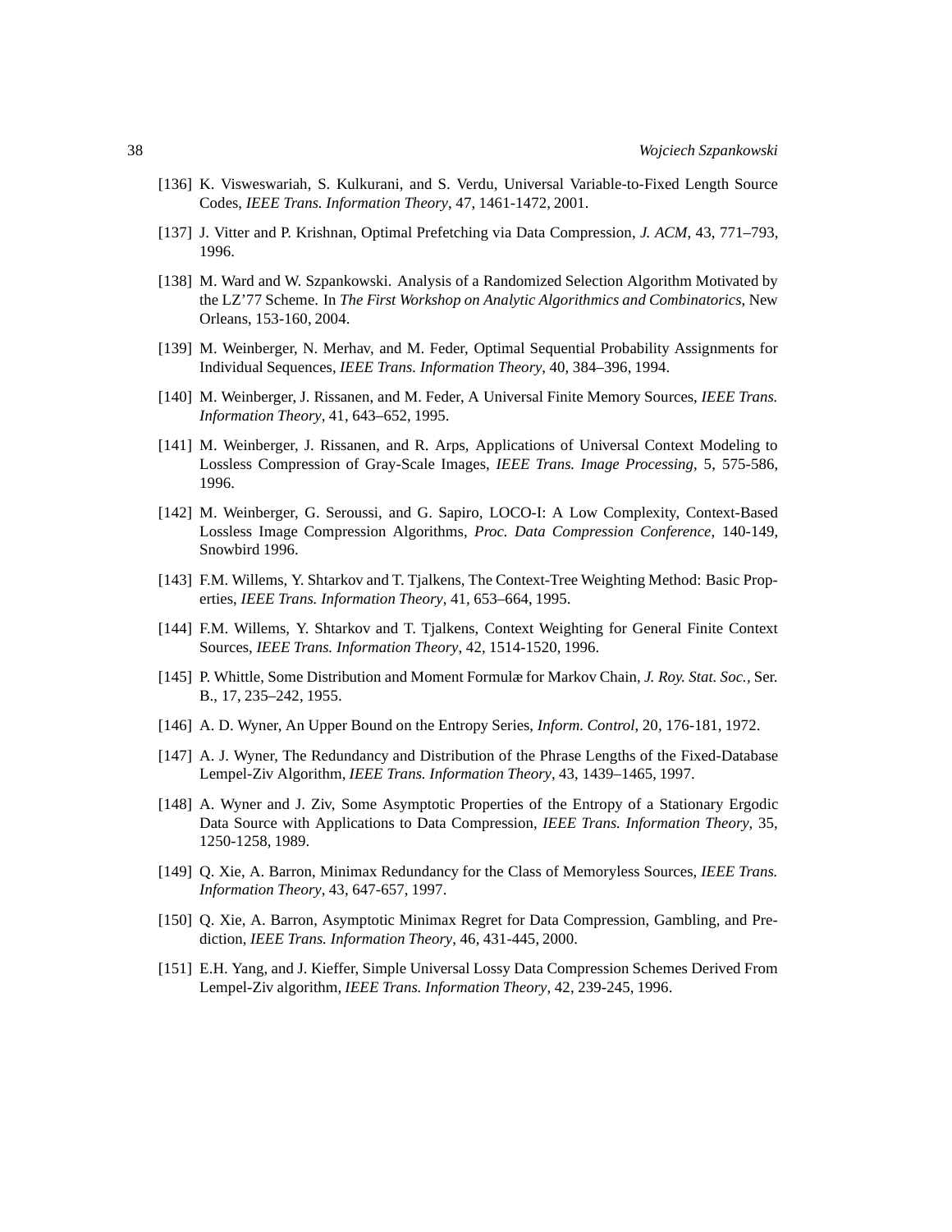[136] K. Visweswariah, S. Kulkurani, and S. Verdu, Universal Variable-to-Fixed Length Source Codes, *IEEE Trans. Information Theory*, 47, 1461-1472, 2001.

[137] J. Vitter and P. Krishnan, Optimal Prefetching via Data Compression, *J. ACM*, 43, 771–793, 1996.

[138] M. Ward and W. Szpankowski. Analysis of a Randomized Selection Algorithm Motivated by the LZ'77 Scheme. In *The First Workshop on Analytic Algorithmics and Combinatorics*, New Orleans, 153-160, 2004.

[139] M. Weinberger, N. Merhav, and M. Feder, Optimal Sequential Probability Assignments for Individual Sequences, *IEEE Trans. Information Theory*, 40, 384–396, 1994.

[140] M. Weinberger, J. Rissanen, and M. Feder, A Universal Finite Memory Sources, *IEEE Trans. Information Theory*, 41, 643–652, 1995.

[141] M. Weinberger, J. Rissanen, and R. Arps, Applications of Universal Context Modeling to Lossless Compression of Gray-Scale Images, *IEEE Trans. Image Processing*, 5, 575-586, 1996.

[142] M. Weinberger, G. Seroussi, and G. Sapiro, LOCO-I: A Low Complexity, Context-Based Lossless Image Compression Algorithms, *Proc. Data Compression Conference*, 140-149, Snowbird 1996.

[143] F.M. Willems, Y. Shtarkov and T. Tjalkens, The Context-Tree Weighting Method: Basic Properties, *IEEE Trans. Information Theory*, 41, 653–664, 1995.

[144] F.M. Willems, Y. Shtarkov and T. Tjalkens, Context Weighting for General Finite Context Sources, *IEEE Trans. Information Theory*, 42, 1514-1520, 1996.

[145] P. Whittle, Some Distribution and Moment Formulæ for Markov Chain, *J. Roy. Stat. Soc.*, Ser. B., 17, 235–242, 1955.

[146] A. D. Wyner, An Upper Bound on the Entropy Series, *Inform. Control*, 20, 176-181, 1972.

[147] A. J. Wyner, The Redundancy and Distribution of the Phrase Lengths of the Fixed-Database Lempel-Ziv Algorithm, *IEEE Trans. Information Theory*, 43, 1439–1465, 1997.

[148] A. Wyner and J. Ziv, Some Asymptotic Properties of the Entropy of a Stationary Ergodic Data Source with Applications to Data Compression, *IEEE Trans. Information Theory*, 35, 1250-1258, 1989.

[149] Q. Xie, A. Barron, Minimax Redundancy for the Class of Memoryless Sources, *IEEE Trans. Information Theory*, 43, 647-657, 1997.

[150] Q. Xie, A. Barron, Asymptotic Minimax Regret for Data Compression, Gambling, and Prediction, *IEEE Trans. Information Theory*, 46, 431-445, 2000.

[151] E.H. Yang, and J. Kieffer, Simple Universal Lossy Data Compression Schemes Derived From Lempel-Ziv algorithm, *IEEE Trans. Information Theory*, 42, 239-245, 1996.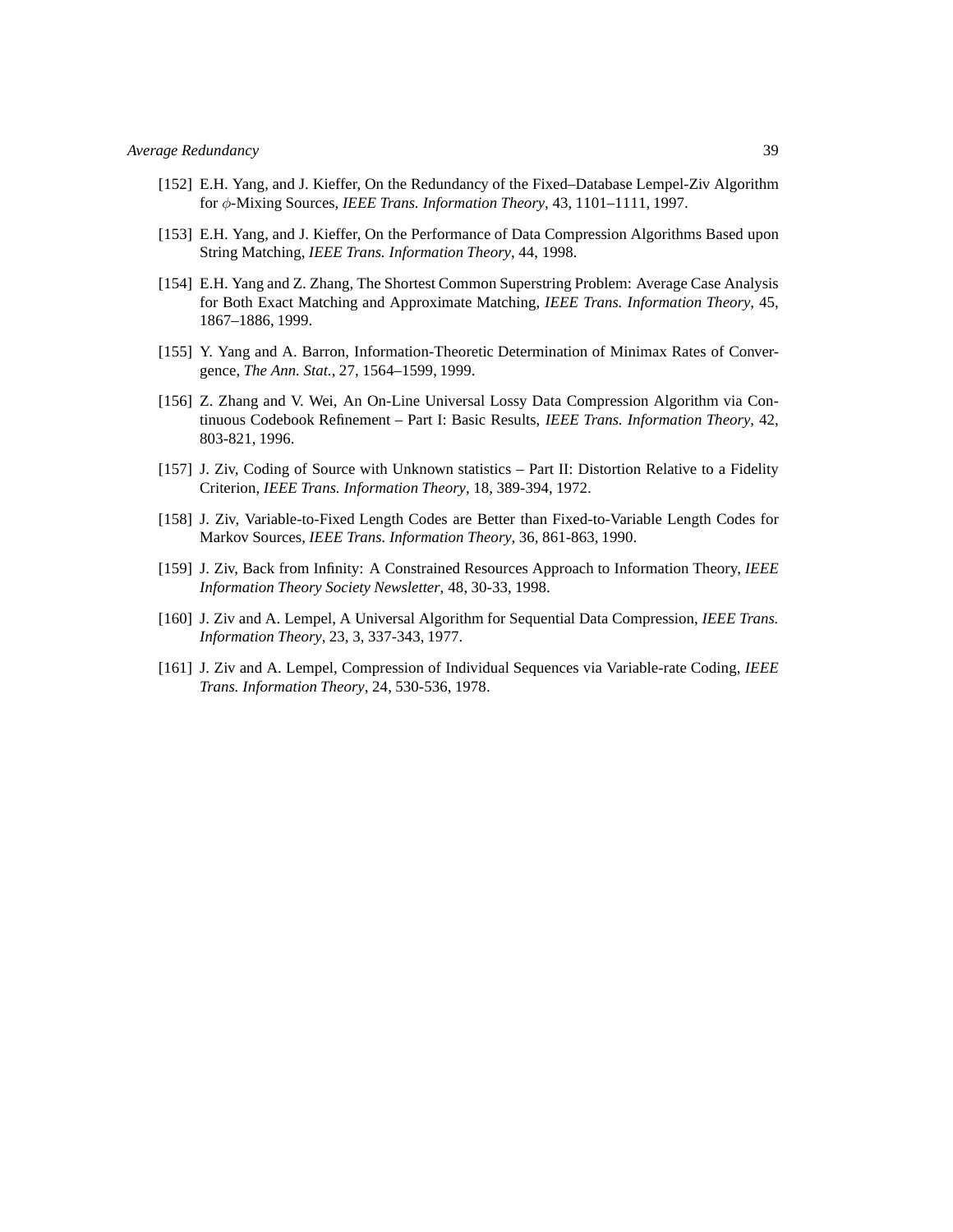[152] E.H. Yang, and J. Kieffer, On the Redundancy of the Fixed–Database Lempel-Ziv Algorithm for $\phi$-Mixing Sources, *IEEE Trans. Information Theory*, 43, 1101–1111, 1997.

[153] E.H. Yang, and J. Kieffer, On the Performance of Data Compression Algorithms Based upon String Matching, *IEEE Trans. Information Theory*, 44, 1998.

[154] E.H. Yang and Z. Zhang, The Shortest Common Superstring Problem: Average Case Analysis for Both Exact Matching and Approximate Matching, *IEEE Trans. Information Theory*, 45, 1867–1886, 1999.

[155] Y. Yang and A. Barron, Information-Theoretic Determination of Minimax Rates of Convergence, *The Ann. Stat.*, 27, 1564–1599, 1999.

[156] Z. Zhang and V. Wei, An On-Line Universal Lossy Data Compression Algorithm via Continuous Codebook Refinement – Part I: Basic Results, *IEEE Trans. Information Theory*, 42, 803-821, 1996.

[157] J. Ziv, Coding of Source with Unknown statistics – Part II: Distortion Relative to a Fidelity Criterion, *IEEE Trans. Information Theory*, 18, 389-394, 1972.

[158] J. Ziv, Variable-to-Fixed Length Codes are Better than Fixed-to-Variable Length Codes for Markov Sources, *IEEE Trans. Information Theory*, 36, 861-863, 1990.

[159] J. Ziv, Back from Infinity: A Constrained Resources Approach to Information Theory, *IEEE Information Theory Society Newsletter*, 48, 30-33, 1998.

[160] J. Ziv and A. Lempel, A Universal Algorithm for Sequential Data Compression, *IEEE Trans. Information Theory*, 23, 3, 337-343, 1977.

[161] J. Ziv and A. Lempel, Compression of Individual Sequences via Variable-rate Coding, *IEEE Trans. Information Theory*, 24, 530-536, 1978.